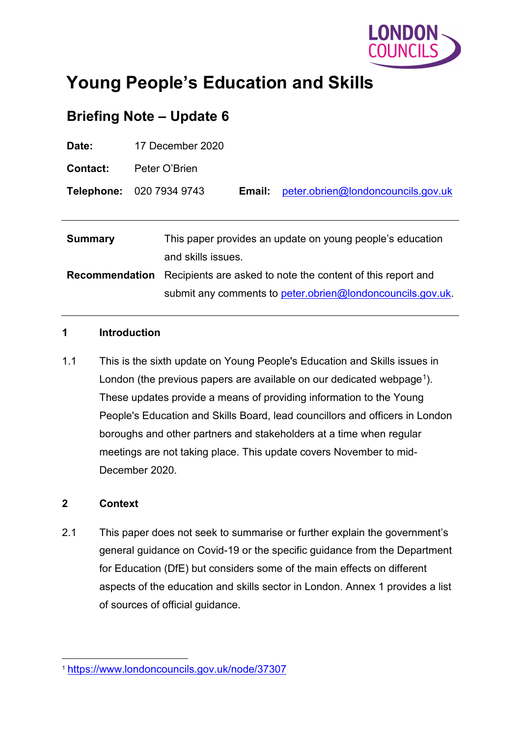# Young People's Education and Skills

## Briefing Note – Update 6

**Date:** 17 December 2020

**Contact:** Peter O'Brien

**Telephone:** 020 7934 9743 **Email:** peter.obrien@londoncouncils.gov.uk

---

| | |
|---|---|
| **Summary** | This paper provides an update on young people's education and skills issues. |
| **Recommendation** | Recipients are asked to note the content of this report and submit any comments to peter.obrien@londoncouncils.gov.uk. |

---

### 1 Introduction

1.1 This is the sixth update on Young People's Education and Skills issues in London (the previous papers are available on our dedicated webpage[1]). These updates provide a means of providing information to the Young People's Education and Skills Board, lead councillors and officers in London boroughs and other partners and stakeholders at a time when regular meetings are not taking place. This update covers November to mid-December 2020.

### 2 Context

2.1 This paper does not seek to summarise or further explain the government's general guidance on Covid-19 or the specific guidance from the Department for Education (DfE) but considers some of the main effects on different aspects of the education and skills sector in London. Annex 1 provides a list of sources of official guidance.

---

[1] https://www.londoncouncils.gov.uk/node/37307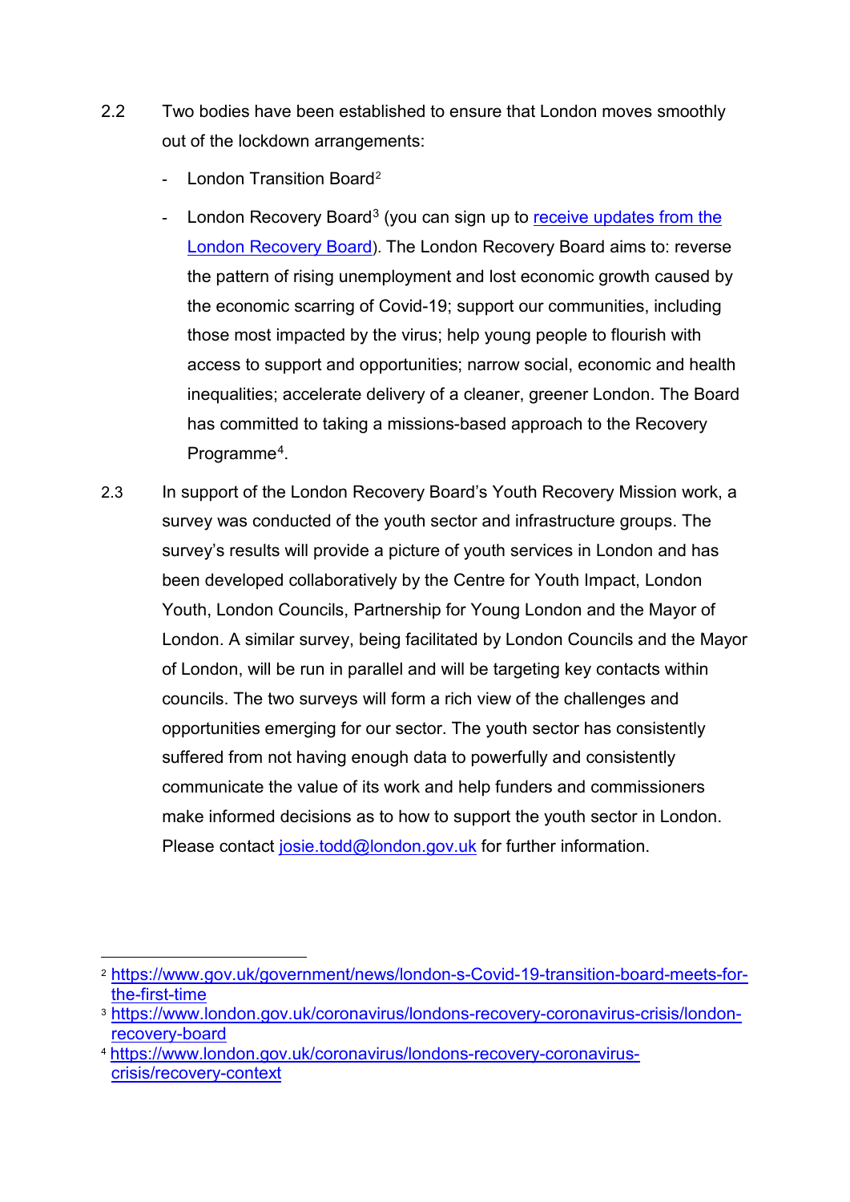2.2 Two bodies have been established to ensure that London moves smoothly out of the lockdown arrangements:

- London Transition Board[2]
- London Recovery Board[3] (you can sign up to receive updates from the London Recovery Board). The London Recovery Board aims to: reverse the pattern of rising unemployment and lost economic growth caused by the economic scarring of Covid-19; support our communities, including those most impacted by the virus; help young people to flourish with access to support and opportunities; narrow social, economic and health inequalities; accelerate delivery of a cleaner, greener London. The Board has committed to taking a missions-based approach to the Recovery Programme[4].

2.3 In support of the London Recovery Board's Youth Recovery Mission work, a survey was conducted of the youth sector and infrastructure groups. The survey's results will provide a picture of youth services in London and has been developed collaboratively by the Centre for Youth Impact, London Youth, London Councils, Partnership for Young London and the Mayor of London. A similar survey, being facilitated by London Councils and the Mayor of London, will be run in parallel and will be targeting key contacts within councils. The two surveys will form a rich view of the challenges and opportunities emerging for our sector. The youth sector has consistently suffered from not having enough data to powerfully and consistently communicate the value of its work and help funders and commissioners make informed decisions as to how to support the youth sector in London. Please contact josie.todd@london.gov.uk for further information.

---

[2] https://www.gov.uk/government/news/london-s-Covid-19-transition-board-meets-for-the-first-time

[3] https://www.london.gov.uk/coronavirus/londons-recovery-coronavirus-crisis/london-recovery-board

[4] https://www.london.gov.uk/coronavirus/londons-recovery-coronavirus-crisis/recovery-context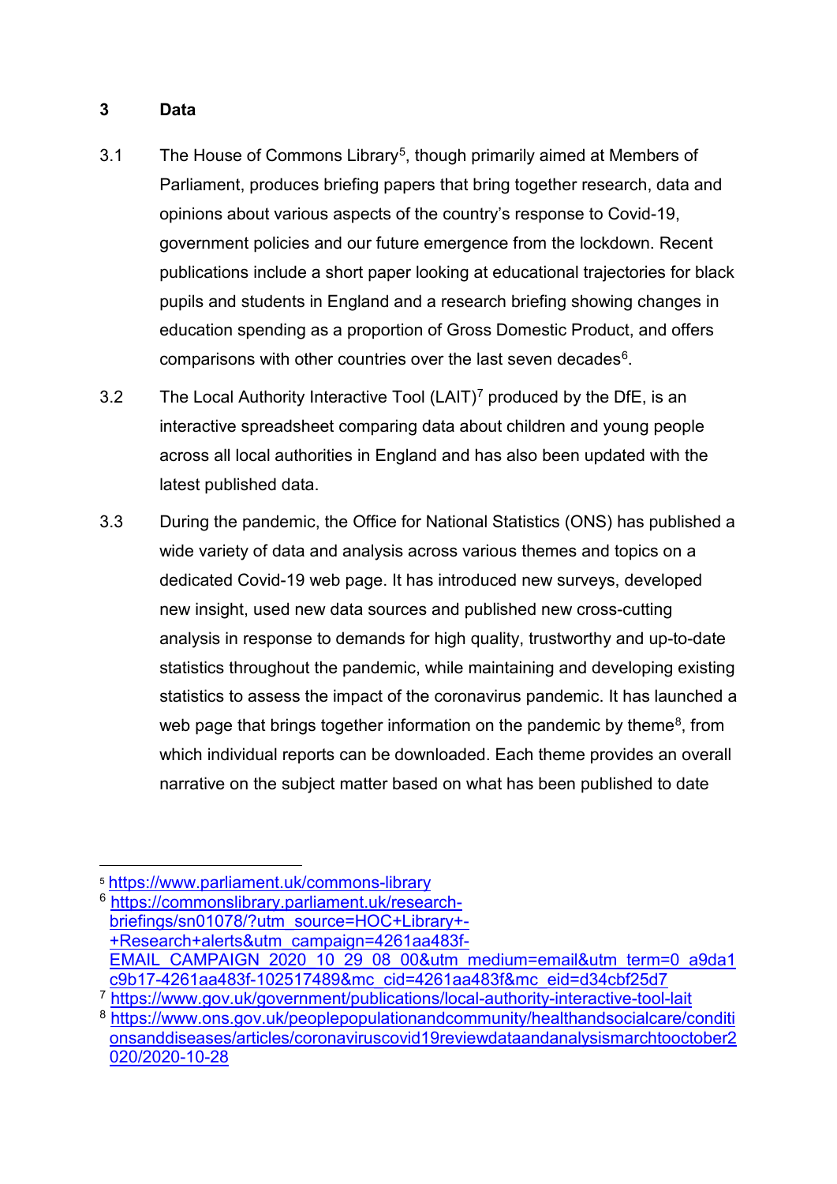## 3 Data

3.1 The House of Commons Library[5], though primarily aimed at Members of Parliament, produces briefing papers that bring together research, data and opinions about various aspects of the country's response to Covid-19, government policies and our future emergence from the lockdown. Recent publications include a short paper looking at educational trajectories for black pupils and students in England and a research briefing showing changes in education spending as a proportion of Gross Domestic Product, and offers comparisons with other countries over the last seven decades[6].

3.2 The Local Authority Interactive Tool (LAIT)[7] produced by the DfE, is an interactive spreadsheet comparing data about children and young people across all local authorities in England and has also been updated with the latest published data.

3.3 During the pandemic, the Office for National Statistics (ONS) has published a wide variety of data and analysis across various themes and topics on a dedicated Covid-19 web page. It has introduced new surveys, developed new insight, used new data sources and published new cross-cutting analysis in response to demands for high quality, trustworthy and up-to-date statistics throughout the pandemic, while maintaining and developing existing statistics to assess the impact of the coronavirus pandemic. It has launched a web page that brings together information on the pandemic by theme[8], from which individual reports can be downloaded. Each theme provides an overall narrative on the subject matter based on what has been published to date

---

[5] https://www.parliament.uk/commons-library

[6] https://commonslibrary.parliament.uk/research-briefings/sn01078/?utm_source=HOC+Library+-+Research+alerts&utm_campaign=4261aa483f-EMAIL_CAMPAIGN_2020_10_29_08_00&utm_medium=email&utm_term=0_a9da1c9b17-4261aa483f-102517489&mc_cid=4261aa483f&mc_eid=d34cbf25d7

[7] https://www.gov.uk/government/publications/local-authority-interactive-tool-lait

[8] https://www.ons.gov.uk/peoplepopulationandcommunity/healthandsocialcare/conditionsanddiseases/articles/coronaviruscovid19reviewdataandanalysismarchtooctober2020/2020-10-28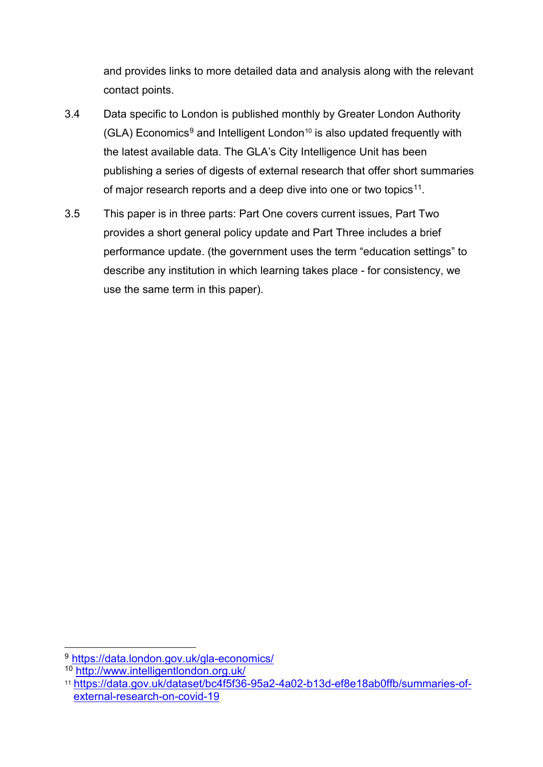and provides links to more detailed data and analysis along with the relevant contact points.

3.4 Data specific to London is published monthly by Greater London Authority (GLA) Economics[9] and Intelligent London[10] is also updated frequently with the latest available data. The GLA's City Intelligence Unit has been publishing a series of digests of external research that offer short summaries of major research reports and a deep dive into one or two topics[11].

3.5 This paper is in three parts: Part One covers current issues, Part Two provides a short general policy update and Part Three includes a brief performance update. (the government uses the term "education settings" to describe any institution in which learning takes place - for consistency, we use the same term in this paper).

---

[9] https://data.london.gov.uk/gla-economics/

[10] http://www.intelligentlondon.org.uk/

[11] https://data.gov.uk/dataset/bc4f5f36-95a2-4a02-b13d-ef8e18ab0ffb/summaries-of-external-research-on-covid-19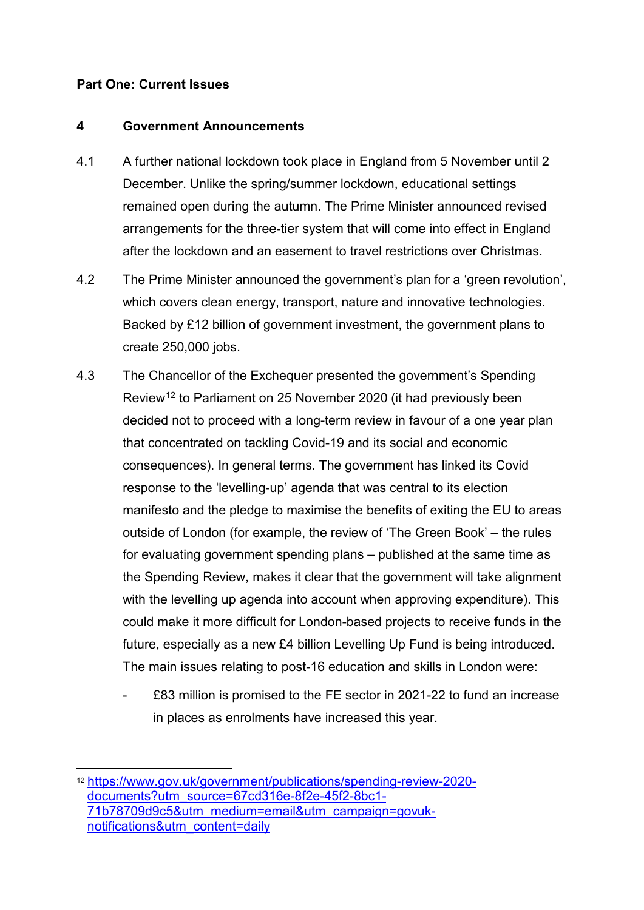**Part One: Current Issues**

## 4 Government Announcements

4.1 A further national lockdown took place in England from 5 November until 2 December. Unlike the spring/summer lockdown, educational settings remained open during the autumn. The Prime Minister announced revised arrangements for the three-tier system that will come into effect in England after the lockdown and an easement to travel restrictions over Christmas.

4.2 The Prime Minister announced the government's plan for a 'green revolution', which covers clean energy, transport, nature and innovative technologies. Backed by £12 billion of government investment, the government plans to create 250,000 jobs.

4.3 The Chancellor of the Exchequer presented the government's Spending Review[12] to Parliament on 25 November 2020 (it had previously been decided not to proceed with a long-term review in favour of a one year plan that concentrated on tackling Covid-19 and its social and economic consequences). In general terms. The government has linked its Covid response to the 'levelling-up' agenda that was central to its election manifesto and the pledge to maximise the benefits of exiting the EU to areas outside of London (for example, the review of 'The Green Book' – the rules for evaluating government spending plans – published at the same time as the Spending Review, makes it clear that the government will take alignment with the levelling up agenda into account when approving expenditure). This could make it more difficult for London-based projects to receive funds in the future, especially as a new £4 billion Levelling Up Fund is being introduced. The main issues relating to post-16 education and skills in London were:

- £83 million is promised to the FE sector in 2021-22 to fund an increase in places as enrolments have increased this year.

[12] https://www.gov.uk/government/publications/spending-review-2020-documents?utm_source=67cd316e-8f2e-45f2-8bc1-71b78709d9c5&utm_medium=email&utm_campaign=govuk-notifications&utm_content=daily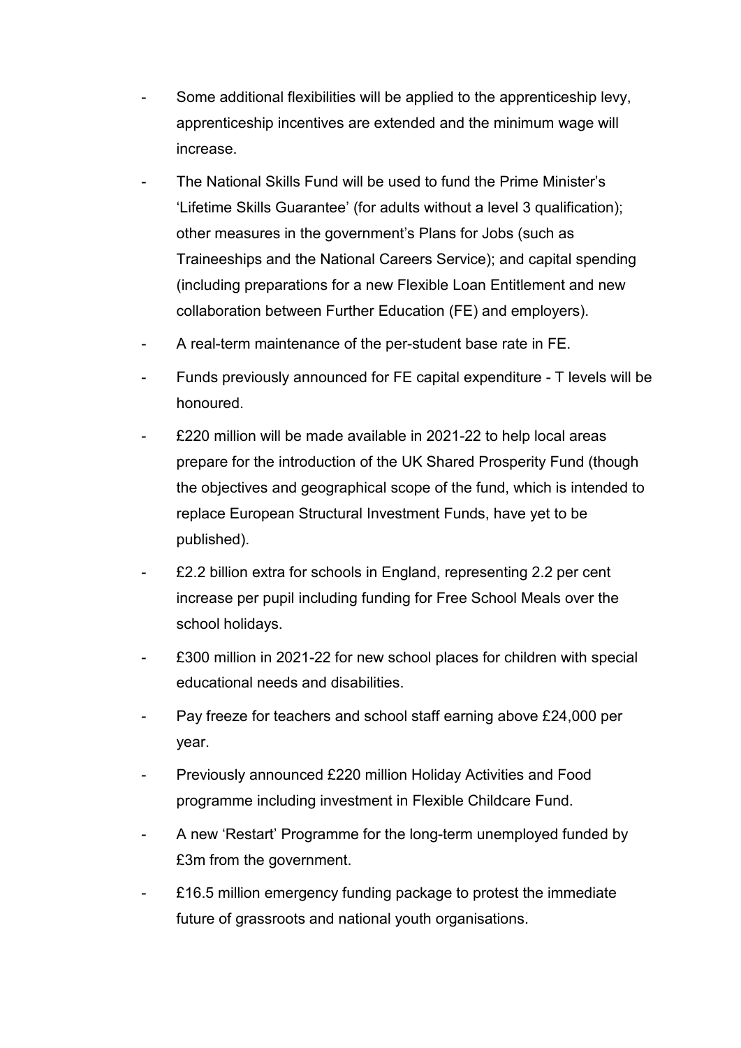- Some additional flexibilities will be applied to the apprenticeship levy, apprenticeship incentives are extended and the minimum wage will increase.
- The National Skills Fund will be used to fund the Prime Minister's 'Lifetime Skills Guarantee' (for adults without a level 3 qualification); other measures in the government's Plans for Jobs (such as Traineeships and the National Careers Service); and capital spending (including preparations for a new Flexible Loan Entitlement and new collaboration between Further Education (FE) and employers).
- A real-term maintenance of the per-student base rate in FE.
- Funds previously announced for FE capital expenditure - T levels will be honoured.
- £220 million will be made available in 2021-22 to help local areas prepare for the introduction of the UK Shared Prosperity Fund (though the objectives and geographical scope of the fund, which is intended to replace European Structural Investment Funds, have yet to be published).
- £2.2 billion extra for schools in England, representing 2.2 per cent increase per pupil including funding for Free School Meals over the school holidays.
- £300 million in 2021-22 for new school places for children with special educational needs and disabilities.
- Pay freeze for teachers and school staff earning above £24,000 per year.
- Previously announced £220 million Holiday Activities and Food programme including investment in Flexible Childcare Fund.
- A new 'Restart' Programme for the long-term unemployed funded by £3m from the government.
- £16.5 million emergency funding package to protest the immediate future of grassroots and national youth organisations.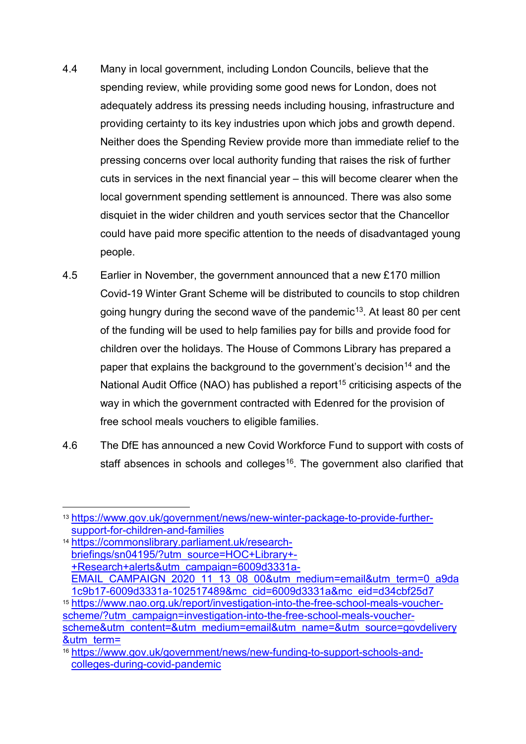4.4 Many in local government, including London Councils, believe that the spending review, while providing some good news for London, does not adequately address its pressing needs including housing, infrastructure and providing certainty to its key industries upon which jobs and growth depend. Neither does the Spending Review provide more than immediate relief to the pressing concerns over local authority funding that raises the risk of further cuts in services in the next financial year – this will become clearer when the local government spending settlement is announced. There was also some disquiet in the wider children and youth services sector that the Chancellor could have paid more specific attention to the needs of disadvantaged young people.

4.5 Earlier in November, the government announced that a new £170 million Covid-19 Winter Grant Scheme will be distributed to councils to stop children going hungry during the second wave of the pandemic[13]. At least 80 per cent of the funding will be used to help families pay for bills and provide food for children over the holidays. The House of Commons Library has prepared a paper that explains the background to the government's decision[14] and the National Audit Office (NAO) has published a report[15] criticising aspects of the way in which the government contracted with Edenred for the provision of free school meals vouchers to eligible families.

4.6 The DfE has announced a new Covid Workforce Fund to support with costs of staff absences in schools and colleges[16]. The government also clarified that

---

[13] https://www.gov.uk/government/news/new-winter-package-to-provide-further-support-for-children-and-families

[14] https://commonslibrary.parliament.uk/research-briefings/sn04195/?utm_source=HOC+Library+-+Research+alerts&utm_campaign=6009d3331a-EMAIL_CAMPAIGN_2020_11_13_08_00&utm_medium=email&utm_term=0_a9da1c9b17-6009d3331a-102517489&mc_cid=6009d3331a&mc_eid=d34cbf25d7

[15] https://www.nao.org.uk/report/investigation-into-the-free-school-meals-voucher-scheme/?utm_campaign=investigation-into-the-free-school-meals-voucher-scheme&utm_content=&utm_medium=email&utm_name=&utm_source=govdelivery&utm_term=

[16] https://www.gov.uk/government/news/new-funding-to-support-schools-and-colleges-during-covid-pandemic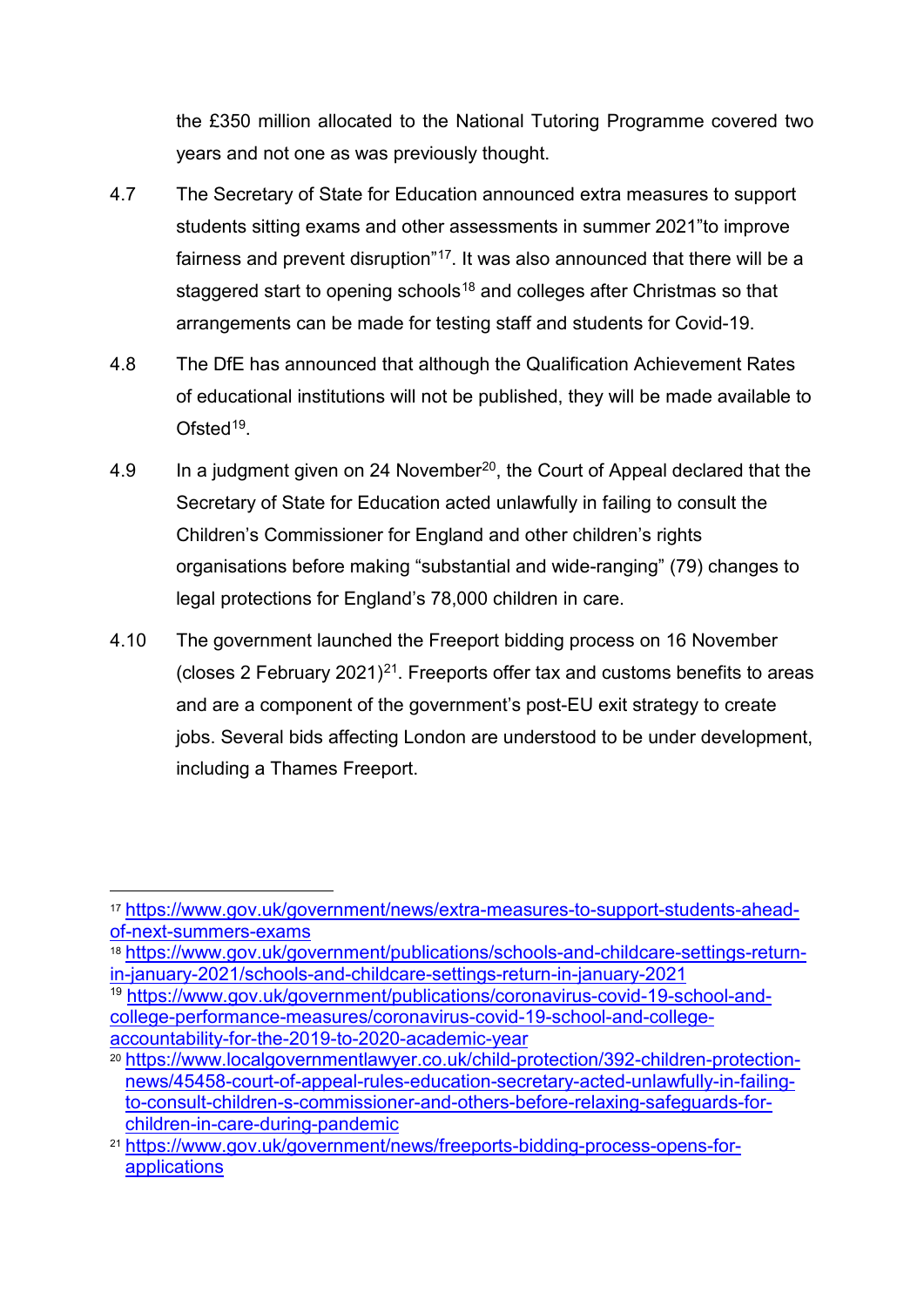the £350 million allocated to the National Tutoring Programme covered two years and not one as was previously thought.

4.7 The Secretary of State for Education announced extra measures to support students sitting exams and other assessments in summer 2021"to improve fairness and prevent disruption"[17]. It was also announced that there will be a staggered start to opening schools[18] and colleges after Christmas so that arrangements can be made for testing staff and students for Covid-19.

4.8 The DfE has announced that although the Qualification Achievement Rates of educational institutions will not be published, they will be made available to Ofsted[19].

4.9 In a judgment given on 24 November[20], the Court of Appeal declared that the Secretary of State for Education acted unlawfully in failing to consult the Children's Commissioner for England and other children's rights organisations before making "substantial and wide-ranging" (79) changes to legal protections for England's 78,000 children in care.

4.10 The government launched the Freeport bidding process on 16 November (closes 2 February 2021)[21]. Freeports offer tax and customs benefits to areas and are a component of the government's post-EU exit strategy to create jobs. Several bids affecting London are understood to be under development, including a Thames Freeport.

---

[17] https://www.gov.uk/government/news/extra-measures-to-support-students-ahead-of-next-summers-exams

[18] https://www.gov.uk/government/publications/schools-and-childcare-settings-return-in-january-2021/schools-and-childcare-settings-return-in-january-2021

[19] https://www.gov.uk/government/publications/coronavirus-covid-19-school-and-college-performance-measures/coronavirus-covid-19-school-and-college-accountability-for-the-2019-to-2020-academic-year

[20] https://www.localgovernmentlawyer.co.uk/child-protection/392-children-protection-news/45458-court-of-appeal-rules-education-secretary-acted-unlawfully-in-failing-to-consult-children-s-commissioner-and-others-before-relaxing-safeguards-for-children-in-care-during-pandemic

[21] https://www.gov.uk/government/news/freeports-bidding-process-opens-for-applications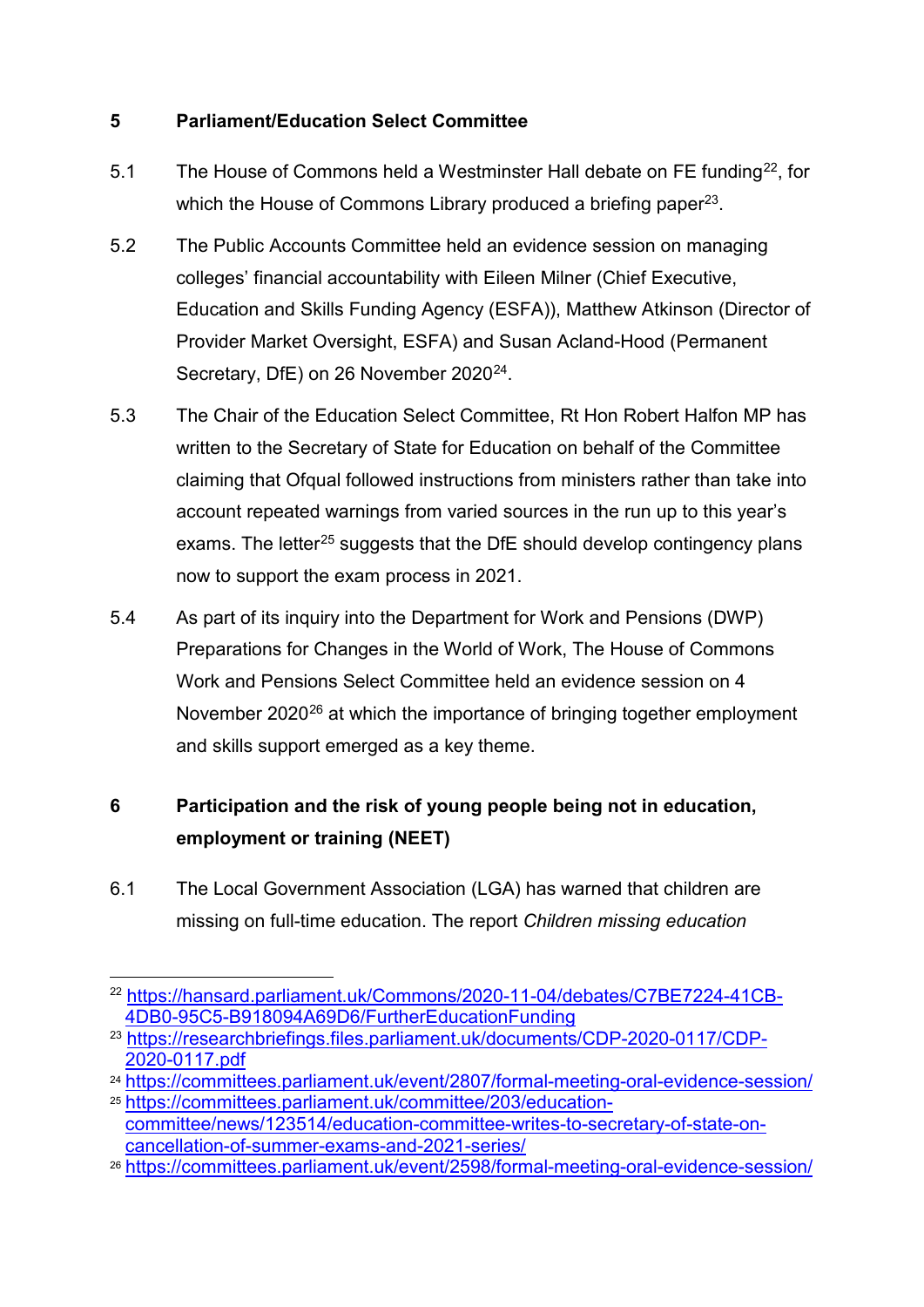## 5 Parliament/Education Select Committee

5.1 The House of Commons held a Westminster Hall debate on FE funding[22], for which the House of Commons Library produced a briefing paper[23].

5.2 The Public Accounts Committee held an evidence session on managing colleges' financial accountability with Eileen Milner (Chief Executive, Education and Skills Funding Agency (ESFA)), Matthew Atkinson (Director of Provider Market Oversight, ESFA) and Susan Acland-Hood (Permanent Secretary, DfE) on 26 November 2020[24].

5.3 The Chair of the Education Select Committee, Rt Hon Robert Halfon MP has written to the Secretary of State for Education on behalf of the Committee claiming that Ofqual followed instructions from ministers rather than take into account repeated warnings from varied sources in the run up to this year's exams. The letter[25] suggests that the DfE should develop contingency plans now to support the exam process in 2021.

5.4 As part of its inquiry into the Department for Work and Pensions (DWP) Preparations for Changes in the World of Work, The House of Commons Work and Pensions Select Committee held an evidence session on 4 November 2020[26] at which the importance of bringing together employment and skills support emerged as a key theme.

## 6 Participation and the risk of young people being not in education, employment or training (NEET)

6.1 The Local Government Association (LGA) has warned that children are missing on full-time education. The report *Children missing education*

---

[22] https://hansard.parliament.uk/Commons/2020-11-04/debates/C7BE7224-41CB-4DB0-95C5-B918094A69D6/FurtherEducationFunding

[23] https://researchbriefings.files.parliament.uk/documents/CDP-2020-0117/CDP-2020-0117.pdf

[24] https://committees.parliament.uk/event/2807/formal-meeting-oral-evidence-session/

[25] https://committees.parliament.uk/committee/203/education-committee/news/123514/education-committee-writes-to-secretary-of-state-on-cancellation-of-summer-exams-and-2021-series/

[26] https://committees.parliament.uk/event/2598/formal-meeting-oral-evidence-session/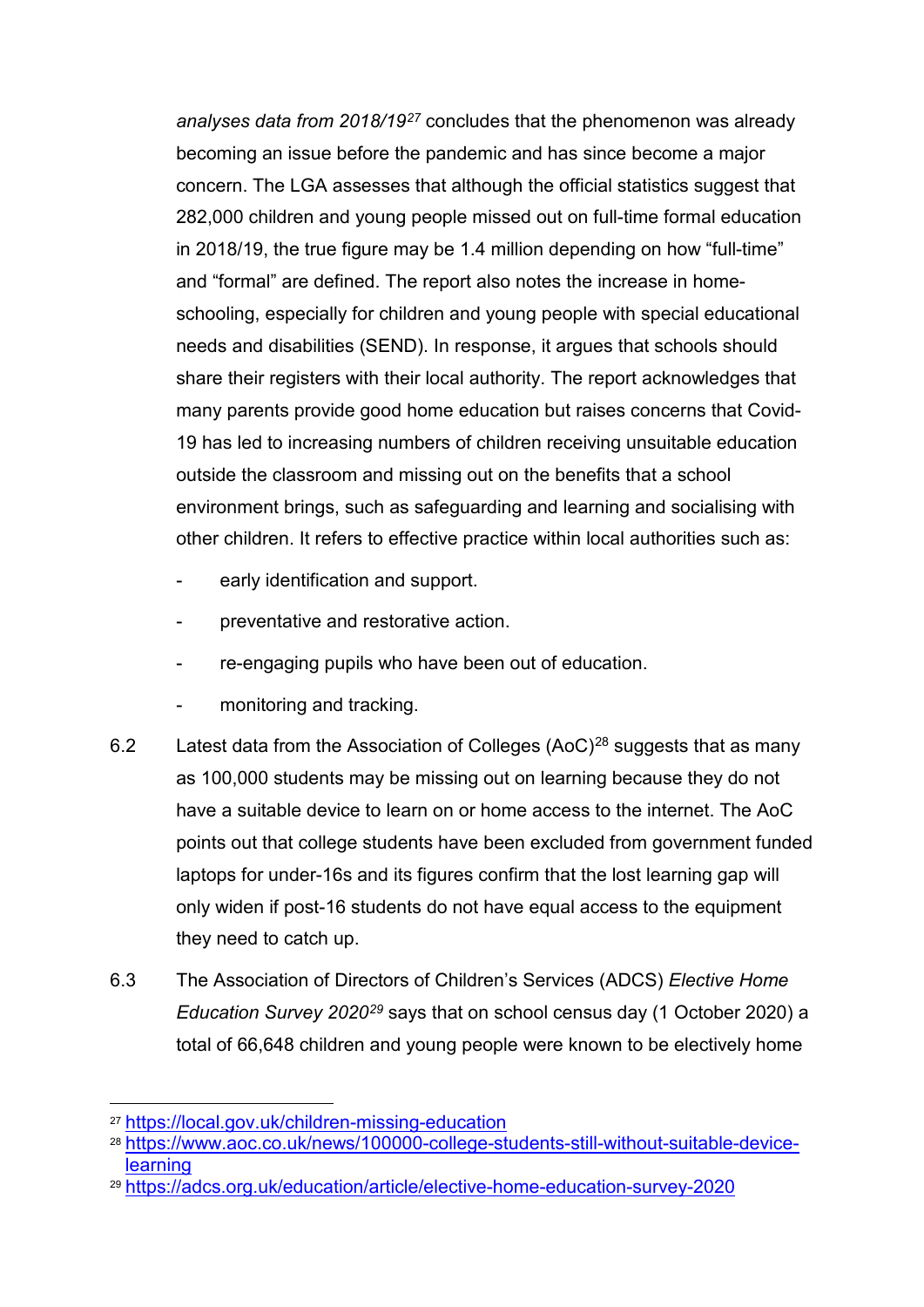*analyses data from 2018/19*[27] concludes that the phenomenon was already becoming an issue before the pandemic and has since become a major concern. The LGA assesses that although the official statistics suggest that 282,000 children and young people missed out on full-time formal education in 2018/19, the true figure may be 1.4 million depending on how "full-time" and "formal" are defined. The report also notes the increase in home-schooling, especially for children and young people with special educational needs and disabilities (SEND). In response, it argues that schools should share their registers with their local authority. The report acknowledges that many parents provide good home education but raises concerns that Covid-19 has led to increasing numbers of children receiving unsuitable education outside the classroom and missing out on the benefits that a school environment brings, such as safeguarding and learning and socialising with other children. It refers to effective practice within local authorities such as:

- early identification and support.
- preventative and restorative action.
- re-engaging pupils who have been out of education.
- monitoring and tracking.

6.2 Latest data from the Association of Colleges (AoC)[28] suggests that as many as 100,000 students may be missing out on learning because they do not have a suitable device to learn on or home access to the internet. The AoC points out that college students have been excluded from government funded laptops for under-16s and its figures confirm that the lost learning gap will only widen if post-16 students do not have equal access to the equipment they need to catch up.

6.3 The Association of Directors of Children's Services (ADCS) *Elective Home Education Survey 2020*[29] says that on school census day (1 October 2020) a total of 66,648 children and young people were known to be electively home

---

[27] https://local.gov.uk/children-missing-education

[28] https://www.aoc.co.uk/news/100000-college-students-still-without-suitable-device-learning

[29] https://adcs.org.uk/education/article/elective-home-education-survey-2020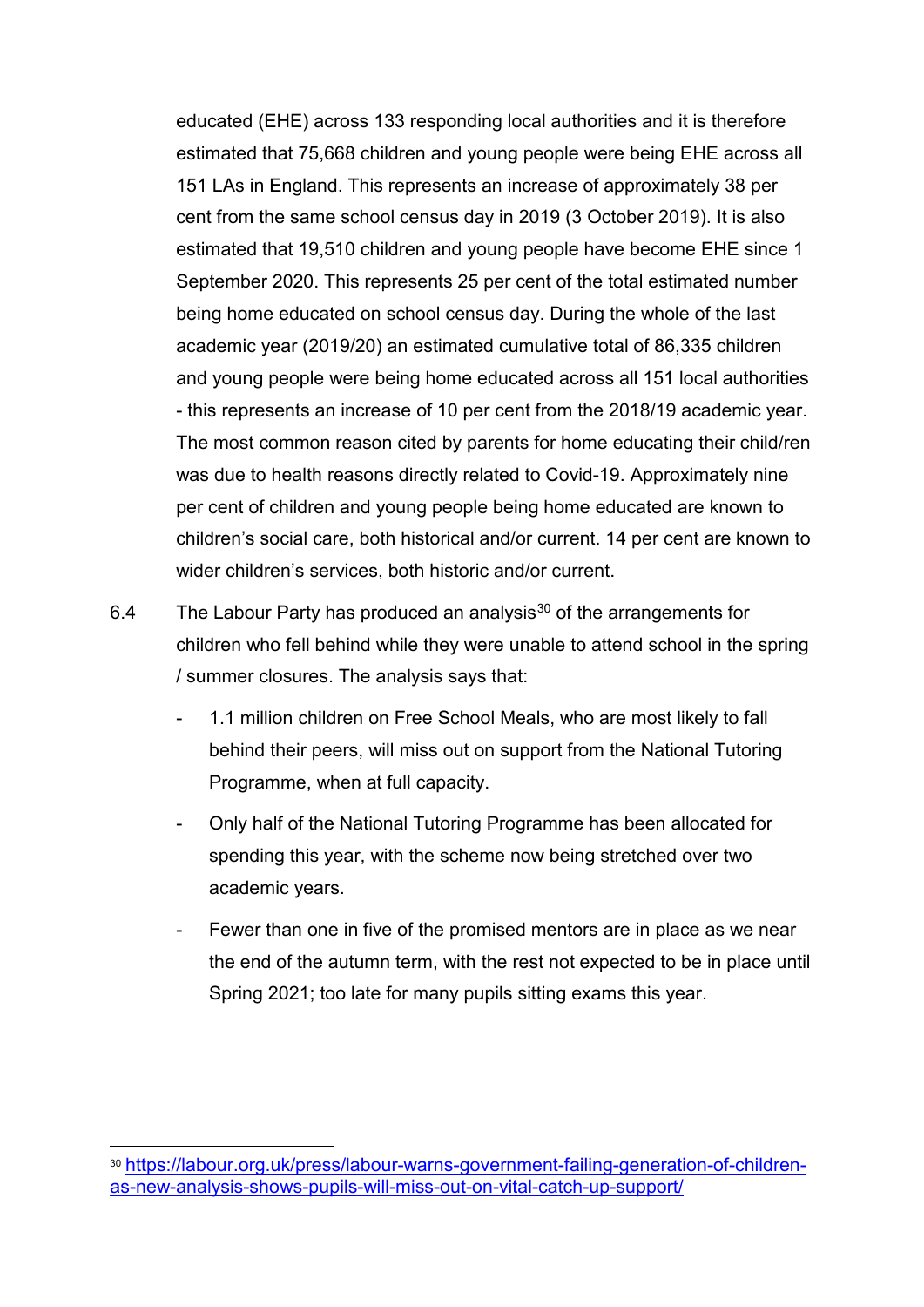educated (EHE) across 133 responding local authorities and it is therefore estimated that 75,668 children and young people were being EHE across all 151 LAs in England. This represents an increase of approximately 38 per cent from the same school census day in 2019 (3 October 2019). It is also estimated that 19,510 children and young people have become EHE since 1 September 2020. This represents 25 per cent of the total estimated number being home educated on school census day. During the whole of the last academic year (2019/20) an estimated cumulative total of 86,335 children and young people were being home educated across all 151 local authorities - this represents an increase of 10 per cent from the 2018/19 academic year. The most common reason cited by parents for home educating their child/ren was due to health reasons directly related to Covid-19. Approximately nine per cent of children and young people being home educated are known to children's social care, both historical and/or current. 14 per cent are known to wider children's services, both historic and/or current.

6.4 The Labour Party has produced an analysis[30] of the arrangements for children who fell behind while they were unable to attend school in the spring / summer closures. The analysis says that:

- 1.1 million children on Free School Meals, who are most likely to fall behind their peers, will miss out on support from the National Tutoring Programme, when at full capacity.
- Only half of the National Tutoring Programme has been allocated for spending this year, with the scheme now being stretched over two academic years.
- Fewer than one in five of the promised mentors are in place as we near the end of the autumn term, with the rest not expected to be in place until Spring 2021; too late for many pupils sitting exams this year.

[30] https://labour.org.uk/press/labour-warns-government-failing-generation-of-children-as-new-analysis-shows-pupils-will-miss-out-on-vital-catch-up-support/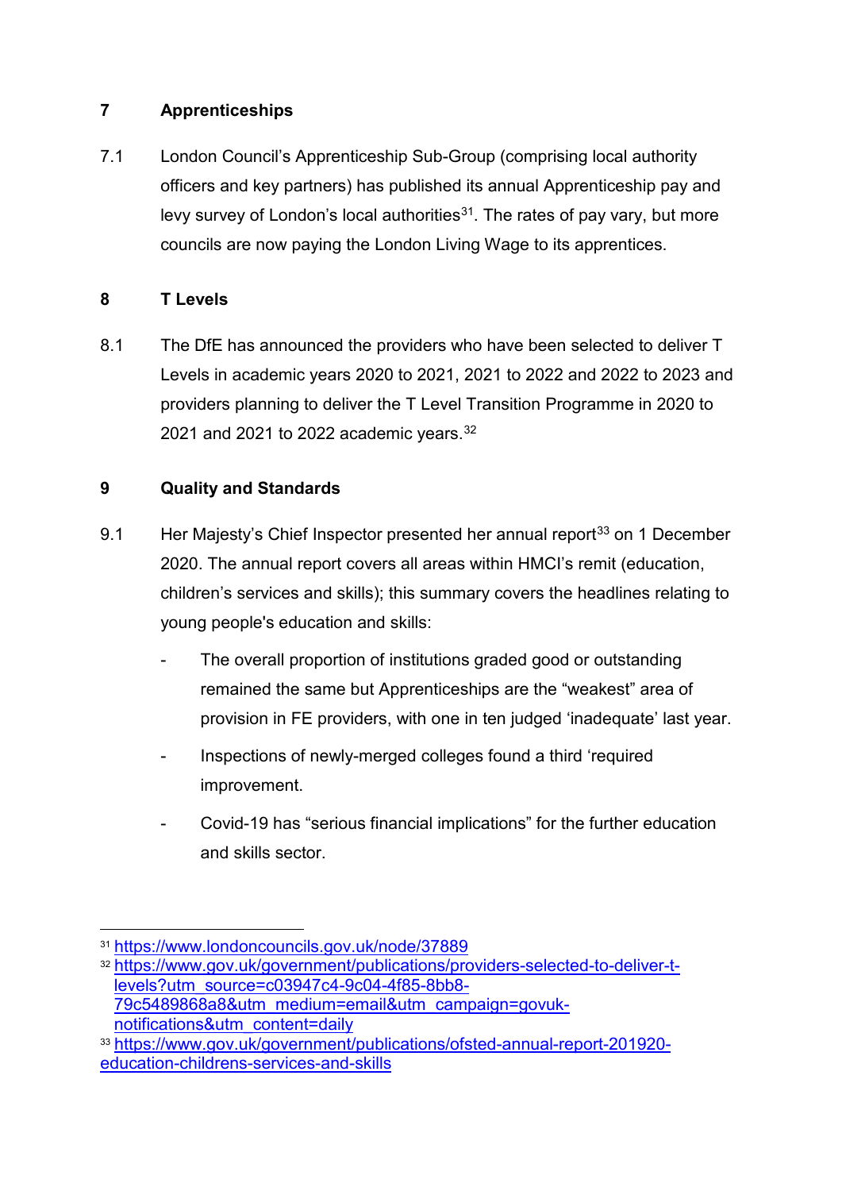## 7 Apprenticeships

7.1 London Council's Apprenticeship Sub-Group (comprising local authority officers and key partners) has published its annual Apprenticeship pay and levy survey of London's local authorities[31]. The rates of pay vary, but more councils are now paying the London Living Wage to its apprentices.

## 8 T Levels

8.1 The DfE has announced the providers who have been selected to deliver T Levels in academic years 2020 to 2021, 2021 to 2022 and 2022 to 2023 and providers planning to deliver the T Level Transition Programme in 2020 to 2021 and 2021 to 2022 academic years.[32]

## 9 Quality and Standards

9.1 Her Majesty's Chief Inspector presented her annual report[33] on 1 December 2020. The annual report covers all areas within HMCI's remit (education, children's services and skills); this summary covers the headlines relating to young people's education and skills:

- The overall proportion of institutions graded good or outstanding remained the same but Apprenticeships are the "weakest" area of provision in FE providers, with one in ten judged 'inadequate' last year.
- Inspections of newly-merged colleges found a third 'required improvement.
- Covid-19 has "serious financial implications" for the further education and skills sector.

---

[31] https://www.londoncouncils.gov.uk/node/37889

[32] https://www.gov.uk/government/publications/providers-selected-to-deliver-t-levels?utm_source=c03947c4-9c04-4f85-8bb8-79c5489868a8&utm_medium=email&utm_campaign=govuk-notifications&utm_content=daily

[33] https://www.gov.uk/government/publications/ofsted-annual-report-201920-education-childrens-services-and-skills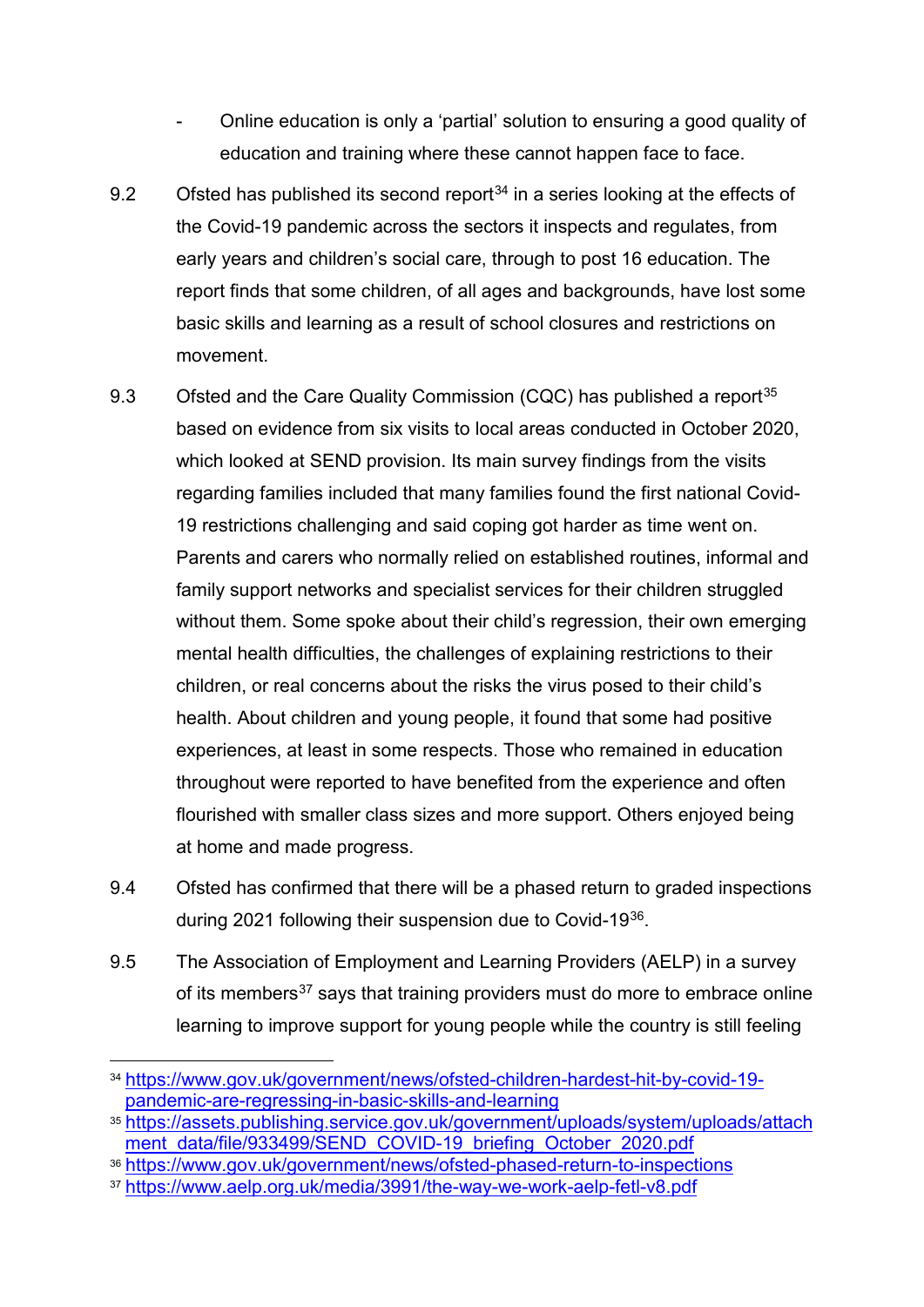- Online education is only a ‘partial’ solution to ensuring a good quality of education and training where these cannot happen face to face.

9.2 Ofsted has published its second report[34] in a series looking at the effects of the Covid-19 pandemic across the sectors it inspects and regulates, from early years and children’s social care, through to post 16 education. The report finds that some children, of all ages and backgrounds, have lost some basic skills and learning as a result of school closures and restrictions on movement.

9.3 Ofsted and the Care Quality Commission (CQC) has published a report[35] based on evidence from six visits to local areas conducted in October 2020, which looked at SEND provision. Its main survey findings from the visits regarding families included that many families found the first national Covid-19 restrictions challenging and said coping got harder as time went on. Parents and carers who normally relied on established routines, informal and family support networks and specialist services for their children struggled without them. Some spoke about their child’s regression, their own emerging mental health difficulties, the challenges of explaining restrictions to their children, or real concerns about the risks the virus posed to their child’s health. About children and young people, it found that some had positive experiences, at least in some respects. Those who remained in education throughout were reported to have benefited from the experience and often flourished with smaller class sizes and more support. Others enjoyed being at home and made progress.

9.4 Ofsted has confirmed that there will be a phased return to graded inspections during 2021 following their suspension due to Covid-19[36].

9.5 The Association of Employment and Learning Providers (AELP) in a survey of its members[37] says that training providers must do more to embrace online learning to improve support for young people while the country is still feeling

---

[34] https://www.gov.uk/government/news/ofsted-children-hardest-hit-by-covid-19-pandemic-are-regressing-in-basic-skills-and-learning

[35] https://assets.publishing.service.gov.uk/government/uploads/system/uploads/attachment_data/file/933499/SEND_COVID-19_briefing_October_2020.pdf

[36] https://www.gov.uk/government/news/ofsted-phased-return-to-inspections

[37] https://www.aelp.org.uk/media/3991/the-way-we-work-aelp-fetl-v8.pdf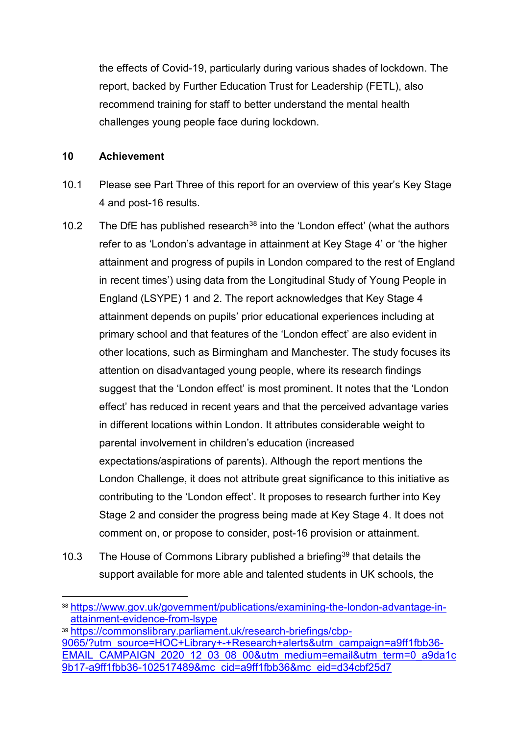the effects of Covid-19, particularly during various shades of lockdown. The report, backed by Further Education Trust for Leadership (FETL), also recommend training for staff to better understand the mental health challenges young people face during lockdown.

## 10 Achievement

10.1 Please see Part Three of this report for an overview of this year's Key Stage 4 and post-16 results.

10.2 The DfE has published research[38] into the 'London effect' (what the authors refer to as 'London's advantage in attainment at Key Stage 4' or 'the higher attainment and progress of pupils in London compared to the rest of England in recent times') using data from the Longitudinal Study of Young People in England (LSYPE) 1 and 2. The report acknowledges that Key Stage 4 attainment depends on pupils' prior educational experiences including at primary school and that features of the 'London effect' are also evident in other locations, such as Birmingham and Manchester. The study focuses its attention on disadvantaged young people, where its research findings suggest that the 'London effect' is most prominent. It notes that the 'London effect' has reduced in recent years and that the perceived advantage varies in different locations within London. It attributes considerable weight to parental involvement in children's education (increased expectations/aspirations of parents). Although the report mentions the London Challenge, it does not attribute great significance to this initiative as contributing to the 'London effect'. It proposes to research further into Key Stage 2 and consider the progress being made at Key Stage 4. It does not comment on, or propose to consider, post-16 provision or attainment.

10.3 The House of Commons Library published a briefing[39] that details the support available for more able and talented students in UK schools, the

---

[38] https://www.gov.uk/government/publications/examining-the-london-advantage-in-attainment-evidence-from-lsype

[39] https://commonslibrary.parliament.uk/research-briefings/cbp-9065/?utm_source=HOC+Library+-+Research+alerts&utm_campaign=a9ff1fbb36-EMAIL_CAMPAIGN_2020_12_03_08_00&utm_medium=email&utm_term=0_a9da1c9b17-a9ff1fbb36-102517489&mc_cid=a9ff1fbb36&mc_eid=d34cbf25d7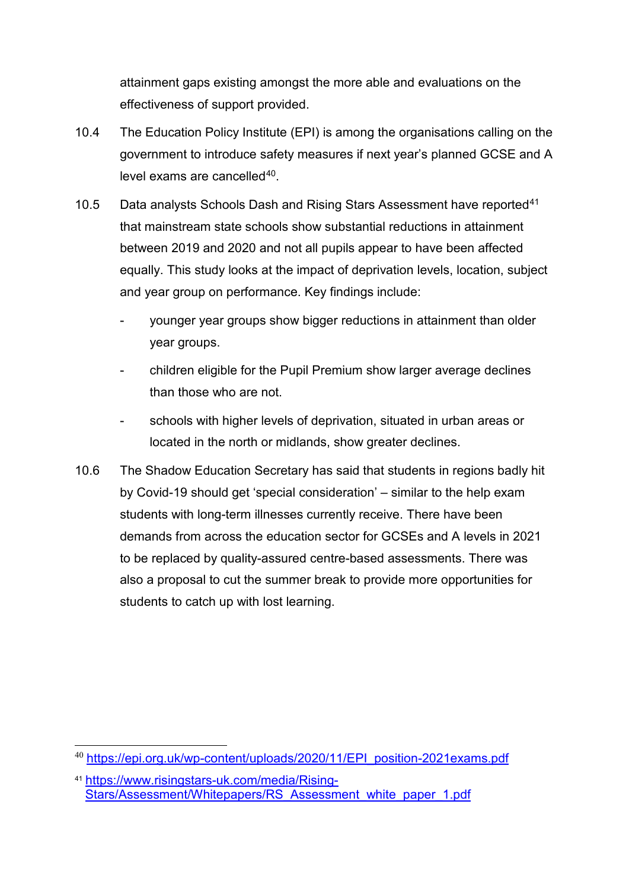attainment gaps existing amongst the more able and evaluations on the effectiveness of support provided.

10.4 The Education Policy Institute (EPI) is among the organisations calling on the government to introduce safety measures if next year's planned GCSE and A level exams are cancelled[40].

10.5 Data analysts Schools Dash and Rising Stars Assessment have reported[41] that mainstream state schools show substantial reductions in attainment between 2019 and 2020 and not all pupils appear to have been affected equally. This study looks at the impact of deprivation levels, location, subject and year group on performance. Key findings include:

- younger year groups show bigger reductions in attainment than older year groups.
- children eligible for the Pupil Premium show larger average declines than those who are not.
- schools with higher levels of deprivation, situated in urban areas or located in the north or midlands, show greater declines.

10.6 The Shadow Education Secretary has said that students in regions badly hit by Covid-19 should get 'special consideration' – similar to the help exam students with long-term illnesses currently receive. There have been demands from across the education sector for GCSEs and A levels in 2021 to be replaced by quality-assured centre-based assessments. There was also a proposal to cut the summer break to provide more opportunities for students to catch up with lost learning.

---

[40] https://epi.org.uk/wp-content/uploads/2020/11/EPI_position-2021exams.pdf

[41] https://www.risingstars-uk.com/media/Rising-Stars/Assessment/Whitepapers/RS_Assessment_white_paper_1.pdf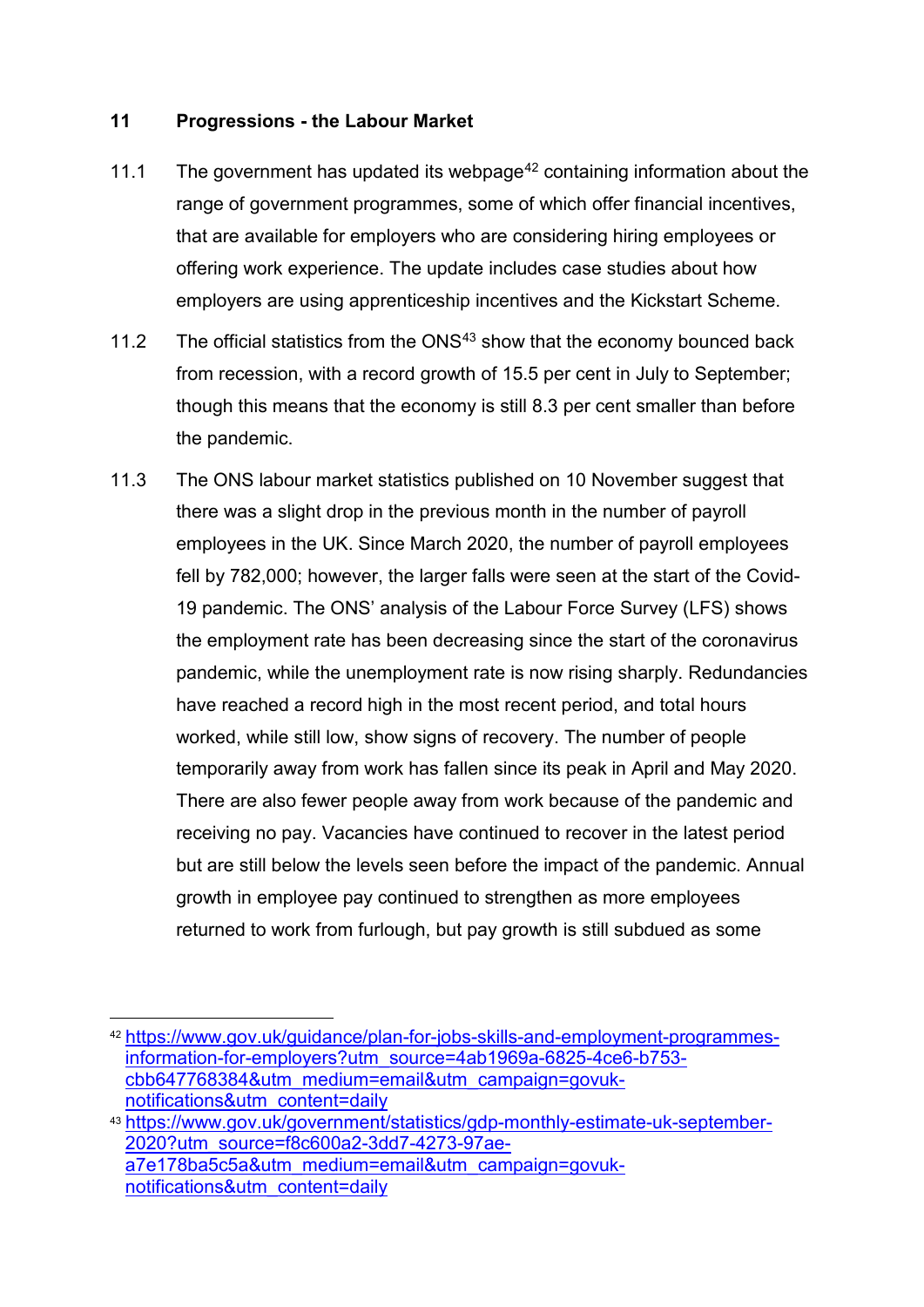## 11 Progressions - the Labour Market

11.1 The government has updated its webpage[42] containing information about the range of government programmes, some of which offer financial incentives, that are available for employers who are considering hiring employees or offering work experience. The update includes case studies about how employers are using apprenticeship incentives and the Kickstart Scheme.

11.2 The official statistics from the ONS[43] show that the economy bounced back from recession, with a record growth of 15.5 per cent in July to September; though this means that the economy is still 8.3 per cent smaller than before the pandemic.

11.3 The ONS labour market statistics published on 10 November suggest that there was a slight drop in the previous month in the number of payroll employees in the UK. Since March 2020, the number of payroll employees fell by 782,000; however, the larger falls were seen at the start of the Covid-19 pandemic. The ONS' analysis of the Labour Force Survey (LFS) shows the employment rate has been decreasing since the start of the coronavirus pandemic, while the unemployment rate is now rising sharply. Redundancies have reached a record high in the most recent period, and total hours worked, while still low, show signs of recovery. The number of people temporarily away from work has fallen since its peak in April and May 2020. There are also fewer people away from work because of the pandemic and receiving no pay. Vacancies have continued to recover in the latest period but are still below the levels seen before the impact of the pandemic. Annual growth in employee pay continued to strengthen as more employees returned to work from furlough, but pay growth is still subdued as some

---

[42] https://www.gov.uk/guidance/plan-for-jobs-skills-and-employment-programmes-information-for-employers?utm_source=4ab1969a-6825-4ce6-b753-cbb647768384&utm_medium=email&utm_campaign=govuk-notifications&utm_content=daily

[43] https://www.gov.uk/government/statistics/gdp-monthly-estimate-uk-september-2020?utm_source=f8c600a2-3dd7-4273-97ae-a7e178ba5c5a&utm_medium=email&utm_campaign=govuk-notifications&utm_content=daily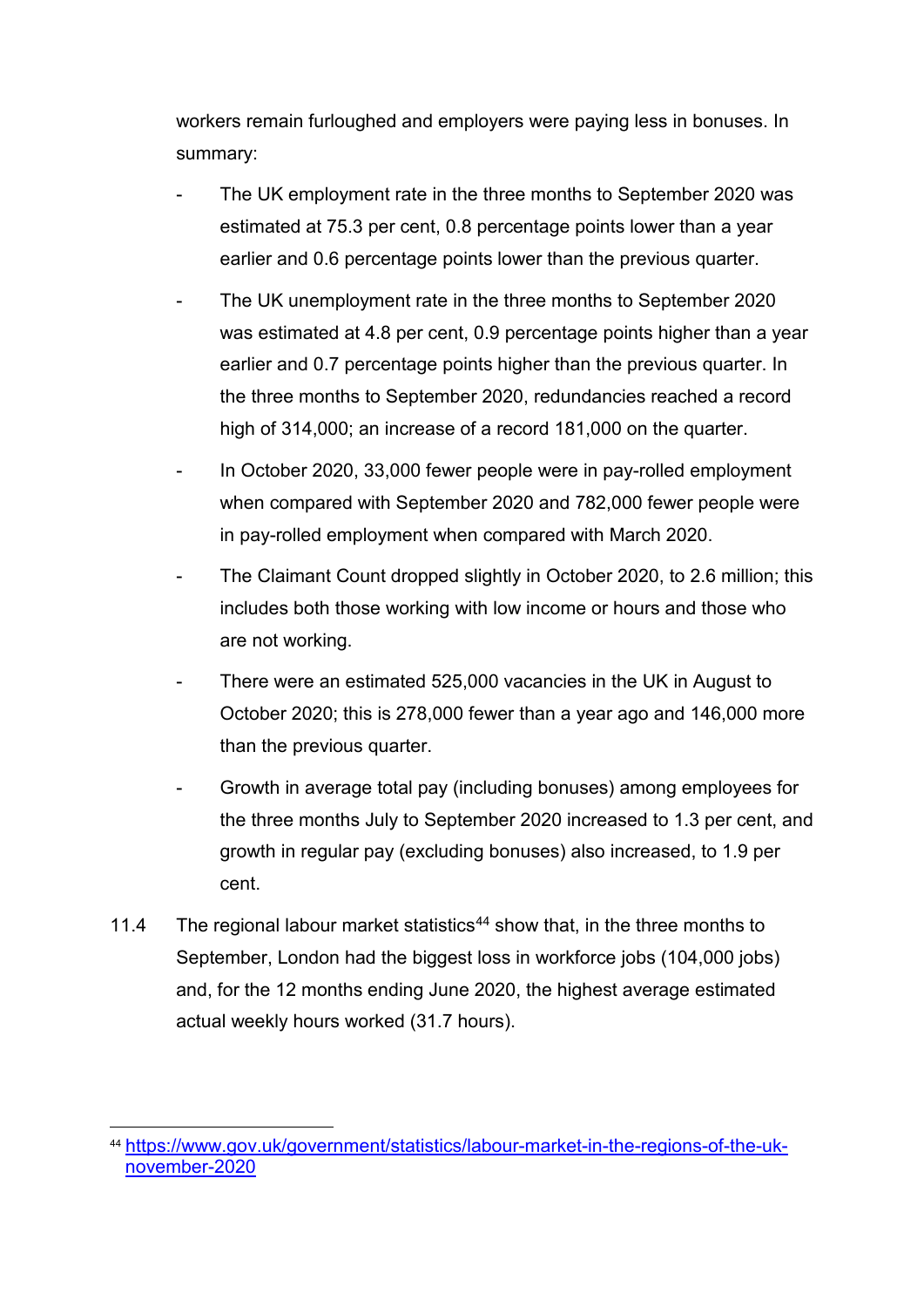workers remain furloughed and employers were paying less in bonuses. In summary:

- The UK employment rate in the three months to September 2020 was estimated at 75.3 per cent, 0.8 percentage points lower than a year earlier and 0.6 percentage points lower than the previous quarter.
- The UK unemployment rate in the three months to September 2020 was estimated at 4.8 per cent, 0.9 percentage points higher than a year earlier and 0.7 percentage points higher than the previous quarter. In the three months to September 2020, redundancies reached a record high of 314,000; an increase of a record 181,000 on the quarter.
- In October 2020, 33,000 fewer people were in pay-rolled employment when compared with September 2020 and 782,000 fewer people were in pay-rolled employment when compared with March 2020.
- The Claimant Count dropped slightly in October 2020, to 2.6 million; this includes both those working with low income or hours and those who are not working.
- There were an estimated 525,000 vacancies in the UK in August to October 2020; this is 278,000 fewer than a year ago and 146,000 more than the previous quarter.
- Growth in average total pay (including bonuses) among employees for the three months July to September 2020 increased to 1.3 per cent, and growth in regular pay (excluding bonuses) also increased, to 1.9 per cent.

11.4 The regional labour market statistics[44] show that, in the three months to September, London had the biggest loss in workforce jobs (104,000 jobs) and, for the 12 months ending June 2020, the highest average estimated actual weekly hours worked (31.7 hours).

[44] https://www.gov.uk/government/statistics/labour-market-in-the-regions-of-the-uk-november-2020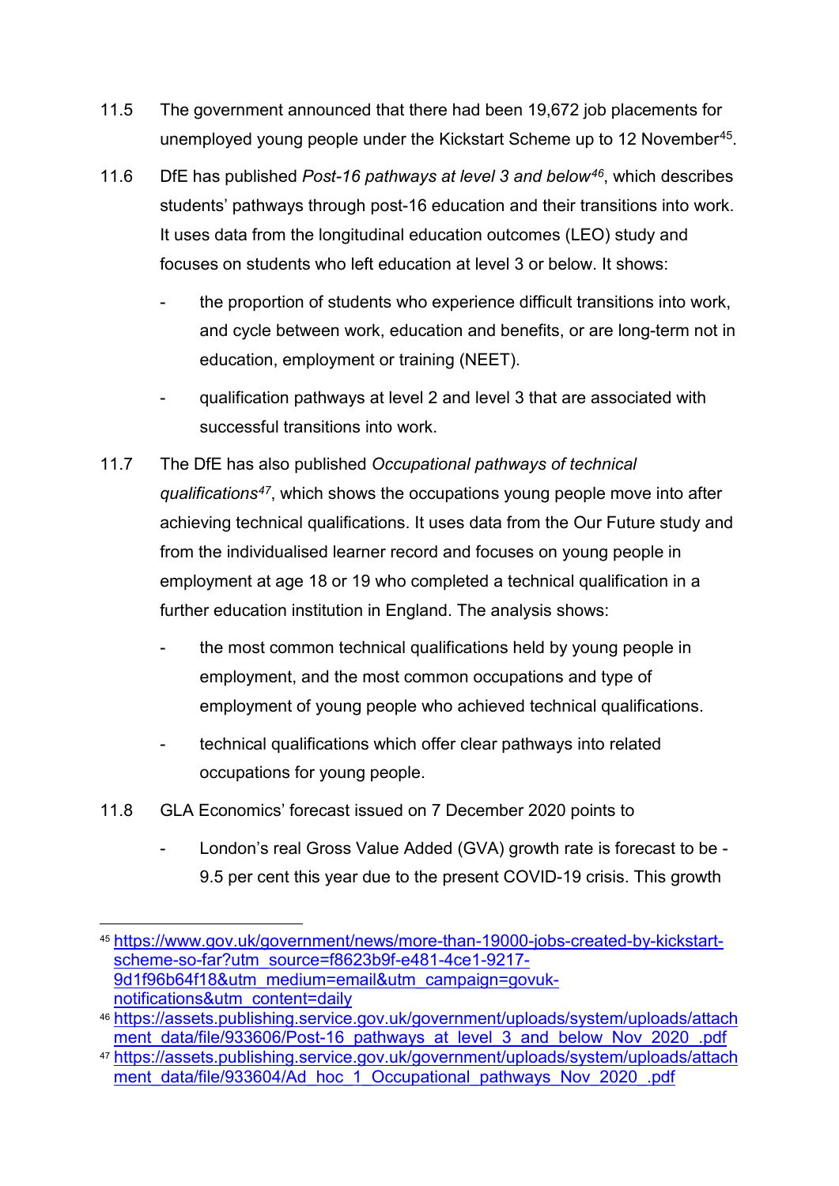11.5 The government announced that there had been 19,672 job placements for unemployed young people under the Kickstart Scheme up to 12 November[45].

11.6 DfE has published *Post-16 pathways at level 3 and below*[46], which describes students' pathways through post-16 education and their transitions into work. It uses data from the longitudinal education outcomes (LEO) study and focuses on students who left education at level 3 or below. It shows:

- the proportion of students who experience difficult transitions into work, and cycle between work, education and benefits, or are long-term not in education, employment or training (NEET).
- qualification pathways at level 2 and level 3 that are associated with successful transitions into work.

11.7 The DfE has also published *Occupational pathways of technical qualifications*[47], which shows the occupations young people move into after achieving technical qualifications. It uses data from the Our Future study and from the individualised learner record and focuses on young people in employment at age 18 or 19 who completed a technical qualification in a further education institution in England. The analysis shows:

- the most common technical qualifications held by young people in employment, and the most common occupations and type of employment of young people who achieved technical qualifications.
- technical qualifications which offer clear pathways into related occupations for young people.

11.8 GLA Economics' forecast issued on 7 December 2020 points to

- London's real Gross Value Added (GVA) growth rate is forecast to be -9.5 per cent this year due to the present COVID-19 crisis. This growth

---

[45] https://www.gov.uk/government/news/more-than-19000-jobs-created-by-kickstart-scheme-so-far?utm_source=f8623b9f-e481-4ce1-9217-9d1f96b64f18&utm_medium=email&utm_campaign=govuk-notifications&utm_content=daily

[46] https://assets.publishing.service.gov.uk/government/uploads/system/uploads/attachment_data/file/933606/Post-16_pathways_at_level_3_and_below_Nov_2020_.pdf

[47] https://assets.publishing.service.gov.uk/government/uploads/system/uploads/attachment_data/file/933604/Ad_hoc_1_Occupational_pathways_Nov_2020_.pdf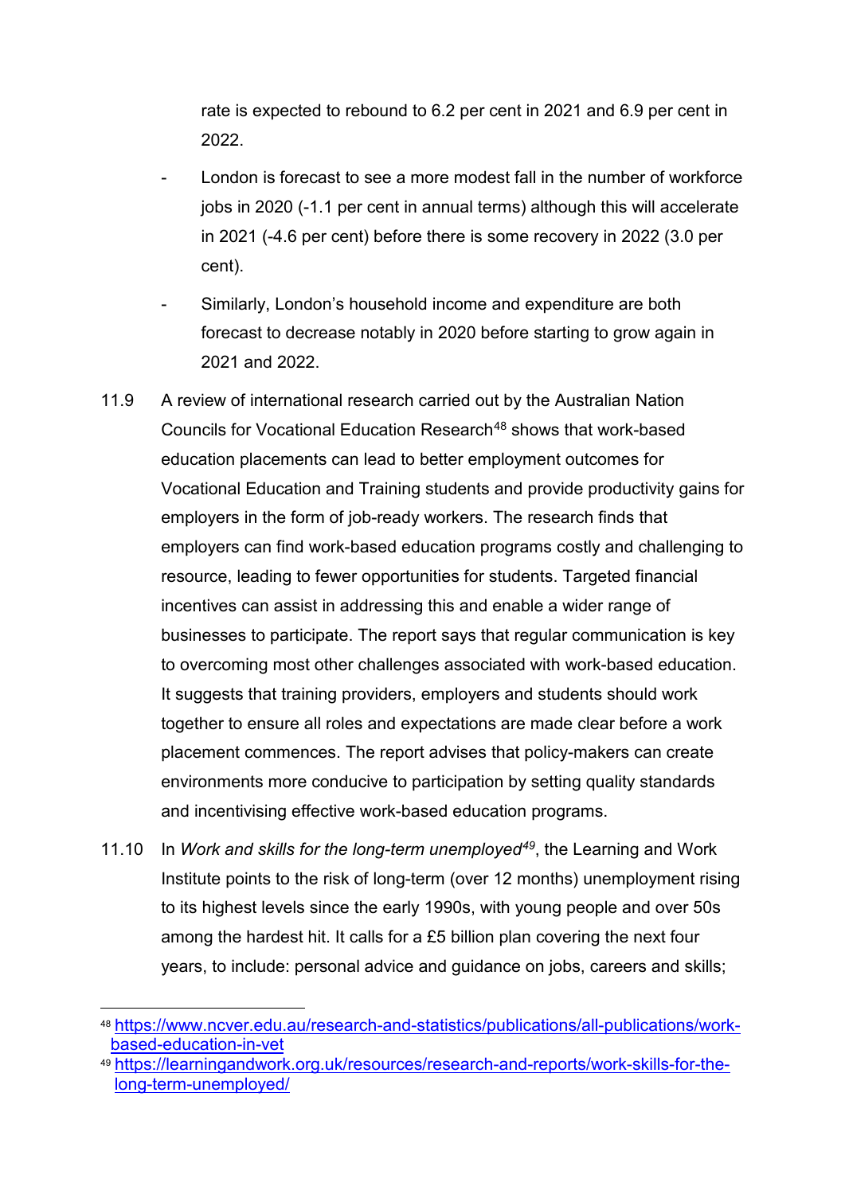rate is expected to rebound to 6.2 per cent in 2021 and 6.9 per cent in 2022.

- London is forecast to see a more modest fall in the number of workforce jobs in 2020 (-1.1 per cent in annual terms) although this will accelerate in 2021 (-4.6 per cent) before there is some recovery in 2022 (3.0 per cent).
- Similarly, London's household income and expenditure are both forecast to decrease notably in 2020 before starting to grow again in 2021 and 2022.

11.9 A review of international research carried out by the Australian Nation Councils for Vocational Education Research[48] shows that work-based education placements can lead to better employment outcomes for Vocational Education and Training students and provide productivity gains for employers in the form of job-ready workers. The research finds that employers can find work-based education programs costly and challenging to resource, leading to fewer opportunities for students. Targeted financial incentives can assist in addressing this and enable a wider range of businesses to participate. The report says that regular communication is key to overcoming most other challenges associated with work-based education. It suggests that training providers, employers and students should work together to ensure all roles and expectations are made clear before a work placement commences. The report advises that policy-makers can create environments more conducive to participation by setting quality standards and incentivising effective work-based education programs.

11.10 In *Work and skills for the long-term unemployed*[49], the Learning and Work Institute points to the risk of long-term (over 12 months) unemployment rising to its highest levels since the early 1990s, with young people and over 50s among the hardest hit. It calls for a £5 billion plan covering the next four years, to include: personal advice and guidance on jobs, careers and skills;

---

[48] https://www.ncver.edu.au/research-and-statistics/publications/all-publications/work-based-education-in-vet

[49] https://learningandwork.org.uk/resources/research-and-reports/work-skills-for-the-long-term-unemployed/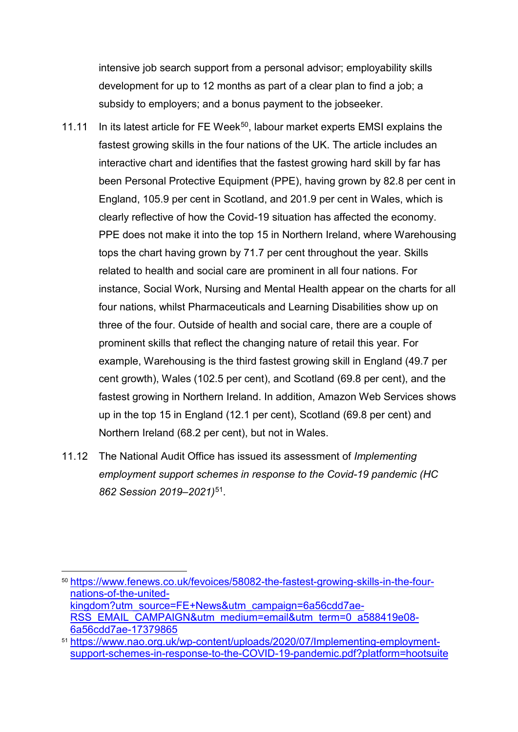intensive job search support from a personal advisor; employability skills development for up to 12 months as part of a clear plan to find a job; a subsidy to employers; and a bonus payment to the jobseeker.

11.11 In its latest article for FE Week[50], labour market experts EMSI explains the fastest growing skills in the four nations of the UK. The article includes an interactive chart and identifies that the fastest growing hard skill by far has been Personal Protective Equipment (PPE), having grown by 82.8 per cent in England, 105.9 per cent in Scotland, and 201.9 per cent in Wales, which is clearly reflective of how the Covid-19 situation has affected the economy. PPE does not make it into the top 15 in Northern Ireland, where Warehousing tops the chart having grown by 71.7 per cent throughout the year. Skills related to health and social care are prominent in all four nations. For instance, Social Work, Nursing and Mental Health appear on the charts for all four nations, whilst Pharmaceuticals and Learning Disabilities show up on three of the four. Outside of health and social care, there are a couple of prominent skills that reflect the changing nature of retail this year. For example, Warehousing is the third fastest growing skill in England (49.7 per cent growth), Wales (102.5 per cent), and Scotland (69.8 per cent), and the fastest growing in Northern Ireland. In addition, Amazon Web Services shows up in the top 15 in England (12.1 per cent), Scotland (69.8 per cent) and Northern Ireland (68.2 per cent), but not in Wales.

11.12 The National Audit Office has issued its assessment of *Implementing employment support schemes in response to the Covid-19 pandemic (HC 862 Session 2019–2021)*[51].

---

[50] https://www.fenews.co.uk/fevoices/58082-the-fastest-growing-skills-in-the-four-nations-of-the-united-kingdom?utm_source=FE+News&utm_campaign=6a56cdd7ae-RSS_EMAIL_CAMPAIGN&utm_medium=email&utm_term=0_a588419e08-6a56cdd7ae-17379865

[51] https://www.nao.org.uk/wp-content/uploads/2020/07/Implementing-employment-support-schemes-in-response-to-the-COVID-19-pandemic.pdf?platform=hootsuite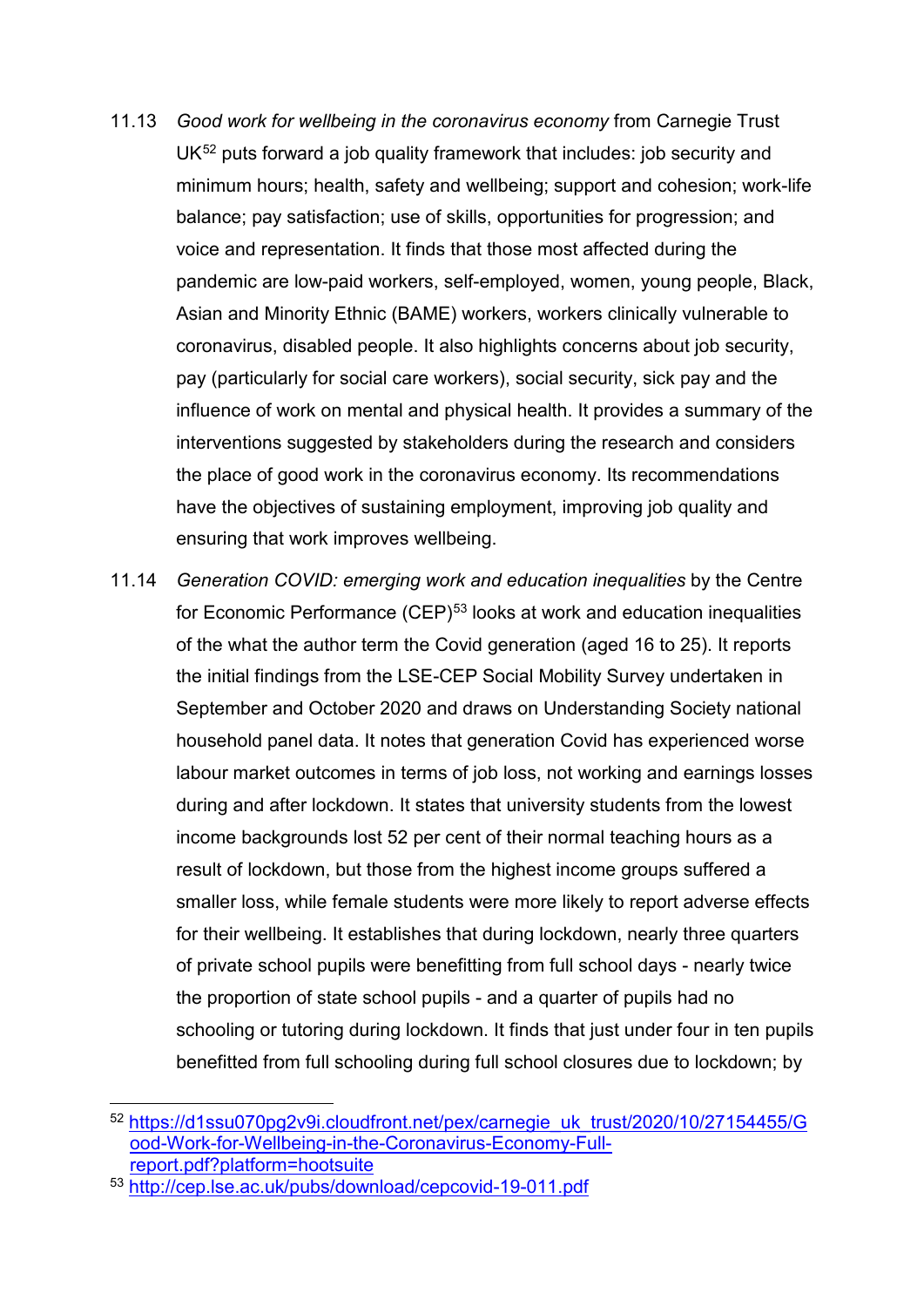11.13 *Good work for wellbeing in the coronavirus economy* from Carnegie Trust UK[52] puts forward a job quality framework that includes: job security and minimum hours; health, safety and wellbeing; support and cohesion; work-life balance; pay satisfaction; use of skills, opportunities for progression; and voice and representation. It finds that those most affected during the pandemic are low-paid workers, self-employed, women, young people, Black, Asian and Minority Ethnic (BAME) workers, workers clinically vulnerable to coronavirus, disabled people. It also highlights concerns about job security, pay (particularly for social care workers), social security, sick pay and the influence of work on mental and physical health. It provides a summary of the interventions suggested by stakeholders during the research and considers the place of good work in the coronavirus economy. Its recommendations have the objectives of sustaining employment, improving job quality and ensuring that work improves wellbeing.

11.14 *Generation COVID: emerging work and education inequalities* by the Centre for Economic Performance (CEP)[53] looks at work and education inequalities of the what the author term the Covid generation (aged 16 to 25). It reports the initial findings from the LSE-CEP Social Mobility Survey undertaken in September and October 2020 and draws on Understanding Society national household panel data. It notes that generation Covid has experienced worse labour market outcomes in terms of job loss, not working and earnings losses during and after lockdown. It states that university students from the lowest income backgrounds lost 52 per cent of their normal teaching hours as a result of lockdown, but those from the highest income groups suffered a smaller loss, while female students were more likely to report adverse effects for their wellbeing. It establishes that during lockdown, nearly three quarters of private school pupils were benefitting from full school days - nearly twice the proportion of state school pupils - and a quarter of pupils had no schooling or tutoring during lockdown. It finds that just under four in ten pupils benefitted from full schooling during full school closures due to lockdown; by

---

[52] https://d1ssu070pg2v9i.cloudfront.net/pex/carnegie_uk_trust/2020/10/27154455/Good-Work-for-Wellbeing-in-the-Coronavirus-Economy-Full-report.pdf?platform=hootsuite

[53] http://cep.lse.ac.uk/pubs/download/cepcovid-19-011.pdf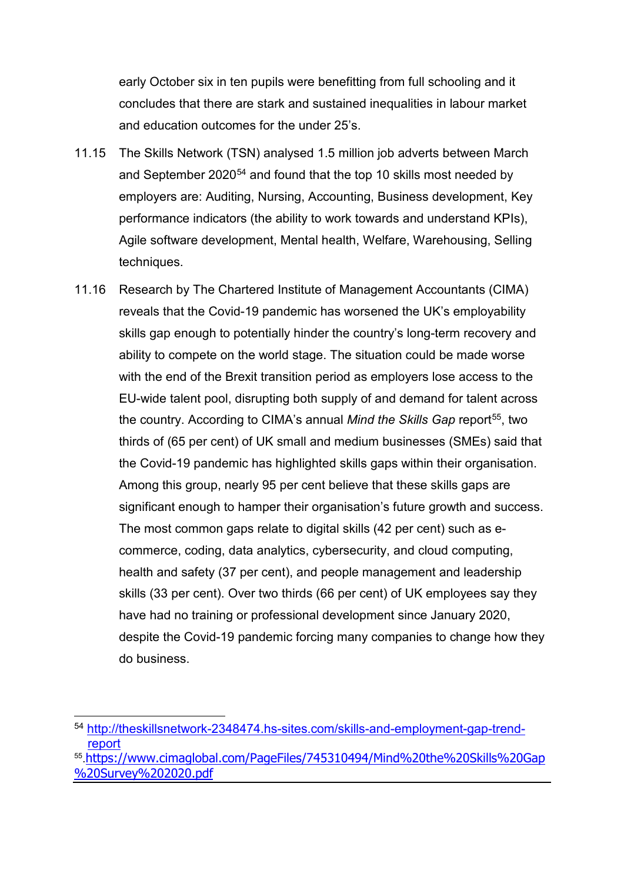early October six in ten pupils were benefitting from full schooling and it concludes that there are stark and sustained inequalities in labour market and education outcomes for the under 25's.

11.15 The Skills Network (TSN) analysed 1.5 million job adverts between March and September 2020[54] and found that the top 10 skills most needed by employers are: Auditing, Nursing, Accounting, Business development, Key performance indicators (the ability to work towards and understand KPIs), Agile software development, Mental health, Welfare, Warehousing, Selling techniques.

11.16 Research by The Chartered Institute of Management Accountants (CIMA) reveals that the Covid-19 pandemic has worsened the UK's employability skills gap enough to potentially hinder the country's long-term recovery and ability to compete on the world stage. The situation could be made worse with the end of the Brexit transition period as employers lose access to the EU-wide talent pool, disrupting both supply of and demand for talent across the country. According to CIMA's annual *Mind the Skills Gap* report[55], two thirds of (65 per cent) of UK small and medium businesses (SMEs) said that the Covid-19 pandemic has highlighted skills gaps within their organisation. Among this group, nearly 95 per cent believe that these skills gaps are significant enough to hamper their organisation's future growth and success. The most common gaps relate to digital skills (42 per cent) such as e-commerce, coding, data analytics, cybersecurity, and cloud computing, health and safety (37 per cent), and people management and leadership skills (33 per cent). Over two thirds (66 per cent) of UK employees say they have had no training or professional development since January 2020, despite the Covid-19 pandemic forcing many companies to change how they do business.

---

[54] http://theskillsnetwork-2348474.hs-sites.com/skills-and-employment-gap-trend-report

[55] https://www.cimaglobal.com/PageFiles/745310494/Mind%20the%20Skills%20Gap%20Survey%202020.pdf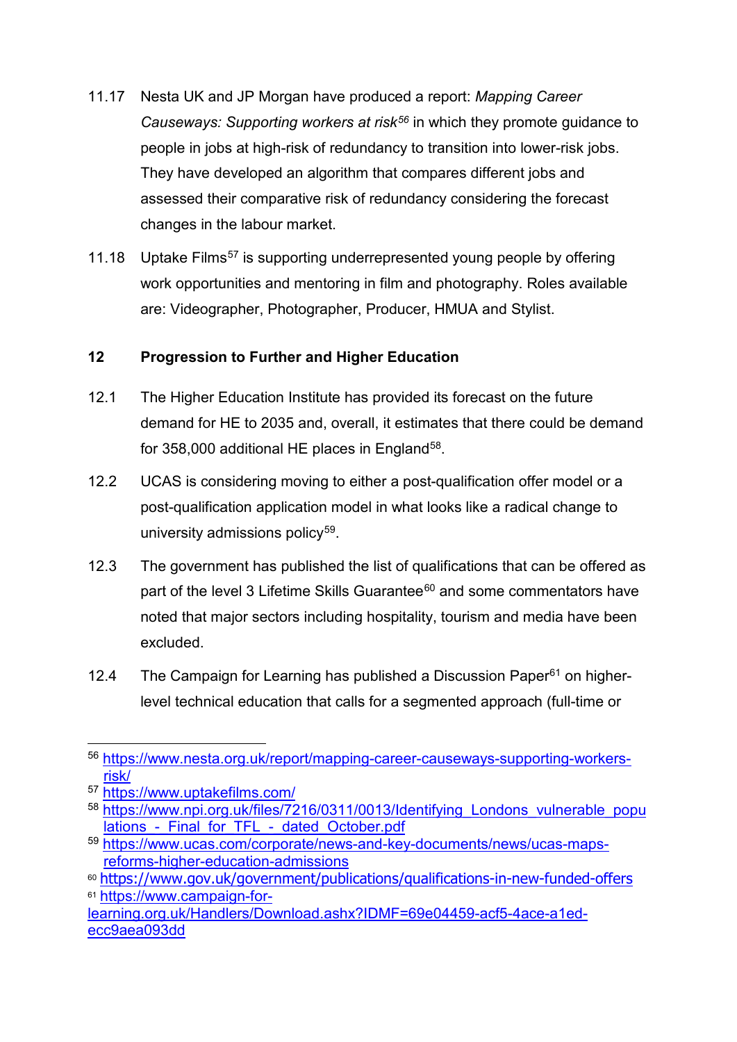11.17 Nesta UK and JP Morgan have produced a report: *Mapping Career Causeways: Supporting workers at risk*[56] in which they promote guidance to people in jobs at high-risk of redundancy to transition into lower-risk jobs. They have developed an algorithm that compares different jobs and assessed their comparative risk of redundancy considering the forecast changes in the labour market.

11.18 Uptake Films[57] is supporting underrepresented young people by offering work opportunities and mentoring in film and photography. Roles available are: Videographer, Photographer, Producer, HMUA and Stylist.

## 12 Progression to Further and Higher Education

12.1 The Higher Education Institute has provided its forecast on the future demand for HE to 2035 and, overall, it estimates that there could be demand for 358,000 additional HE places in England[58].

12.2 UCAS is considering moving to either a post-qualification offer model or a post-qualification application model in what looks like a radical change to university admissions policy[59].

12.3 The government has published the list of qualifications that can be offered as part of the level 3 Lifetime Skills Guarantee[60] and some commentators have noted that major sectors including hospitality, tourism and media have been excluded.

12.4 The Campaign for Learning has published a Discussion Paper[61] on higher-level technical education that calls for a segmented approach (full-time or

---

[56] https://www.nesta.org.uk/report/mapping-career-causeways-supporting-workers-risk/

[57] https://www.uptakefilms.com/

[58] https://www.npi.org.uk/files/7216/0311/0013/Identifying_Londons_vulnerable_populations_-_Final_for_TFL_-_dated_October.pdf

[59] https://www.ucas.com/corporate/news-and-key-documents/news/ucas-maps-reforms-higher-education-admissions

[60] https://www.gov.uk/government/publications/qualifications-in-new-funded-offers

[61] https://www.campaign-for-learning.org.uk/Handlers/Download.ashx?IDMF=69e04459-acf5-4ace-a1ed-ecc9aea093dd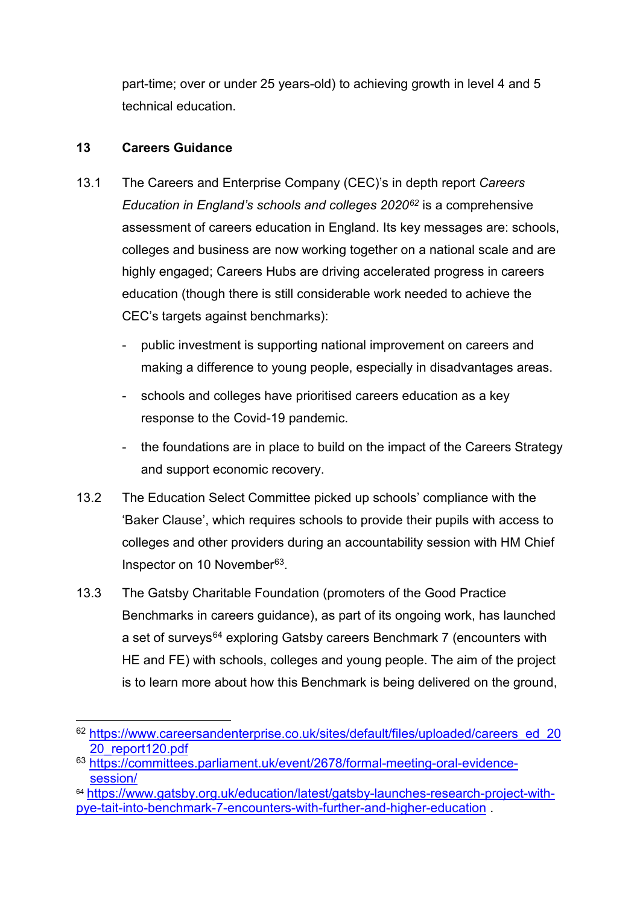part-time; over or under 25 years-old) to achieving growth in level 4 and 5 technical education.

## 13 Careers Guidance

13.1 The Careers and Enterprise Company (CEC)'s in depth report *Careers Education in England's schools and colleges 2020*[62] is a comprehensive assessment of careers education in England. Its key messages are: schools, colleges and business are now working together on a national scale and are highly engaged; Careers Hubs are driving accelerated progress in careers education (though there is still considerable work needed to achieve the CEC's targets against benchmarks):

- public investment is supporting national improvement on careers and making a difference to young people, especially in disadvantages areas.
- schools and colleges have prioritised careers education as a key response to the Covid-19 pandemic.
- the foundations are in place to build on the impact of the Careers Strategy and support economic recovery.

13.2 The Education Select Committee picked up schools' compliance with the 'Baker Clause', which requires schools to provide their pupils with access to colleges and other providers during an accountability session with HM Chief Inspector on 10 November[63].

13.3 The Gatsby Charitable Foundation (promoters of the Good Practice Benchmarks in careers guidance), as part of its ongoing work, has launched a set of surveys[64] exploring Gatsby careers Benchmark 7 (encounters with HE and FE) with schools, colleges and young people. The aim of the project is to learn more about how this Benchmark is being delivered on the ground,

---

[62] https://www.careersandenterprise.co.uk/sites/default/files/uploaded/careers_ed_2020_report120.pdf

[63] https://committees.parliament.uk/event/2678/formal-meeting-oral-evidence-session/

[64] https://www.gatsby.org.uk/education/latest/gatsby-launches-research-project-with-pye-tait-into-benchmark-7-encounters-with-further-and-higher-education .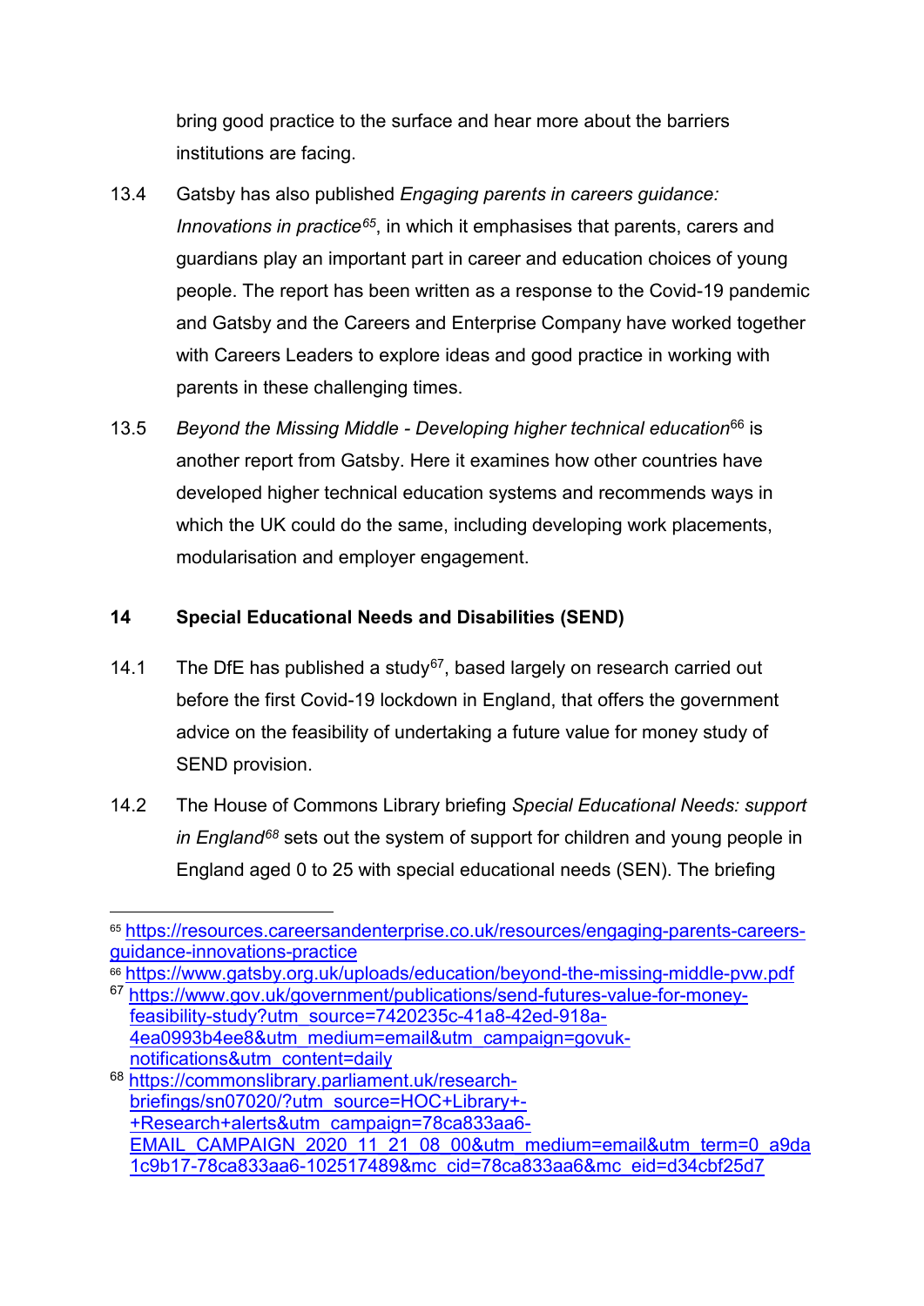bring good practice to the surface and hear more about the barriers institutions are facing.

13.4 Gatsby has also published *Engaging parents in careers guidance: Innovations in practice*[65], in which it emphasises that parents, carers and guardians play an important part in career and education choices of young people. The report has been written as a response to the Covid-19 pandemic and Gatsby and the Careers and Enterprise Company have worked together with Careers Leaders to explore ideas and good practice in working with parents in these challenging times.

13.5 *Beyond the Missing Middle - Developing higher technical education*[66] is another report from Gatsby. Here it examines how other countries have developed higher technical education systems and recommends ways in which the UK could do the same, including developing work placements, modularisation and employer engagement.

## 14 Special Educational Needs and Disabilities (SEND)

14.1 The DfE has published a study[67], based largely on research carried out before the first Covid-19 lockdown in England, that offers the government advice on the feasibility of undertaking a future value for money study of SEND provision.

14.2 The House of Commons Library briefing *Special Educational Needs: support in England*[68] sets out the system of support for children and young people in England aged 0 to 25 with special educational needs (SEN). The briefing

---

[65] https://resources.careersandenterprise.co.uk/resources/engaging-parents-careers-guidance-innovations-practice

[66] https://www.gatsby.org.uk/uploads/education/beyond-the-missing-middle-pvw.pdf

[67] https://www.gov.uk/government/publications/send-futures-value-for-money-feasibility-study?utm_source=7420235c-41a8-42ed-918a-4ea0993b4ee8&utm_medium=email&utm_campaign=govuk-notifications&utm_content=daily

[68] https://commonslibrary.parliament.uk/research-briefings/sn07020/?utm_source=HOC+Library+-+Research+alerts&utm_campaign=78ca833aa6-EMAIL_CAMPAIGN_2020_11_21_08_00&utm_medium=email&utm_term=0_a9da1c9b17-78ca833aa6-102517489&mc_cid=78ca833aa6&mc_eid=d34cbf25d7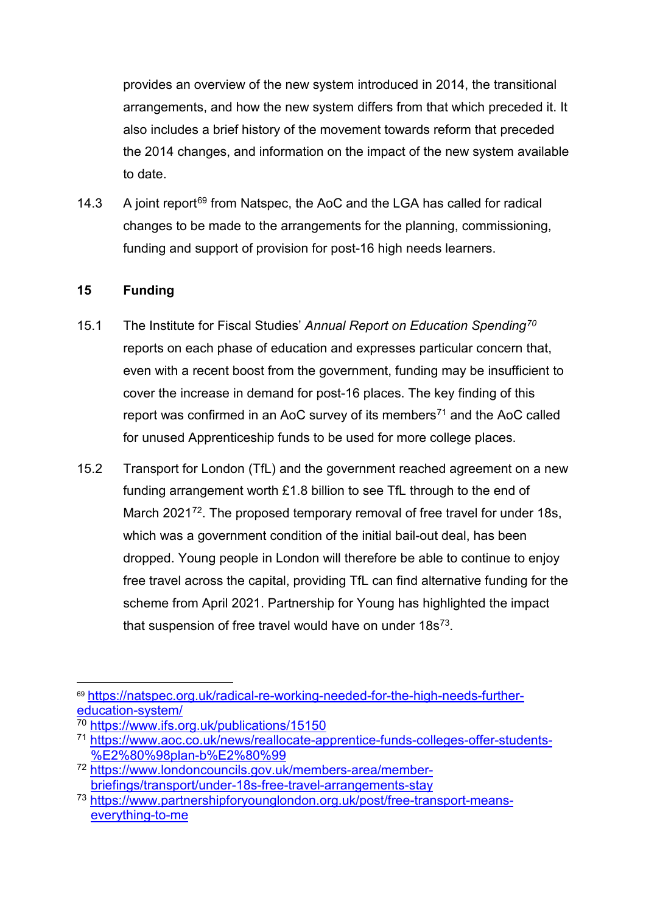provides an overview of the new system introduced in 2014, the transitional arrangements, and how the new system differs from that which preceded it. It also includes a brief history of the movement towards reform that preceded the 2014 changes, and information on the impact of the new system available to date.

14.3 A joint report[69] from Natspec, the AoC and the LGA has called for radical changes to be made to the arrangements for the planning, commissioning, funding and support of provision for post-16 high needs learners.

## 15 Funding

15.1 The Institute for Fiscal Studies' *Annual Report on Education Spending*[70] reports on each phase of education and expresses particular concern that, even with a recent boost from the government, funding may be insufficient to cover the increase in demand for post-16 places. The key finding of this report was confirmed in an AoC survey of its members[71] and the AoC called for unused Apprenticeship funds to be used for more college places.

15.2 Transport for London (TfL) and the government reached agreement on a new funding arrangement worth £1.8 billion to see TfL through to the end of March 2021[72]. The proposed temporary removal of free travel for under 18s, which was a government condition of the initial bail-out deal, has been dropped. Young people in London will therefore be able to continue to enjoy free travel across the capital, providing TfL can find alternative funding for the scheme from April 2021. Partnership for Young has highlighted the impact that suspension of free travel would have on under 18s[73].

---

[69] https://natspec.org.uk/radical-re-working-needed-for-the-high-needs-further-education-system/

[70] https://www.ifs.org.uk/publications/15150

[71] https://www.aoc.co.uk/news/reallocate-apprentice-funds-colleges-offer-students-%E2%80%98plan-b%E2%80%99

[72] https://www.londoncouncils.gov.uk/members-area/member-briefings/transport/under-18s-free-travel-arrangements-stay

[73] https://www.partnershipforyounglondon.org.uk/post/free-transport-means-everything-to-me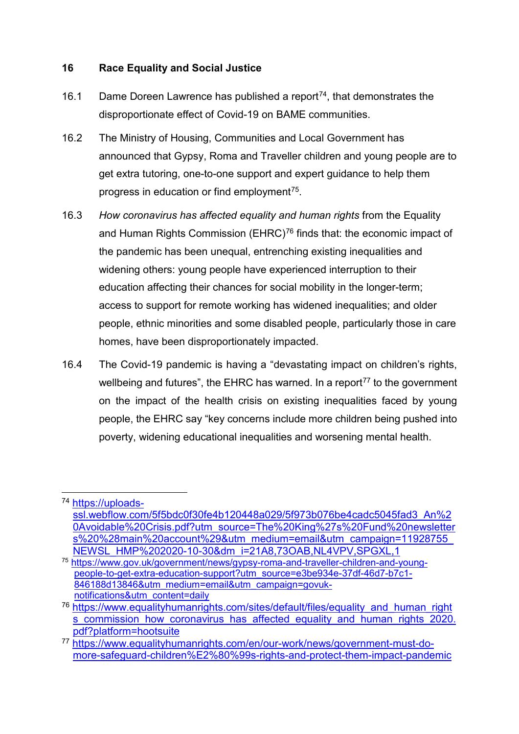## 16 Race Equality and Social Justice

16.1 Dame Doreen Lawrence has published a report[74], that demonstrates the disproportionate effect of Covid-19 on BAME communities.

16.2 The Ministry of Housing, Communities and Local Government has announced that Gypsy, Roma and Traveller children and young people are to get extra tutoring, one-to-one support and expert guidance to help them progress in education or find employment[75].

16.3 *How coronavirus has affected equality and human rights* from the Equality and Human Rights Commission (EHRC)[76] finds that: the economic impact of the pandemic has been unequal, entrenching existing inequalities and widening others: young people have experienced interruption to their education affecting their chances for social mobility in the longer-term; access to support for remote working has widened inequalities; and older people, ethnic minorities and some disabled people, particularly those in care homes, have been disproportionately impacted.

16.4 The Covid-19 pandemic is having a "devastating impact on children's rights, wellbeing and futures", the EHRC has warned. In a report[77] to the government on the impact of the health crisis on existing inequalities faced by young people, the EHRC say "key concerns include more children being pushed into poverty, widening educational inequalities and worsening mental health.

---

[74] https://uploads-ssl.webflow.com/5f5bdc0f30fe4b120448a029/5f973b076be4cadc5045fad3_An%20Avoidable%20Crisis.pdf?utm_source=The%20King%27s%20Fund%20newsletters%20%28main%20account%29&utm_medium=email&utm_campaign=11928755_NEWSL_HMP%202020-10-30&dm_i=21A8,73OAB,NL4VPV,SPGXL,1

[75] https://www.gov.uk/government/news/gypsy-roma-and-traveller-children-and-young-people-to-get-extra-education-support?utm_source=e3be934e-37df-46d7-b7c1-846188d13846&utm_medium=email&utm_campaign=govuk-notifications&utm_content=daily

[76] https://www.equalityhumanrights.com/sites/default/files/equality_and_human_rights_commission_how_coronavirus_has_affected_equality_and_human_rights_2020.pdf?platform=hootsuite

[77] https://www.equalityhumanrights.com/en/our-work/news/government-must-do-more-safeguard-children%E2%80%99s-rights-and-protect-them-impact-pandemic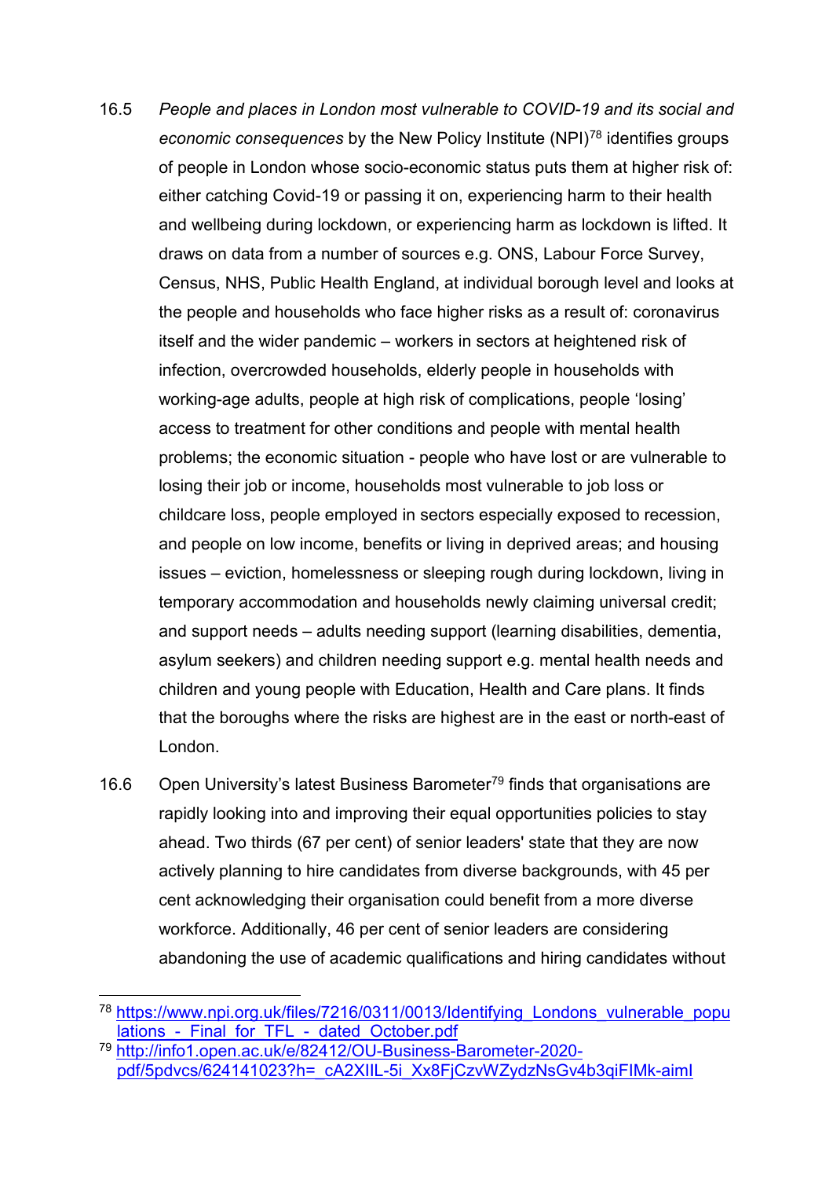16.5 *People and places in London most vulnerable to COVID-19 and its social and economic consequences* by the New Policy Institute (NPI)[78] identifies groups of people in London whose socio-economic status puts them at higher risk of: either catching Covid-19 or passing it on, experiencing harm to their health and wellbeing during lockdown, or experiencing harm as lockdown is lifted. It draws on data from a number of sources e.g. ONS, Labour Force Survey, Census, NHS, Public Health England, at individual borough level and looks at the people and households who face higher risks as a result of: coronavirus itself and the wider pandemic – workers in sectors at heightened risk of infection, overcrowded households, elderly people in households with working-age adults, people at high risk of complications, people 'losing' access to treatment for other conditions and people with mental health problems; the economic situation - people who have lost or are vulnerable to losing their job or income, households most vulnerable to job loss or childcare loss, people employed in sectors especially exposed to recession, and people on low income, benefits or living in deprived areas; and housing issues – eviction, homelessness or sleeping rough during lockdown, living in temporary accommodation and households newly claiming universal credit; and support needs – adults needing support (learning disabilities, dementia, asylum seekers) and children needing support e.g. mental health needs and children and young people with Education, Health and Care plans. It finds that the boroughs where the risks are highest are in the east or north-east of London.

16.6 Open University's latest Business Barometer[79] finds that organisations are rapidly looking into and improving their equal opportunities policies to stay ahead. Two thirds (67 per cent) of senior leaders' state that they are now actively planning to hire candidates from diverse backgrounds, with 45 per cent acknowledging their organisation could benefit from a more diverse workforce. Additionally, 46 per cent of senior leaders are considering abandoning the use of academic qualifications and hiring candidates without

---

[78] https://www.npi.org.uk/files/7216/0311/0013/Identifying_Londons_vulnerable_populations_-_Final_for_TFL_-_dated_October.pdf

[79] http://info1.open.ac.uk/e/82412/OU-Business-Barometer-2020-pdf/5pdvcs/624141023?h=_cA2XIlL-5i_Xx8FjCzvWZydzNsGv4b3qiFIMk-aimI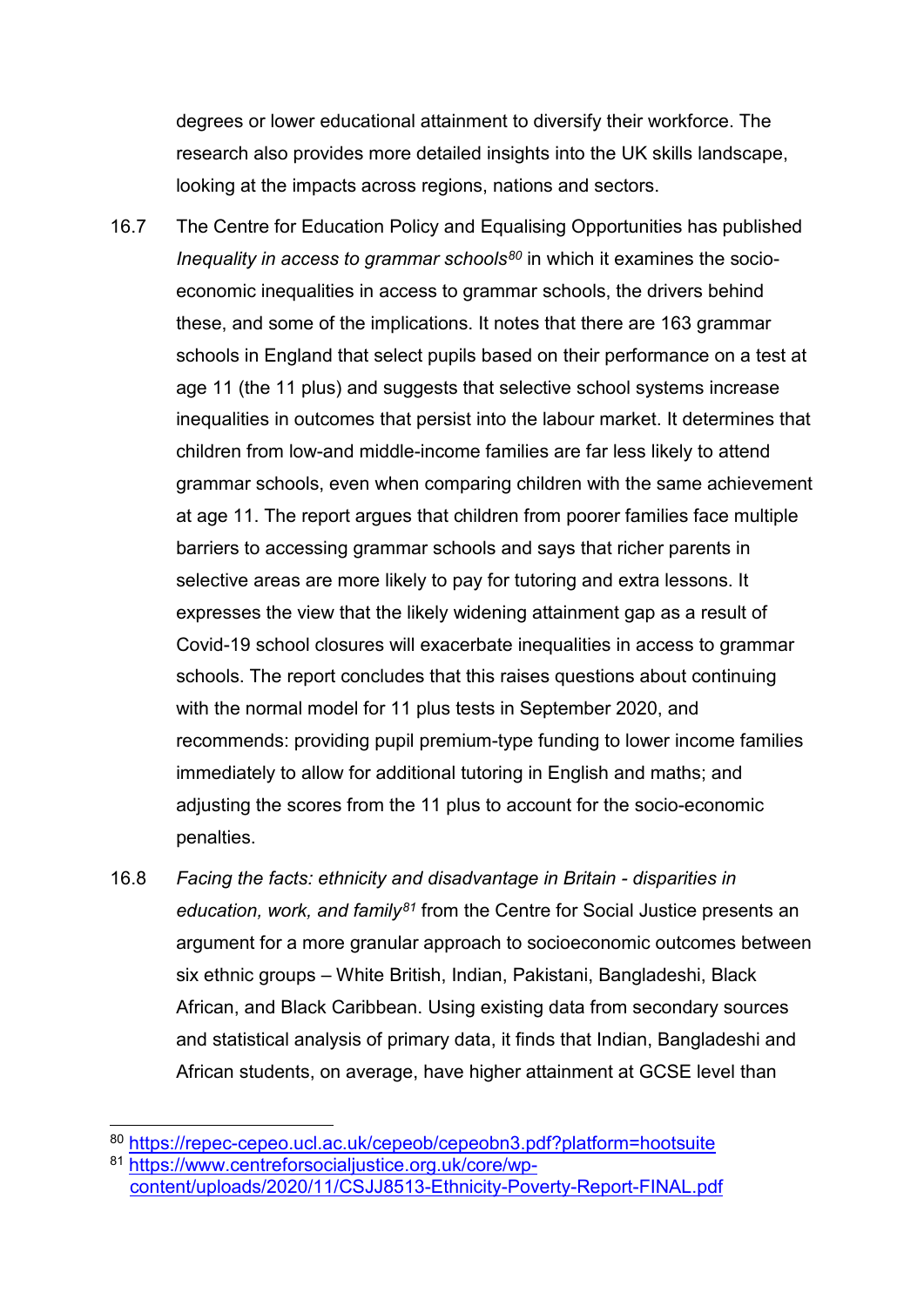degrees or lower educational attainment to diversify their workforce. The research also provides more detailed insights into the UK skills landscape, looking at the impacts across regions, nations and sectors.

16.7 The Centre for Education Policy and Equalising Opportunities has published *Inequality in access to grammar schools*[80] in which it examines the socio-economic inequalities in access to grammar schools, the drivers behind these, and some of the implications. It notes that there are 163 grammar schools in England that select pupils based on their performance on a test at age 11 (the 11 plus) and suggests that selective school systems increase inequalities in outcomes that persist into the labour market. It determines that children from low-and middle-income families are far less likely to attend grammar schools, even when comparing children with the same achievement at age 11. The report argues that children from poorer families face multiple barriers to accessing grammar schools and says that richer parents in selective areas are more likely to pay for tutoring and extra lessons. It expresses the view that the likely widening attainment gap as a result of Covid-19 school closures will exacerbate inequalities in access to grammar schools. The report concludes that this raises questions about continuing with the normal model for 11 plus tests in September 2020, and recommends: providing pupil premium-type funding to lower income families immediately to allow for additional tutoring in English and maths; and adjusting the scores from the 11 plus to account for the socio-economic penalties.

16.8 *Facing the facts: ethnicity and disadvantage in Britain - disparities in education, work, and family*[81] from the Centre for Social Justice presents an argument for a more granular approach to socioeconomic outcomes between six ethnic groups – White British, Indian, Pakistani, Bangladeshi, Black African, and Black Caribbean. Using existing data from secondary sources and statistical analysis of primary data, it finds that Indian, Bangladeshi and African students, on average, have higher attainment at GCSE level than

---

[80] https://repec-cepeo.ucl.ac.uk/cepeob/cepeobn3.pdf?platform=hootsuite

[81] https://www.centreforsocialjustice.org.uk/core/wp-content/uploads/2020/11/CSJJ8513-Ethnicity-Poverty-Report-FINAL.pdf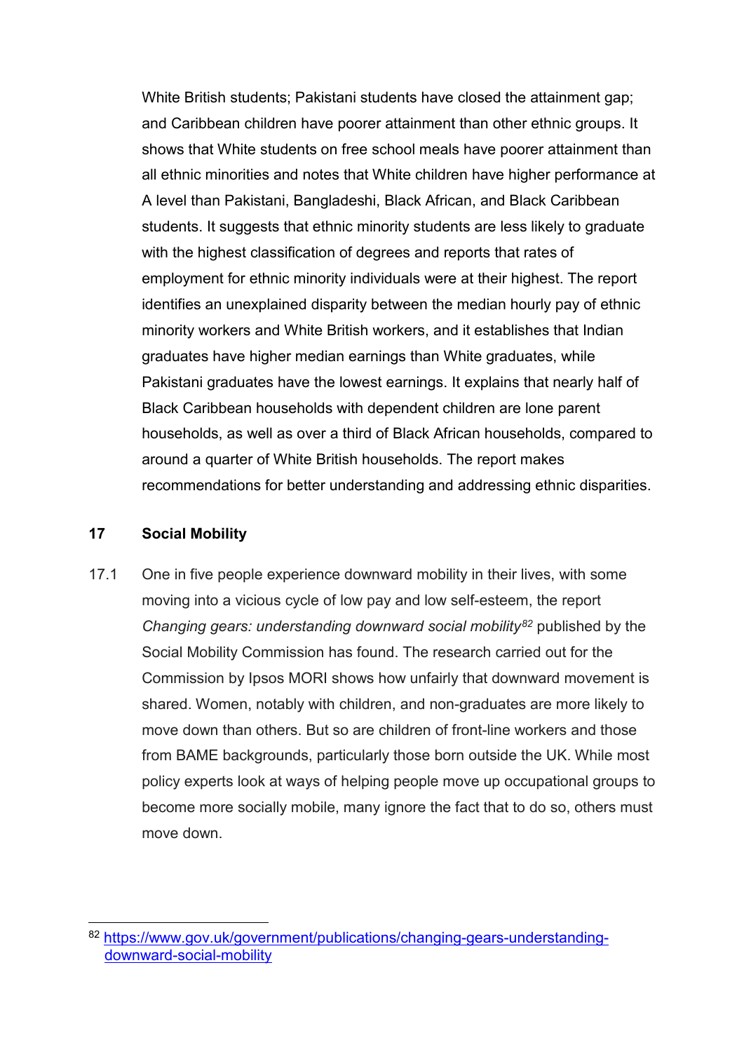White British students; Pakistani students have closed the attainment gap; and Caribbean children have poorer attainment than other ethnic groups. It shows that White students on free school meals have poorer attainment than all ethnic minorities and notes that White children have higher performance at A level than Pakistani, Bangladeshi, Black African, and Black Caribbean students. It suggests that ethnic minority students are less likely to graduate with the highest classification of degrees and reports that rates of employment for ethnic minority individuals were at their highest. The report identifies an unexplained disparity between the median hourly pay of ethnic minority workers and White British workers, and it establishes that Indian graduates have higher median earnings than White graduates, while Pakistani graduates have the lowest earnings. It explains that nearly half of Black Caribbean households with dependent children are lone parent households, as well as over a third of Black African households, compared to around a quarter of White British households. The report makes recommendations for better understanding and addressing ethnic disparities.

## 17 Social Mobility

17.1 One in five people experience downward mobility in their lives, with some moving into a vicious cycle of low pay and low self-esteem, the report *Changing gears: understanding downward social mobility*[82] published by the Social Mobility Commission has found. The research carried out for the Commission by Ipsos MORI shows how unfairly that downward movement is shared. Women, notably with children, and non-graduates are more likely to move down than others. But so are children of front-line workers and those from BAME backgrounds, particularly those born outside the UK. While most policy experts look at ways of helping people move up occupational groups to become more socially mobile, many ignore the fact that to do so, others must move down.

[82] https://www.gov.uk/government/publications/changing-gears-understanding-downward-social-mobility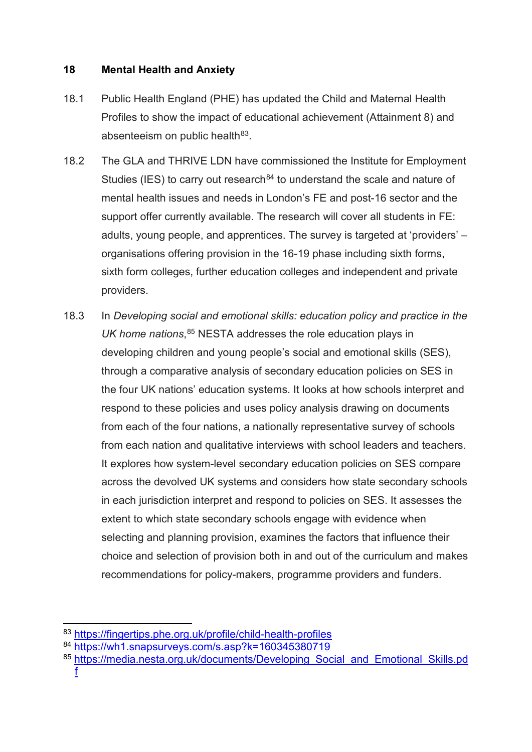## 18 Mental Health and Anxiety

18.1 Public Health England (PHE) has updated the Child and Maternal Health Profiles to show the impact of educational achievement (Attainment 8) and absenteeism on public health[83].

18.2 The GLA and THRIVE LDN have commissioned the Institute for Employment Studies (IES) to carry out research[84] to understand the scale and nature of mental health issues and needs in London's FE and post-16 sector and the support offer currently available. The research will cover all students in FE: adults, young people, and apprentices. The survey is targeted at 'providers' – organisations offering provision in the 16-19 phase including sixth forms, sixth form colleges, further education colleges and independent and private providers.

18.3 In *Developing social and emotional skills: education policy and practice in the UK home nations*,[85] NESTA addresses the role education plays in developing children and young people's social and emotional skills (SES), through a comparative analysis of secondary education policies on SES in the four UK nations' education systems. It looks at how schools interpret and respond to these policies and uses policy analysis drawing on documents from each of the four nations, a nationally representative survey of schools from each nation and qualitative interviews with school leaders and teachers. It explores how system-level secondary education policies on SES compare across the devolved UK systems and considers how state secondary schools in each jurisdiction interpret and respond to policies on SES. It assesses the extent to which state secondary schools engage with evidence when selecting and planning provision, examines the factors that influence their choice and selection of provision both in and out of the curriculum and makes recommendations for policy-makers, programme providers and funders.

---

[83] https://fingertips.phe.org.uk/profile/child-health-profiles

[84] https://wh1.snapsurveys.com/s.asp?k=160345380719

[85] https://media.nesta.org.uk/documents/Developing_Social_and_Emotional_Skills.pdf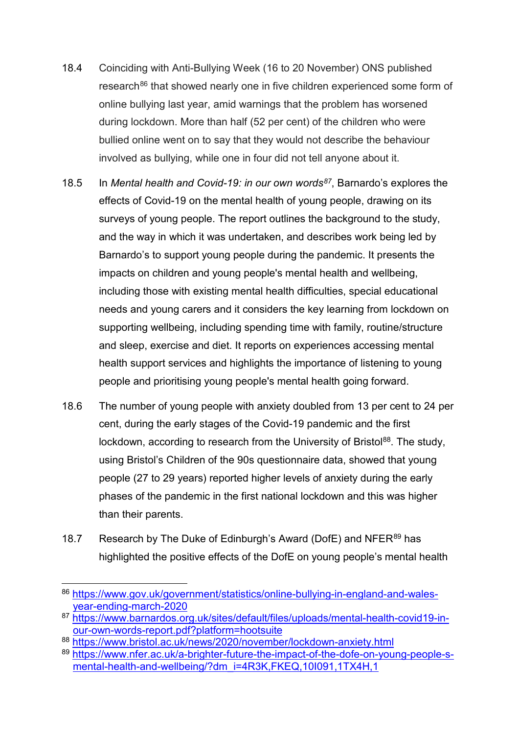18.4 Coinciding with Anti-Bullying Week (16 to 20 November) ONS published research[86] that showed nearly one in five children experienced some form of online bullying last year, amid warnings that the problem has worsened during lockdown. More than half (52 per cent) of the children who were bullied online went on to say that they would not describe the behaviour involved as bullying, while one in four did not tell anyone about it.

18.5 In *Mental health and Covid-19: in our own words*[87], Barnardo's explores the effects of Covid-19 on the mental health of young people, drawing on its surveys of young people. The report outlines the background to the study, and the way in which it was undertaken, and describes work being led by Barnardo's to support young people during the pandemic. It presents the impacts on children and young people's mental health and wellbeing, including those with existing mental health difficulties, special educational needs and young carers and it considers the key learning from lockdown on supporting wellbeing, including spending time with family, routine/structure and sleep, exercise and diet. It reports on experiences accessing mental health support services and highlights the importance of listening to young people and prioritising young people's mental health going forward.

18.6 The number of young people with anxiety doubled from 13 per cent to 24 per cent, during the early stages of the Covid-19 pandemic and the first lockdown, according to research from the University of Bristol[88]. The study, using Bristol's Children of the 90s questionnaire data, showed that young people (27 to 29 years) reported higher levels of anxiety during the early phases of the pandemic in the first national lockdown and this was higher than their parents.

18.7 Research by The Duke of Edinburgh's Award (DofE) and NFER[89] has highlighted the positive effects of the DofE on young people's mental health

---

[86] https://www.gov.uk/government/statistics/online-bullying-in-england-and-wales-year-ending-march-2020

[87] https://www.barnardos.org.uk/sites/default/files/uploads/mental-health-covid19-in-our-own-words-report.pdf?platform=hootsuite

[88] https://www.bristol.ac.uk/news/2020/november/lockdown-anxiety.html

[89] https://www.nfer.ac.uk/a-brighter-future-the-impact-of-the-dofe-on-young-people-s-mental-health-and-wellbeing/?dm_i=4R3K,FKEQ,10I091,1TX4H,1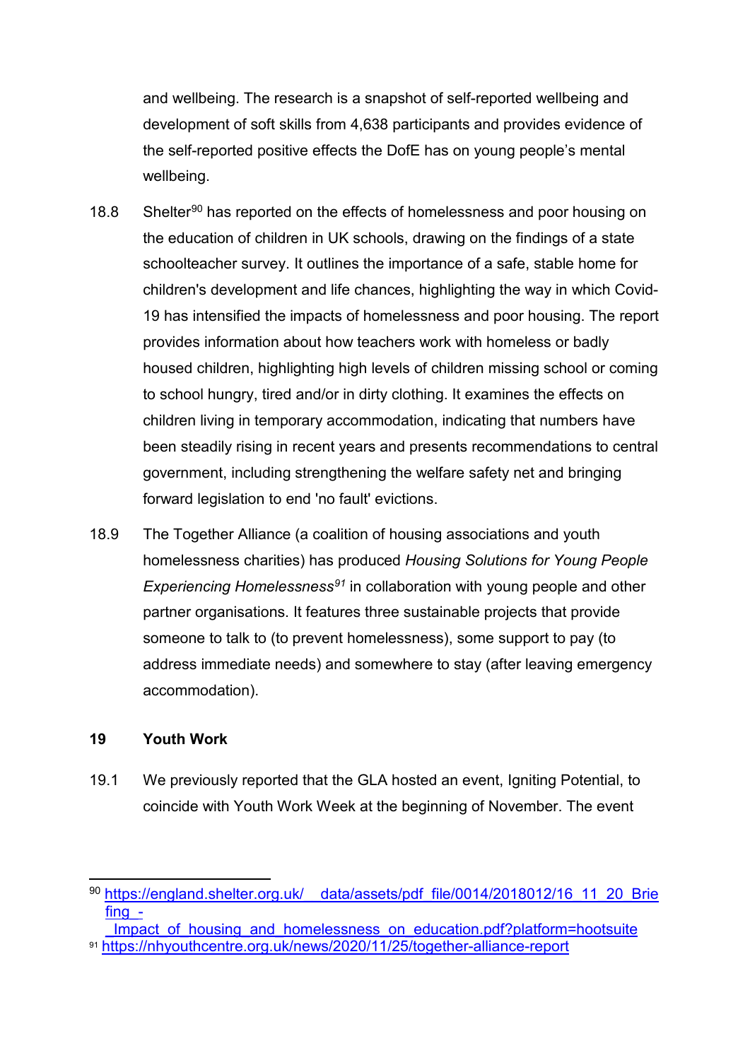and wellbeing. The research is a snapshot of self-reported wellbeing and development of soft skills from 4,638 participants and provides evidence of the self-reported positive effects the DofE has on young people's mental wellbeing.

18.8 Shelter[90] has reported on the effects of homelessness and poor housing on the education of children in UK schools, drawing on the findings of a state schoolteacher survey. It outlines the importance of a safe, stable home for children's development and life chances, highlighting the way in which Covid-19 has intensified the impacts of homelessness and poor housing. The report provides information about how teachers work with homeless or badly housed children, highlighting high levels of children missing school or coming to school hungry, tired and/or in dirty clothing. It examines the effects on children living in temporary accommodation, indicating that numbers have been steadily rising in recent years and presents recommendations to central government, including strengthening the welfare safety net and bringing forward legislation to end 'no fault' evictions.

18.9 The Together Alliance (a coalition of housing associations and youth homelessness charities) has produced *Housing Solutions for Young People Experiencing Homelessness*[91] in collaboration with young people and other partner organisations. It features three sustainable projects that provide someone to talk to (to prevent homelessness), some support to pay (to address immediate needs) and somewhere to stay (after leaving emergency accommodation).

## 19 Youth Work

19.1 We previously reported that the GLA hosted an event, Igniting Potential, to coincide with Youth Work Week at the beginning of November. The event

---

[90] https://england.shelter.org.uk/__data/assets/pdf_file/0014/2018012/16_11_20_Briefing_-_Impact_of_housing_and_homelessness_on_education.pdf?platform=hootsuite

[91] https://nhyouthcentre.org.uk/news/2020/11/25/together-alliance-report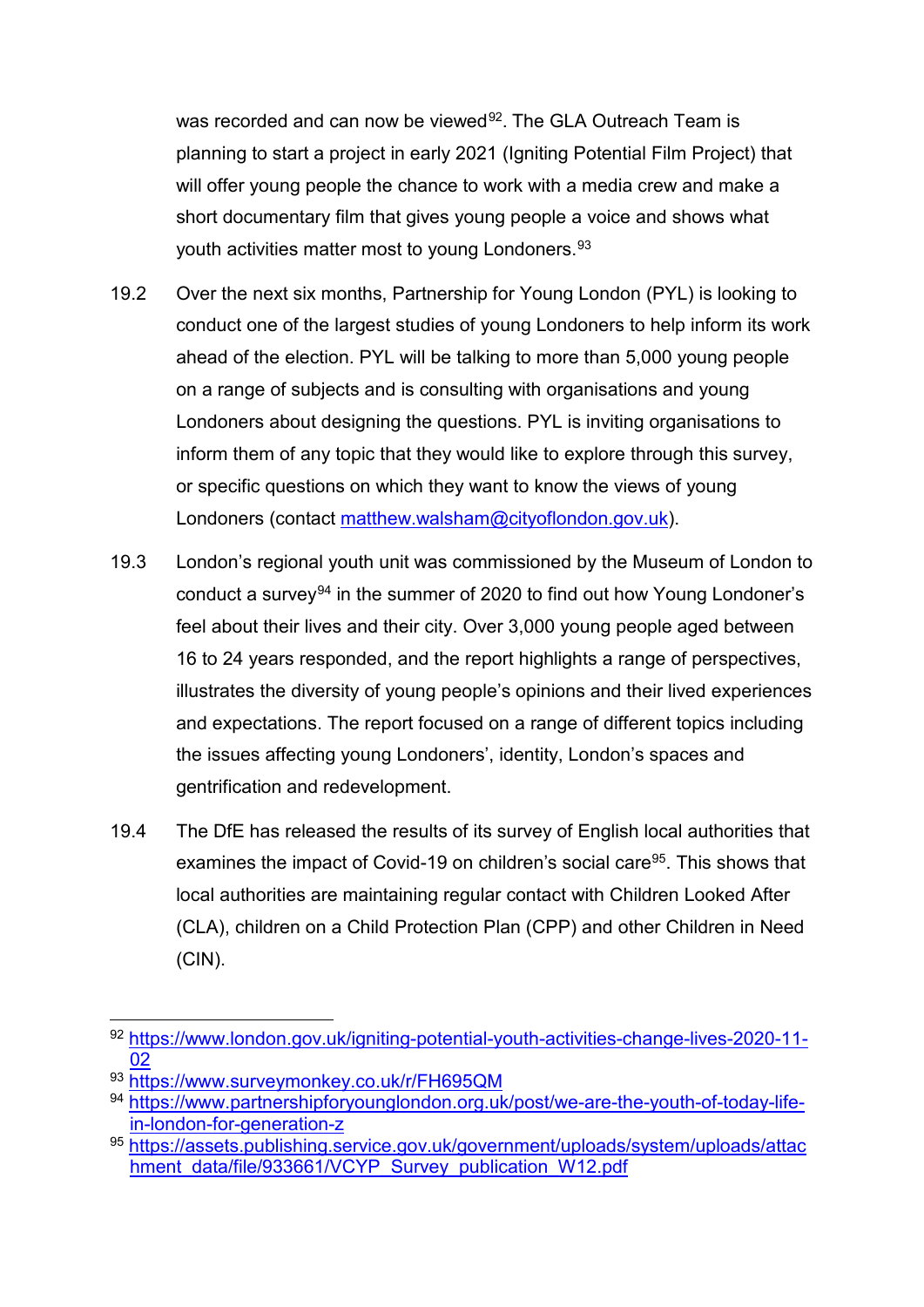was recorded and can now be viewed[92]. The GLA Outreach Team is planning to start a project in early 2021 (Igniting Potential Film Project) that will offer young people the chance to work with a media crew and make a short documentary film that gives young people a voice and shows what youth activities matter most to young Londoners.[93]

19.2 Over the next six months, Partnership for Young London (PYL) is looking to conduct one of the largest studies of young Londoners to help inform its work ahead of the election. PYL will be talking to more than 5,000 young people on a range of subjects and is consulting with organisations and young Londoners about designing the questions. PYL is inviting organisations to inform them of any topic that they would like to explore through this survey, or specific questions on which they want to know the views of young Londoners (contact matthew.walsham@cityoflondon.gov.uk).

19.3 London's regional youth unit was commissioned by the Museum of London to conduct a survey[94] in the summer of 2020 to find out how Young Londoner's feel about their lives and their city. Over 3,000 young people aged between 16 to 24 years responded, and the report highlights a range of perspectives, illustrates the diversity of young people's opinions and their lived experiences and expectations. The report focused on a range of different topics including the issues affecting young Londoners', identity, London's spaces and gentrification and redevelopment.

19.4 The DfE has released the results of its survey of English local authorities that examines the impact of Covid-19 on children's social care[95]. This shows that local authorities are maintaining regular contact with Children Looked After (CLA), children on a Child Protection Plan (CPP) and other Children in Need (CIN).

---

[92] https://www.london.gov.uk/igniting-potential-youth-activities-change-lives-2020-11-02

[93] https://www.surveymonkey.co.uk/r/FH695QM

[94] https://www.partnershipforyounglondon.org.uk/post/we-are-the-youth-of-today-life-in-london-for-generation-z

[95] https://assets.publishing.service.gov.uk/government/uploads/system/uploads/attachment_data/file/933661/VCYP_Survey_publication_W12.pdf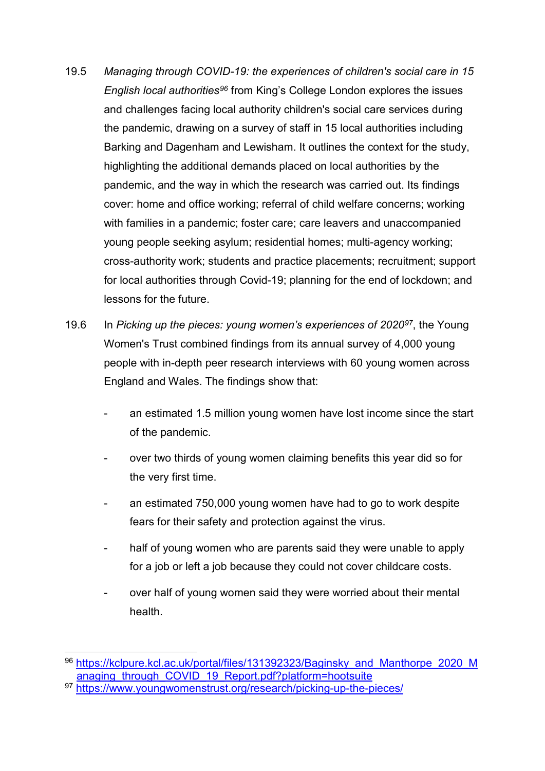19.5 *Managing through COVID-19: the experiences of children's social care in 15 English local authorities*[96] from King's College London explores the issues and challenges facing local authority children's social care services during the pandemic, drawing on a survey of staff in 15 local authorities including Barking and Dagenham and Lewisham. It outlines the context for the study, highlighting the additional demands placed on local authorities by the pandemic, and the way in which the research was carried out. Its findings cover: home and office working; referral of child welfare concerns; working with families in a pandemic; foster care; care leavers and unaccompanied young people seeking asylum; residential homes; multi-agency working; cross-authority work; students and practice placements; recruitment; support for local authorities through Covid-19; planning for the end of lockdown; and lessons for the future.

19.6 In *Picking up the pieces: young women's experiences of 2020*[97], the Young Women's Trust combined findings from its annual survey of 4,000 young people with in-depth peer research interviews with 60 young women across England and Wales. The findings show that:

- an estimated 1.5 million young women have lost income since the start of the pandemic.
- over two thirds of young women claiming benefits this year did so for the very first time.
- an estimated 750,000 young women have had to go to work despite fears for their safety and protection against the virus.
- half of young women who are parents said they were unable to apply for a job or left a job because they could not cover childcare costs.
- over half of young women said they were worried about their mental health.

---

[96] https://kclpure.kcl.ac.uk/portal/files/131392323/Baginsky_and_Manthorpe_2020_Managing_through_COVID_19_Report.pdf?platform=hootsuite

[97] https://www.youngwomenstrust.org/research/picking-up-the-pieces/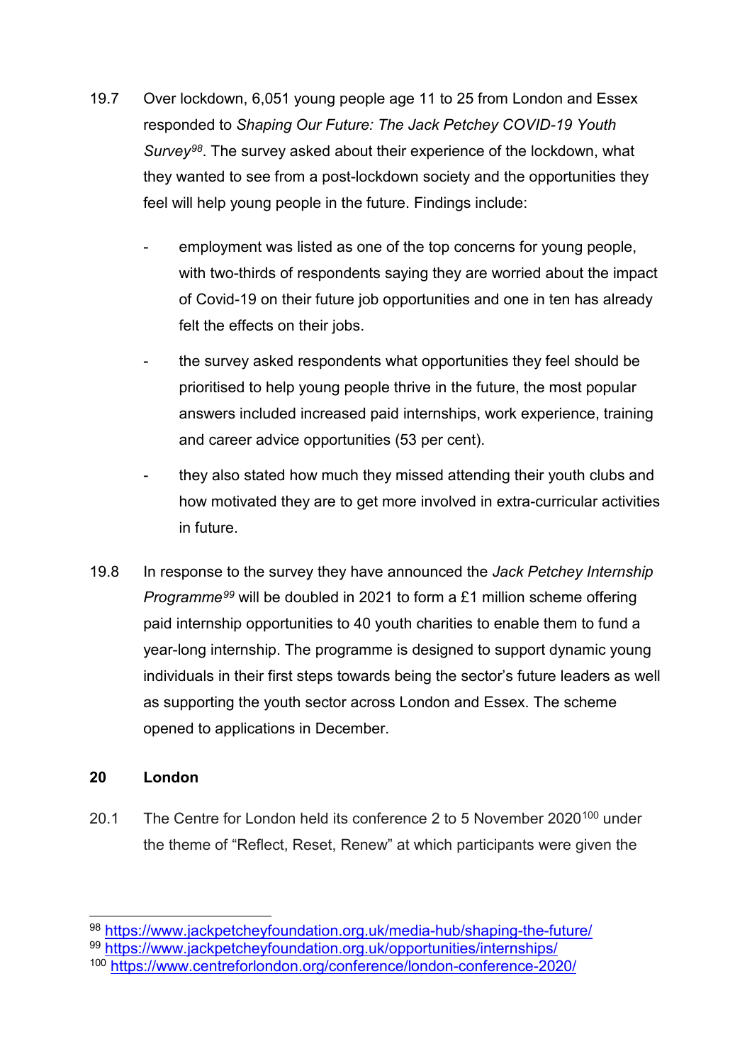19.7 Over lockdown, 6,051 young people age 11 to 25 from London and Essex responded to *Shaping Our Future: The Jack Petchey COVID-19 Youth Survey*[98]. The survey asked about their experience of the lockdown, what they wanted to see from a post-lockdown society and the opportunities they feel will help young people in the future. Findings include:

- employment was listed as one of the top concerns for young people, with two-thirds of respondents saying they are worried about the impact of Covid-19 on their future job opportunities and one in ten has already felt the effects on their jobs.
- the survey asked respondents what opportunities they feel should be prioritised to help young people thrive in the future, the most popular answers included increased paid internships, work experience, training and career advice opportunities (53 per cent).
- they also stated how much they missed attending their youth clubs and how motivated they are to get more involved in extra-curricular activities in future.

19.8 In response to the survey they have announced the *Jack Petchey Internship Programme*[99] will be doubled in 2021 to form a £1 million scheme offering paid internship opportunities to 40 youth charities to enable them to fund a year-long internship. The programme is designed to support dynamic young individuals in their first steps towards being the sector's future leaders as well as supporting the youth sector across London and Essex. The scheme opened to applications in December.

## 20 London

20.1 The Centre for London held its conference 2 to 5 November 2020[100] under the theme of "Reflect, Reset, Renew" at which participants were given the

---

[98] https://www.jackpetcheyfoundation.org.uk/media-hub/shaping-the-future/

[99] https://www.jackpetcheyfoundation.org.uk/opportunities/internships/

[100] https://www.centreforlondon.org/conference/london-conference-2020/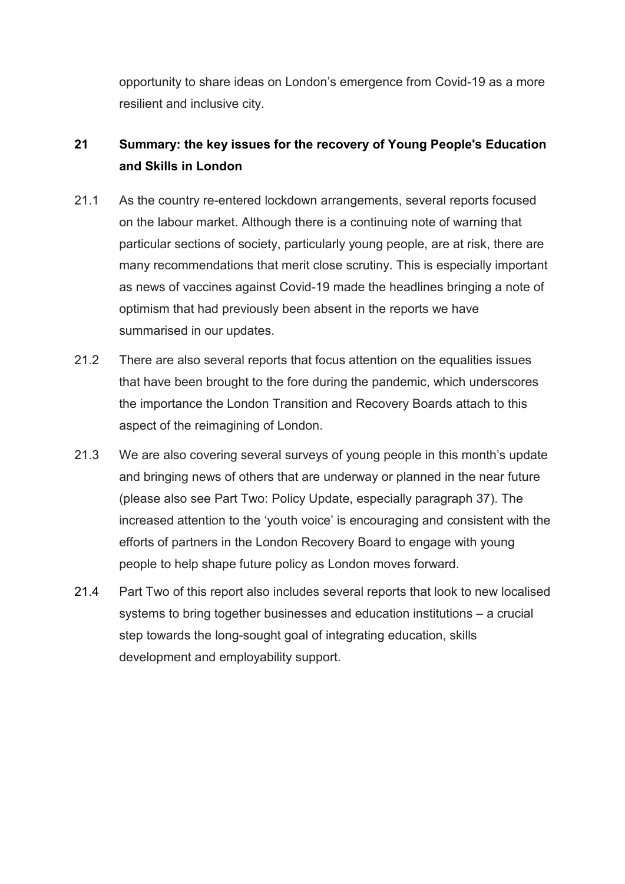opportunity to share ideas on London's emergence from Covid-19 as a more resilient and inclusive city.

## 21 Summary: the key issues for the recovery of Young People's Education and Skills in London

21.1 As the country re-entered lockdown arrangements, several reports focused on the labour market. Although there is a continuing note of warning that particular sections of society, particularly young people, are at risk, there are many recommendations that merit close scrutiny. This is especially important as news of vaccines against Covid-19 made the headlines bringing a note of optimism that had previously been absent in the reports we have summarised in our updates.

21.2 There are also several reports that focus attention on the equalities issues that have been brought to the fore during the pandemic, which underscores the importance the London Transition and Recovery Boards attach to this aspect of the reimagining of London.

21.3 We are also covering several surveys of young people in this month's update and bringing news of others that are underway or planned in the near future (please also see Part Two: Policy Update, especially paragraph 37). The increased attention to the 'youth voice' is encouraging and consistent with the efforts of partners in the London Recovery Board to engage with young people to help shape future policy as London moves forward.

21.4 Part Two of this report also includes several reports that look to new localised systems to bring together businesses and education institutions – a crucial step towards the long-sought goal of integrating education, skills development and employability support.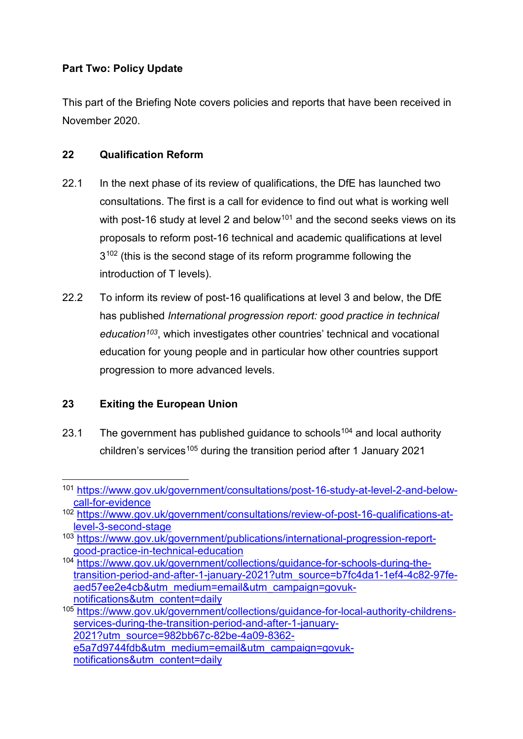## Part Two: Policy Update

This part of the Briefing Note covers policies and reports that have been received in November 2020.

### 22 Qualification Reform

22.1 In the next phase of its review of qualifications, the DfE has launched two consultations. The first is a call for evidence to find out what is working well with post-16 study at level 2 and below[101] and the second seeks views on its proposals to reform post-16 technical and academic qualifications at level 3[102] (this is the second stage of its reform programme following the introduction of T levels).

22.2 To inform its review of post-16 qualifications at level 3 and below, the DfE has published *International progression report: good practice in technical education*[103], which investigates other countries' technical and vocational education for young people and in particular how other countries support progression to more advanced levels.

### 23 Exiting the European Union

23.1 The government has published guidance to schools[104] and local authority children's services[105] during the transition period after 1 January 2021

---

[101] https://www.gov.uk/government/consultations/post-16-study-at-level-2-and-below-call-for-evidence

[102] https://www.gov.uk/government/consultations/review-of-post-16-qualifications-at-level-3-second-stage

[103] https://www.gov.uk/government/publications/international-progression-report-good-practice-in-technical-education

[104] https://www.gov.uk/government/collections/guidance-for-schools-during-the-transition-period-and-after-1-january-2021?utm_source=b7fc4da1-1ef4-4c82-97fe-aed57ee2e4cb&utm_medium=email&utm_campaign=govuk-notifications&utm_content=daily

[105] https://www.gov.uk/government/collections/guidance-for-local-authority-childrens-services-during-the-transition-period-and-after-1-january-2021?utm_source=982bb67c-82be-4a09-8362-e5a7d9744fdb&utm_medium=email&utm_campaign=govuk-notifications&utm_content=daily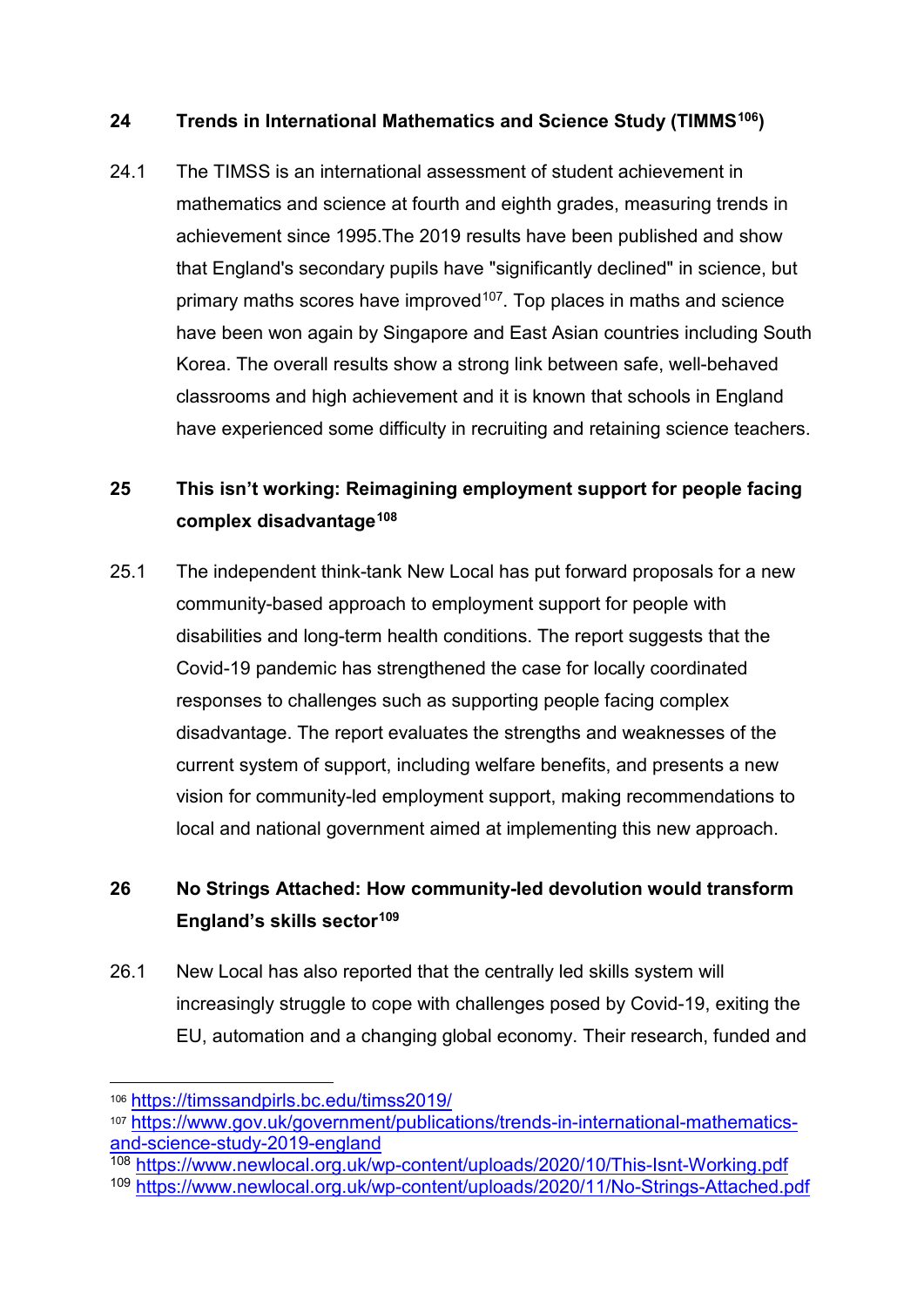## 24 Trends in International Mathematics and Science Study (TIMMS[106])

24.1 The TIMSS is an international assessment of student achievement in mathematics and science at fourth and eighth grades, measuring trends in achievement since 1995.The 2019 results have been published and show that England's secondary pupils have "significantly declined" in science, but primary maths scores have improved[107]. Top places in maths and science have been won again by Singapore and East Asian countries including South Korea. The overall results show a strong link between safe, well-behaved classrooms and high achievement and it is known that schools in England have experienced some difficulty in recruiting and retaining science teachers.

## 25 This isn't working: Reimagining employment support for people facing complex disadvantage[108]

25.1 The independent think-tank New Local has put forward proposals for a new community-based approach to employment support for people with disabilities and long-term health conditions. The report suggests that the Covid-19 pandemic has strengthened the case for locally coordinated responses to challenges such as supporting people facing complex disadvantage. The report evaluates the strengths and weaknesses of the current system of support, including welfare benefits, and presents a new vision for community-led employment support, making recommendations to local and national government aimed at implementing this new approach.

## 26 No Strings Attached: How community-led devolution would transform England's skills sector[109]

26.1 New Local has also reported that the centrally led skills system will increasingly struggle to cope with challenges posed by Covid-19, exiting the EU, automation and a changing global economy. Their research, funded and

---

[106] https://timssandpirls.bc.edu/timss2019/

[107] https://www.gov.uk/government/publications/trends-in-international-mathematics-and-science-study-2019-england

[108] https://www.newlocal.org.uk/wp-content/uploads/2020/10/This-Isnt-Working.pdf

[109] https://www.newlocal.org.uk/wp-content/uploads/2020/11/No-Strings-Attached.pdf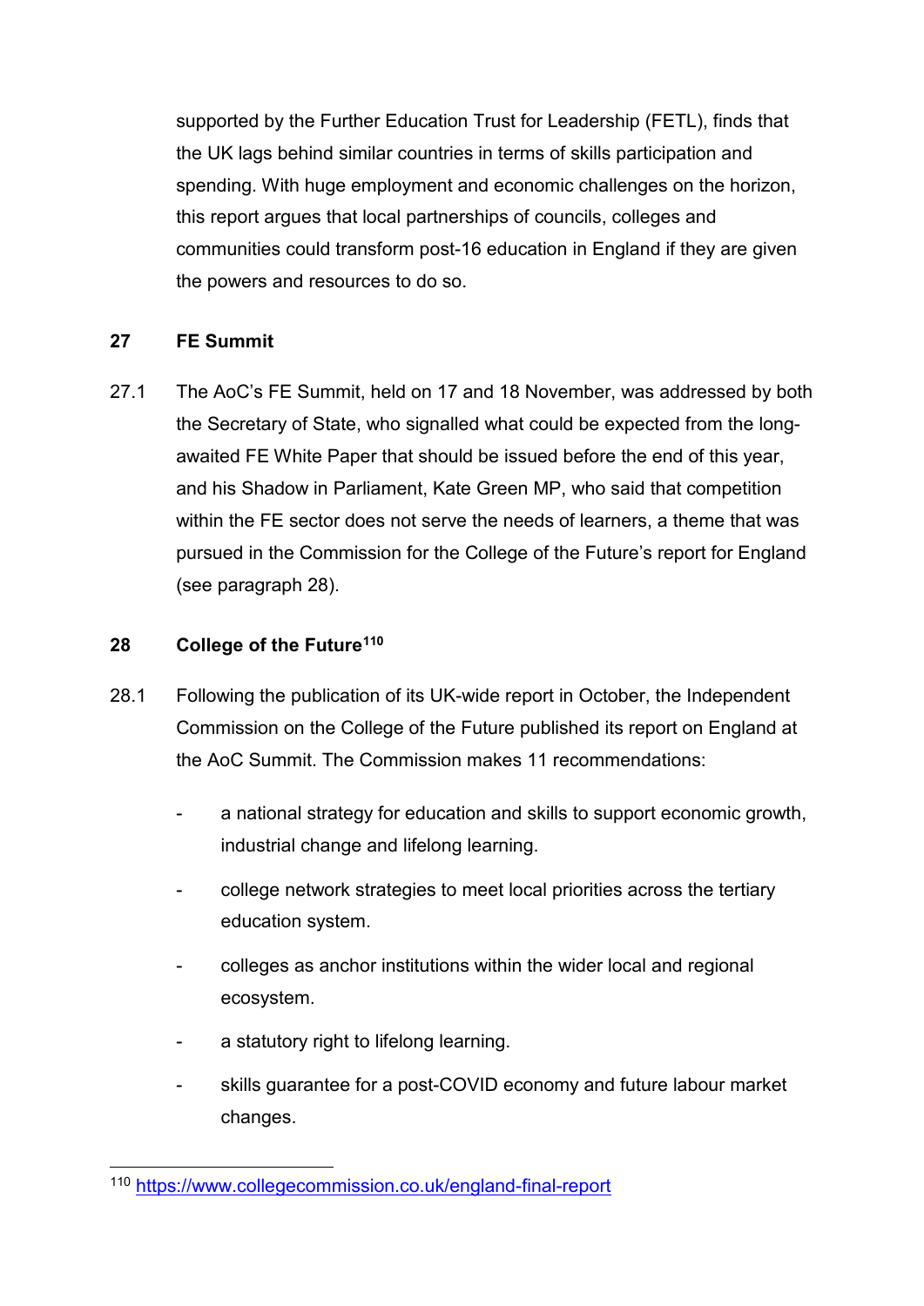supported by the Further Education Trust for Leadership (FETL), finds that the UK lags behind similar countries in terms of skills participation and spending. With huge employment and economic challenges on the horizon, this report argues that local partnerships of councils, colleges and communities could transform post-16 education in England if they are given the powers and resources to do so.

## 27 FE Summit

27.1 The AoC's FE Summit, held on 17 and 18 November, was addressed by both the Secretary of State, who signalled what could be expected from the long-awaited FE White Paper that should be issued before the end of this year, and his Shadow in Parliament, Kate Green MP, who said that competition within the FE sector does not serve the needs of learners, a theme that was pursued in the Commission for the College of the Future's report for England (see paragraph 28).

## 28 College of the Future[110]

28.1 Following the publication of its UK-wide report in October, the Independent Commission on the College of the Future published its report on England at the AoC Summit. The Commission makes 11 recommendations:

- a national strategy for education and skills to support economic growth, industrial change and lifelong learning.
- college network strategies to meet local priorities across the tertiary education system.
- colleges as anchor institutions within the wider local and regional ecosystem.
- a statutory right to lifelong learning.
- skills guarantee for a post-COVID economy and future labour market changes.

[110] https://www.collegecommission.co.uk/england-final-report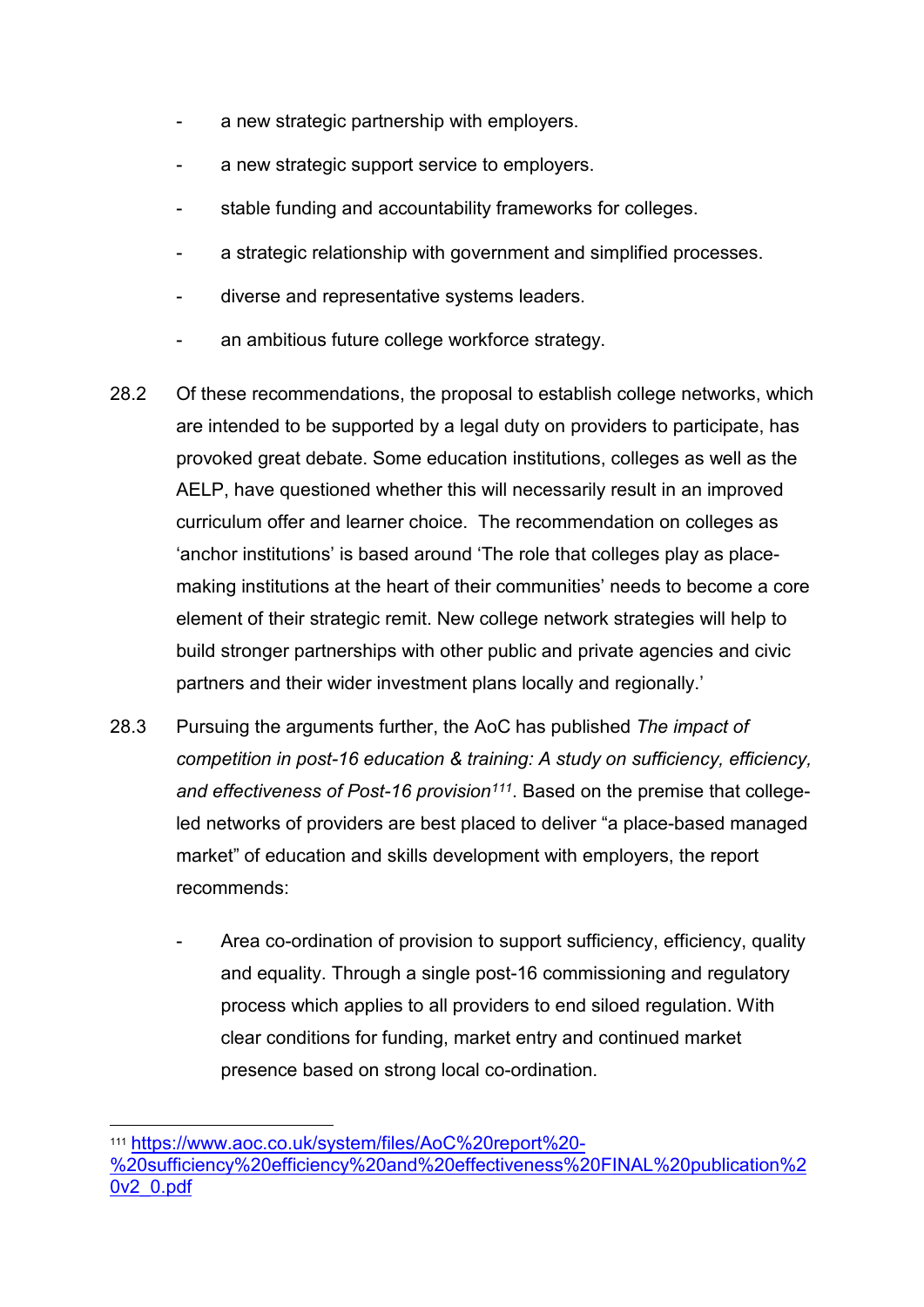- a new strategic partnership with employers.
- a new strategic support service to employers.
- stable funding and accountability frameworks for colleges.
- a strategic relationship with government and simplified processes.
- diverse and representative systems leaders.
- an ambitious future college workforce strategy.

28.2 Of these recommendations, the proposal to establish college networks, which are intended to be supported by a legal duty on providers to participate, has provoked great debate. Some education institutions, colleges as well as the AELP, have questioned whether this will necessarily result in an improved curriculum offer and learner choice. The recommendation on colleges as 'anchor institutions' is based around 'The role that colleges play as place-making institutions at the heart of their communities' needs to become a core element of their strategic remit. New college network strategies will help to build stronger partnerships with other public and private agencies and civic partners and their wider investment plans locally and regionally.'

28.3 Pursuing the arguments further, the AoC has published *The impact of competition in post-16 education & training: A study on sufficiency, efficiency, and effectiveness of Post-16 provision*[111]. Based on the premise that college-led networks of providers are best placed to deliver "a place-based managed market" of education and skills development with employers, the report recommends:

- Area co-ordination of provision to support sufficiency, efficiency, quality and equality. Through a single post-16 commissioning and regulatory process which applies to all providers to end siloed regulation. With clear conditions for funding, market entry and continued market presence based on strong local co-ordination.

---

[111] https://www.aoc.co.uk/system/files/AoC%20report%20-%20sufficiency%20efficiency%20and%20effectiveness%20FINAL%20publication%20v2_0.pdf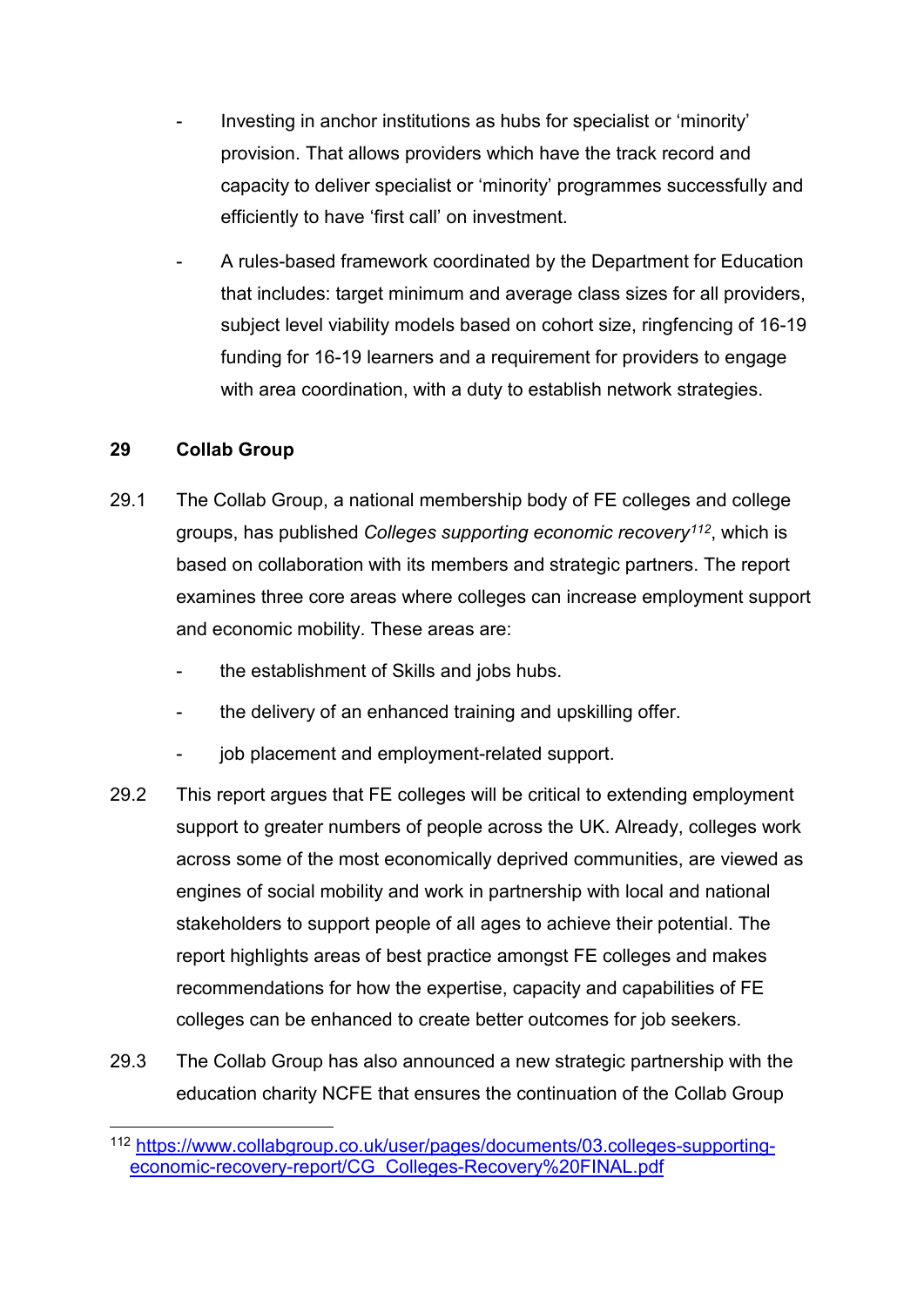- Investing in anchor institutions as hubs for specialist or 'minority' provision. That allows providers which have the track record and capacity to deliver specialist or 'minority' programmes successfully and efficiently to have 'first call' on investment.
- A rules-based framework coordinated by the Department for Education that includes: target minimum and average class sizes for all providers, subject level viability models based on cohort size, ringfencing of 16-19 funding for 16-19 learners and a requirement for providers to engage with area coordination, with a duty to establish network strategies.

## 29 Collab Group

29.1 The Collab Group, a national membership body of FE colleges and college groups, has published *Colleges supporting economic recovery*[112], which is based on collaboration with its members and strategic partners. The report examines three core areas where colleges can increase employment support and economic mobility. These areas are:

- the establishment of Skills and jobs hubs.
- the delivery of an enhanced training and upskilling offer.
- job placement and employment-related support.

29.2 This report argues that FE colleges will be critical to extending employment support to greater numbers of people across the UK. Already, colleges work across some of the most economically deprived communities, are viewed as engines of social mobility and work in partnership with local and national stakeholders to support people of all ages to achieve their potential. The report highlights areas of best practice amongst FE colleges and makes recommendations for how the expertise, capacity and capabilities of FE colleges can be enhanced to create better outcomes for job seekers.

29.3 The Collab Group has also announced a new strategic partnership with the education charity NCFE that ensures the continuation of the Collab Group

[112] https://www.collabgroup.co.uk/user/pages/documents/03.colleges-supporting-economic-recovery-report/CG_Colleges-Recovery%20FINAL.pdf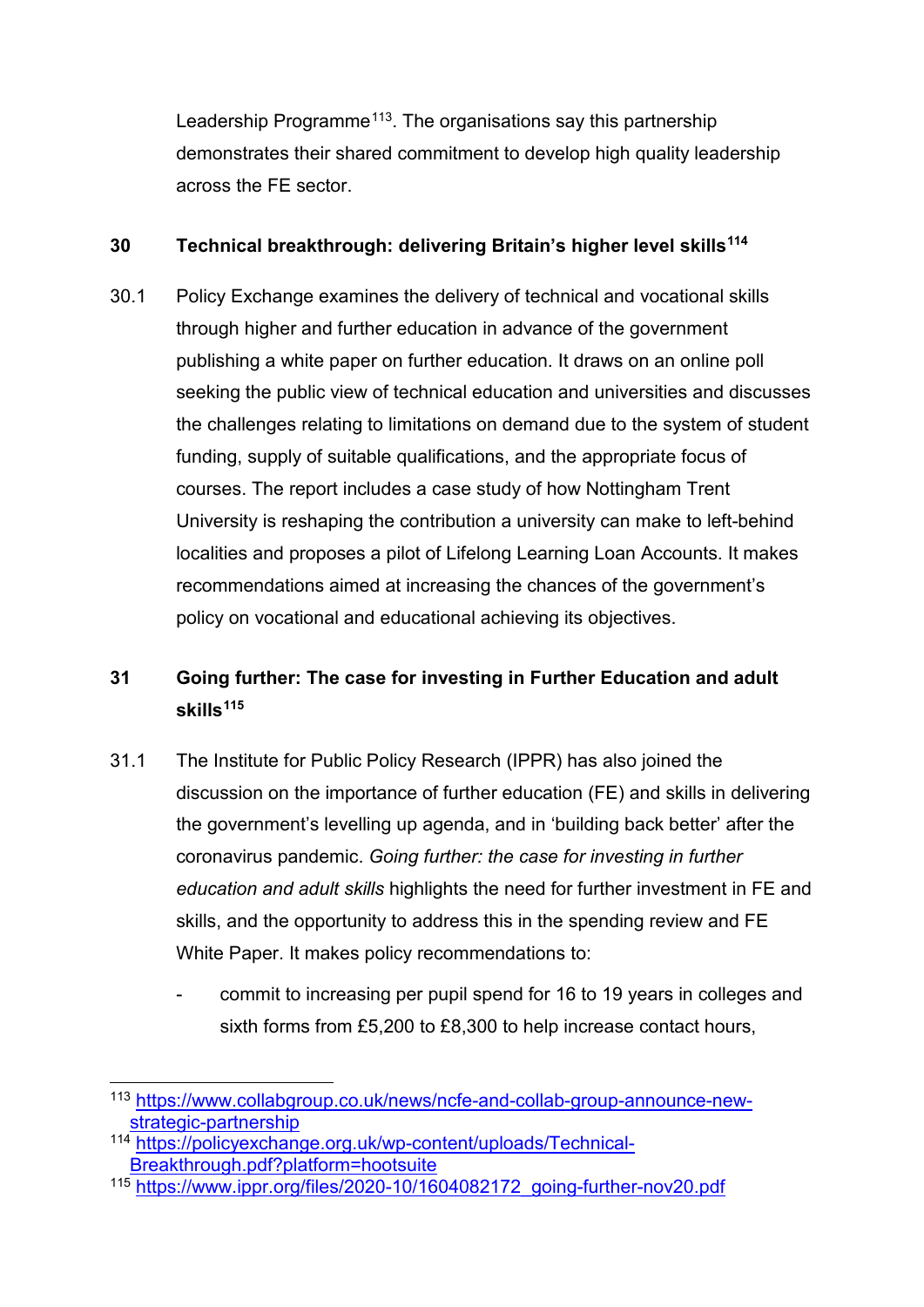Leadership Programme[113]. The organisations say this partnership demonstrates their shared commitment to develop high quality leadership across the FE sector.

## 30 Technical breakthrough: delivering Britain's higher level skills[114]

30.1 Policy Exchange examines the delivery of technical and vocational skills through higher and further education in advance of the government publishing a white paper on further education. It draws on an online poll seeking the public view of technical education and universities and discusses the challenges relating to limitations on demand due to the system of student funding, supply of suitable qualifications, and the appropriate focus of courses. The report includes a case study of how Nottingham Trent University is reshaping the contribution a university can make to left-behind localities and proposes a pilot of Lifelong Learning Loan Accounts. It makes recommendations aimed at increasing the chances of the government's policy on vocational and educational achieving its objectives.

## 31 Going further: The case for investing in Further Education and adult skills[115]

31.1 The Institute for Public Policy Research (IPPR) has also joined the discussion on the importance of further education (FE) and skills in delivering the government's levelling up agenda, and in 'building back better' after the coronavirus pandemic. *Going further: the case for investing in further education and adult skills* highlights the need for further investment in FE and skills, and the opportunity to address this in the spending review and FE White Paper. It makes policy recommendations to:

- commit to increasing per pupil spend for 16 to 19 years in colleges and sixth forms from £5,200 to £8,300 to help increase contact hours,

[113] https://www.collabgroup.co.uk/news/ncfe-and-collab-group-announce-new-strategic-partnership

[114] https://policyexchange.org.uk/wp-content/uploads/Technical-Breakthrough.pdf?platform=hootsuite

[115] https://www.ippr.org/files/2020-10/1604082172_going-further-nov20.pdf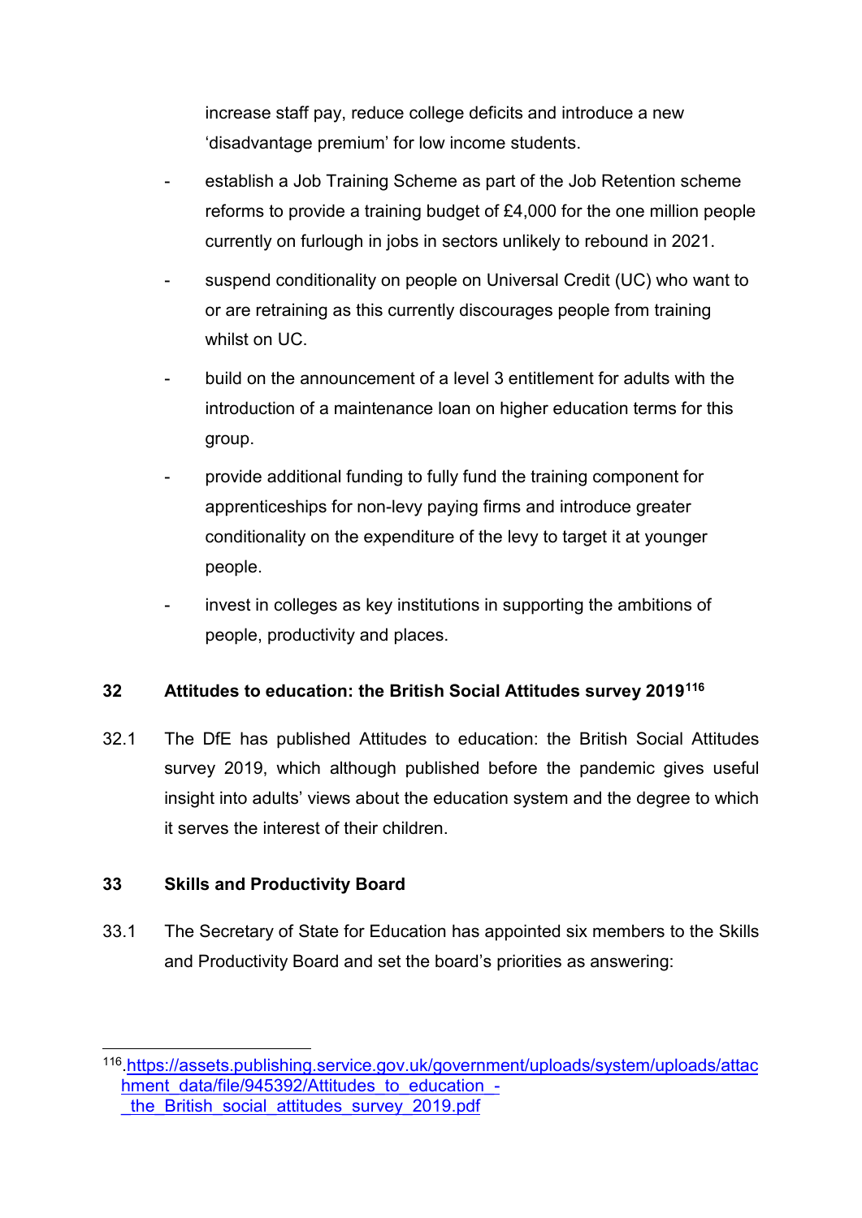increase staff pay, reduce college deficits and introduce a new 'disadvantage premium' for low income students.

- establish a Job Training Scheme as part of the Job Retention scheme reforms to provide a training budget of £4,000 for the one million people currently on furlough in jobs in sectors unlikely to rebound in 2021.
- suspend conditionality on people on Universal Credit (UC) who want to or are retraining as this currently discourages people from training whilst on UC.
- build on the announcement of a level 3 entitlement for adults with the introduction of a maintenance loan on higher education terms for this group.
- provide additional funding to fully fund the training component for apprenticeships for non-levy paying firms and introduce greater conditionality on the expenditure of the levy to target it at younger people.
- invest in colleges as key institutions in supporting the ambitions of people, productivity and places.

## 32 Attitudes to education: the British Social Attitudes survey 2019[116]

32.1 The DfE has published Attitudes to education: the British Social Attitudes survey 2019, which although published before the pandemic gives useful insight into adults' views about the education system and the degree to which it serves the interest of their children.

## 33 Skills and Productivity Board

33.1 The Secretary of State for Education has appointed six members to the Skills and Productivity Board and set the board's priorities as answering:

---

[116] https://assets.publishing.service.gov.uk/government/uploads/system/uploads/attachment_data/file/945392/Attitudes_to_education_-_the_British_social_attitudes_survey_2019.pdf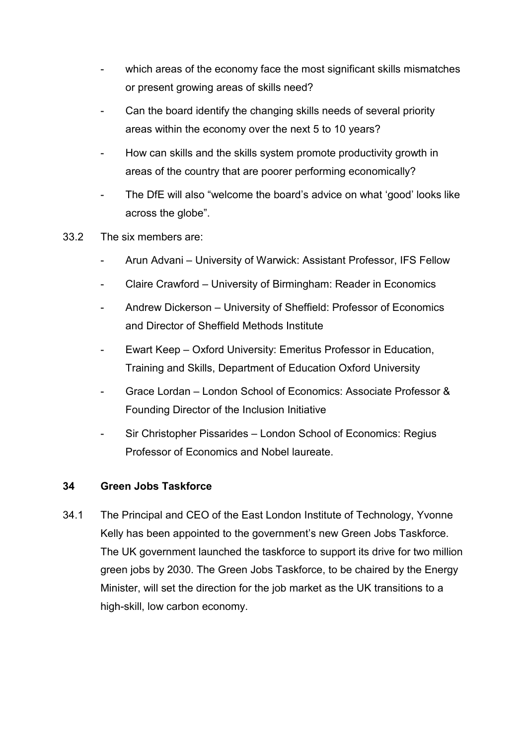- which areas of the economy face the most significant skills mismatches or present growing areas of skills need?
- Can the board identify the changing skills needs of several priority areas within the economy over the next 5 to 10 years?
- How can skills and the skills system promote productivity growth in areas of the country that are poorer performing economically?
- The DfE will also "welcome the board's advice on what 'good' looks like across the globe".

33.2 The six members are:

- Arun Advani – University of Warwick: Assistant Professor, IFS Fellow
- Claire Crawford – University of Birmingham: Reader in Economics
- Andrew Dickerson – University of Sheffield: Professor of Economics and Director of Sheffield Methods Institute
- Ewart Keep – Oxford University: Emeritus Professor in Education, Training and Skills, Department of Education Oxford University
- Grace Lordan – London School of Economics: Associate Professor & Founding Director of the Inclusion Initiative
- Sir Christopher Pissarides – London School of Economics: Regius Professor of Economics and Nobel laureate.

## 34 Green Jobs Taskforce

34.1 The Principal and CEO of the East London Institute of Technology, Yvonne Kelly has been appointed to the government's new Green Jobs Taskforce. The UK government launched the taskforce to support its drive for two million green jobs by 2030. The Green Jobs Taskforce, to be chaired by the Energy Minister, will set the direction for the job market as the UK transitions to a high-skill, low carbon economy.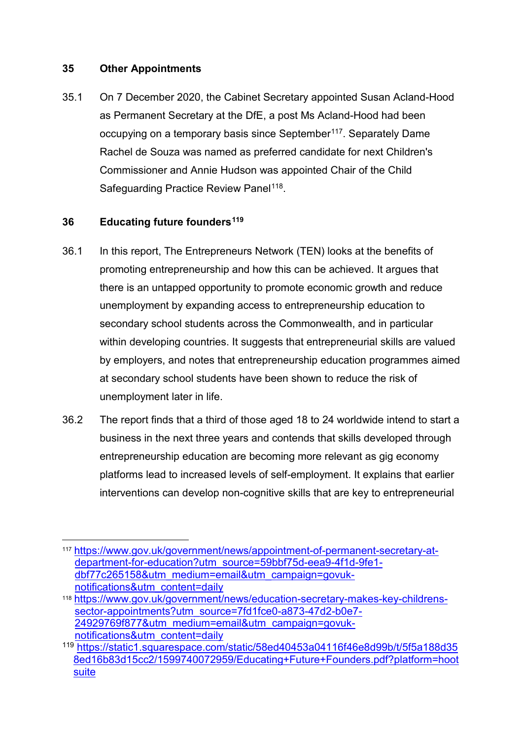## 35 Other Appointments

35.1 On 7 December 2020, the Cabinet Secretary appointed Susan Acland-Hood as Permanent Secretary at the DfE, a post Ms Acland-Hood had been occupying on a temporary basis since September[117]. Separately Dame Rachel de Souza was named as preferred candidate for next Children's Commissioner and Annie Hudson was appointed Chair of the Child Safeguarding Practice Review Panel[118].

## 36 Educating future founders[119]

36.1 In this report, The Entrepreneurs Network (TEN) looks at the benefits of promoting entrepreneurship and how this can be achieved. It argues that there is an untapped opportunity to promote economic growth and reduce unemployment by expanding access to entrepreneurship education to secondary school students across the Commonwealth, and in particular within developing countries. It suggests that entrepreneurial skills are valued by employers, and notes that entrepreneurship education programmes aimed at secondary school students have been shown to reduce the risk of unemployment later in life.

36.2 The report finds that a third of those aged 18 to 24 worldwide intend to start a business in the next three years and contends that skills developed through entrepreneurship education are becoming more relevant as gig economy platforms lead to increased levels of self-employment. It explains that earlier interventions can develop non-cognitive skills that are key to entrepreneurial

---

[117] https://www.gov.uk/government/news/appointment-of-permanent-secretary-at-department-for-education?utm_source=59bbf75d-eea9-4f1d-9fe1-dbf77c265158&utm_medium=email&utm_campaign=govuk-notifications&utm_content=daily

[118] https://www.gov.uk/government/news/education-secretary-makes-key-childrens-sector-appointments?utm_source=7fd1fce0-a873-47d2-b0e7-24929769f877&utm_medium=email&utm_campaign=govuk-notifications&utm_content=daily

[119] https://static1.squarespace.com/static/58ed40453a04116f46e8d99b/t/5f5a188d358ed16b83d15cc2/1599740072959/Educating+Future+Founders.pdf?platform=hootsuite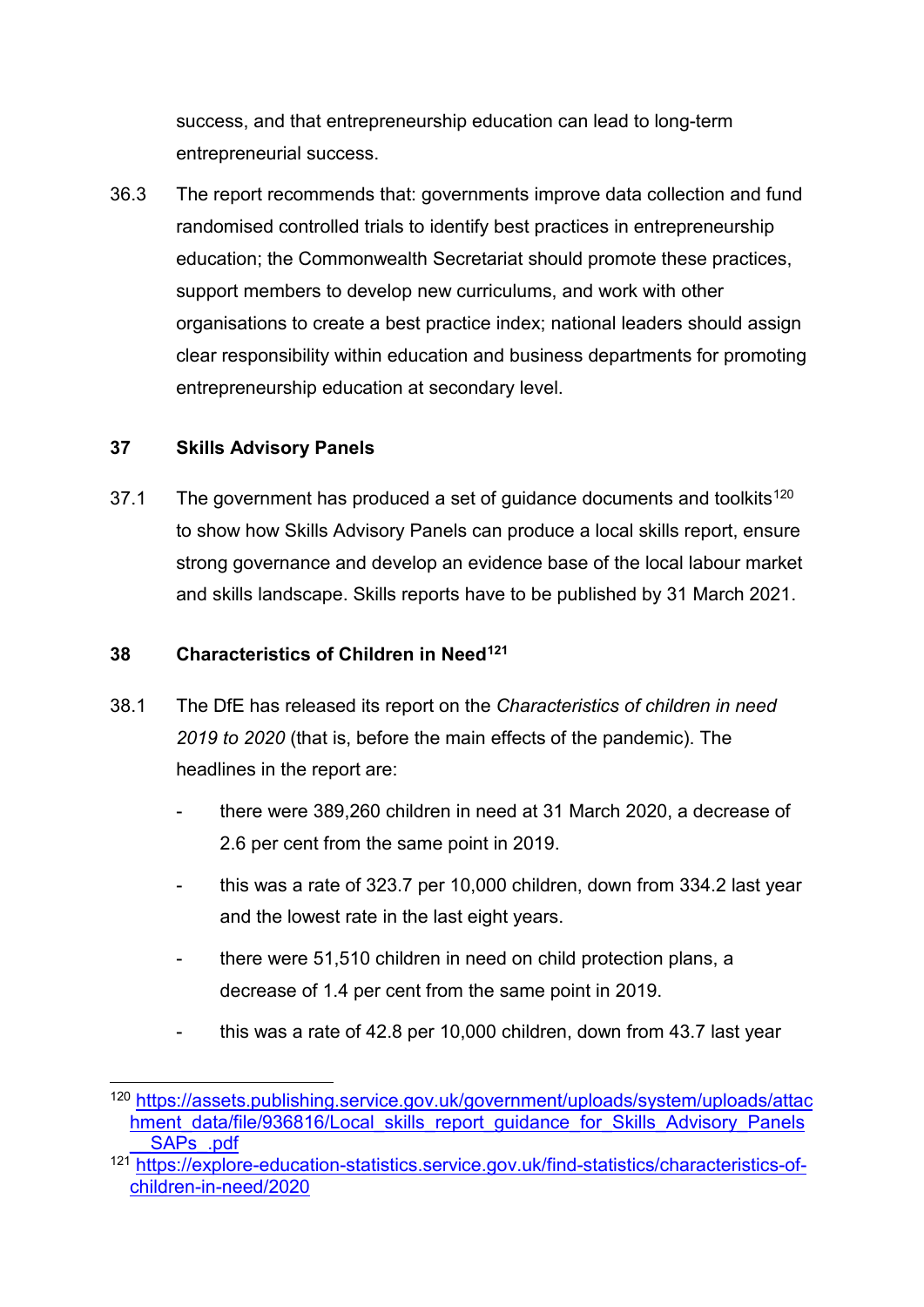success, and that entrepreneurship education can lead to long-term entrepreneurial success.

36.3 The report recommends that: governments improve data collection and fund randomised controlled trials to identify best practices in entrepreneurship education; the Commonwealth Secretariat should promote these practices, support members to develop new curriculums, and work with other organisations to create a best practice index; national leaders should assign clear responsibility within education and business departments for promoting entrepreneurship education at secondary level.

## 37 Skills Advisory Panels

37.1 The government has produced a set of guidance documents and toolkits[120] to show how Skills Advisory Panels can produce a local skills report, ensure strong governance and develop an evidence base of the local labour market and skills landscape. Skills reports have to be published by 31 March 2021.

## 38 Characteristics of Children in Need[121]

38.1 The DfE has released its report on the *Characteristics of children in need 2019 to 2020* (that is, before the main effects of the pandemic). The headlines in the report are:

- there were 389,260 children in need at 31 March 2020, a decrease of 2.6 per cent from the same point in 2019.
- this was a rate of 323.7 per 10,000 children, down from 334.2 last year and the lowest rate in the last eight years.
- there were 51,510 children in need on child protection plans, a decrease of 1.4 per cent from the same point in 2019.
- this was a rate of 42.8 per 10,000 children, down from 43.7 last year

---

[120] https://assets.publishing.service.gov.uk/government/uploads/system/uploads/attachment_data/file/936816/Local_skills_report_guidance_for_Skills_Advisory_Panels__SAPs_.pdf

[121] https://explore-education-statistics.service.gov.uk/find-statistics/characteristics-of-children-in-need/2020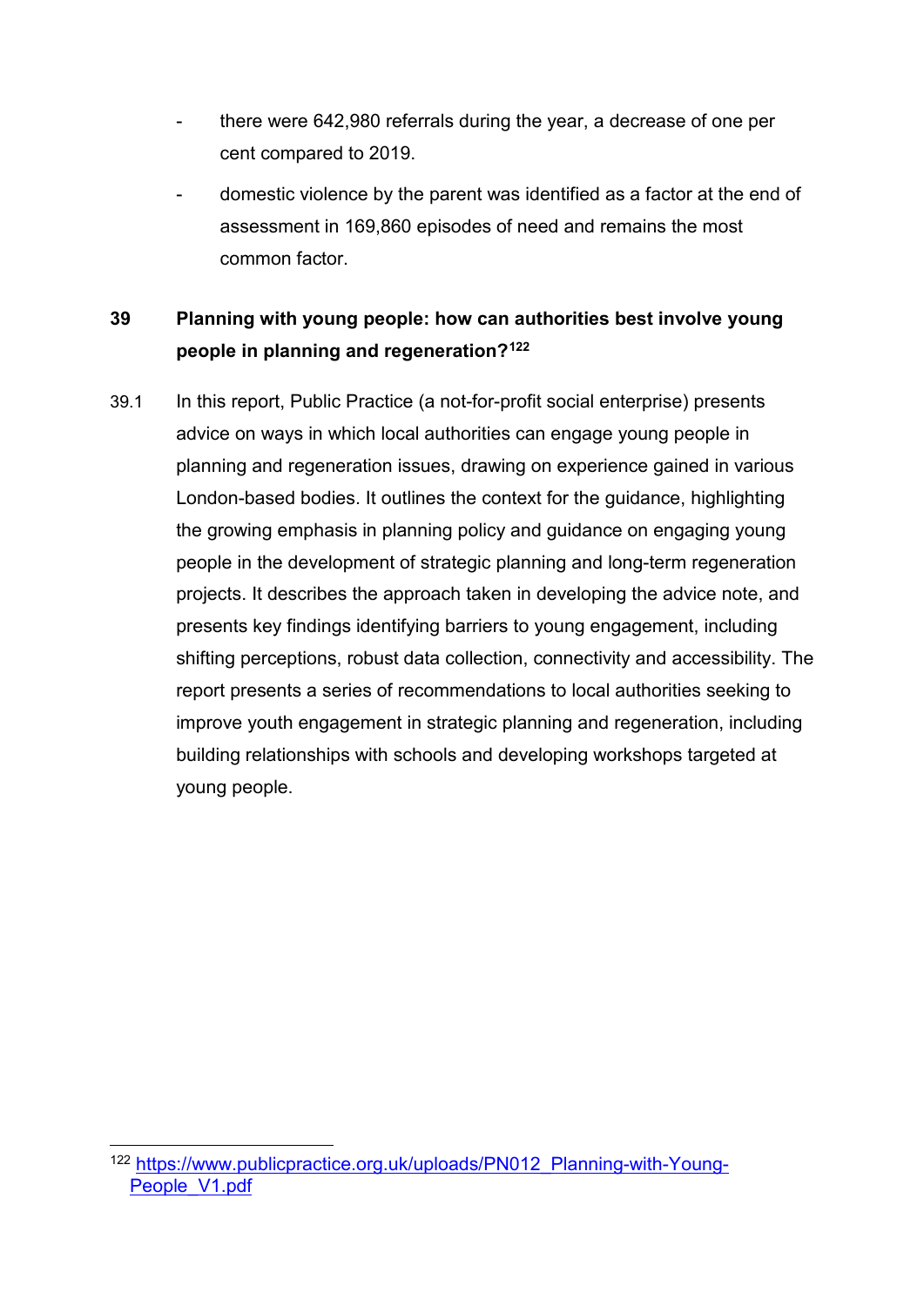- there were 642,980 referrals during the year, a decrease of one per cent compared to 2019.
- domestic violence by the parent was identified as a factor at the end of assessment in 169,860 episodes of need and remains the most common factor.

## 39 Planning with young people: how can authorities best involve young people in planning and regeneration?[122]

39.1 In this report, Public Practice (a not-for-profit social enterprise) presents advice on ways in which local authorities can engage young people in planning and regeneration issues, drawing on experience gained in various London-based bodies. It outlines the context for the guidance, highlighting the growing emphasis in planning policy and guidance on engaging young people in the development of strategic planning and long-term regeneration projects. It describes the approach taken in developing the advice note, and presents key findings identifying barriers to young engagement, including shifting perceptions, robust data collection, connectivity and accessibility. The report presents a series of recommendations to local authorities seeking to improve youth engagement in strategic planning and regeneration, including building relationships with schools and developing workshops targeted at young people.

---

[122] https://www.publicpractice.org.uk/uploads/PN012_Planning-with-Young-People_V1.pdf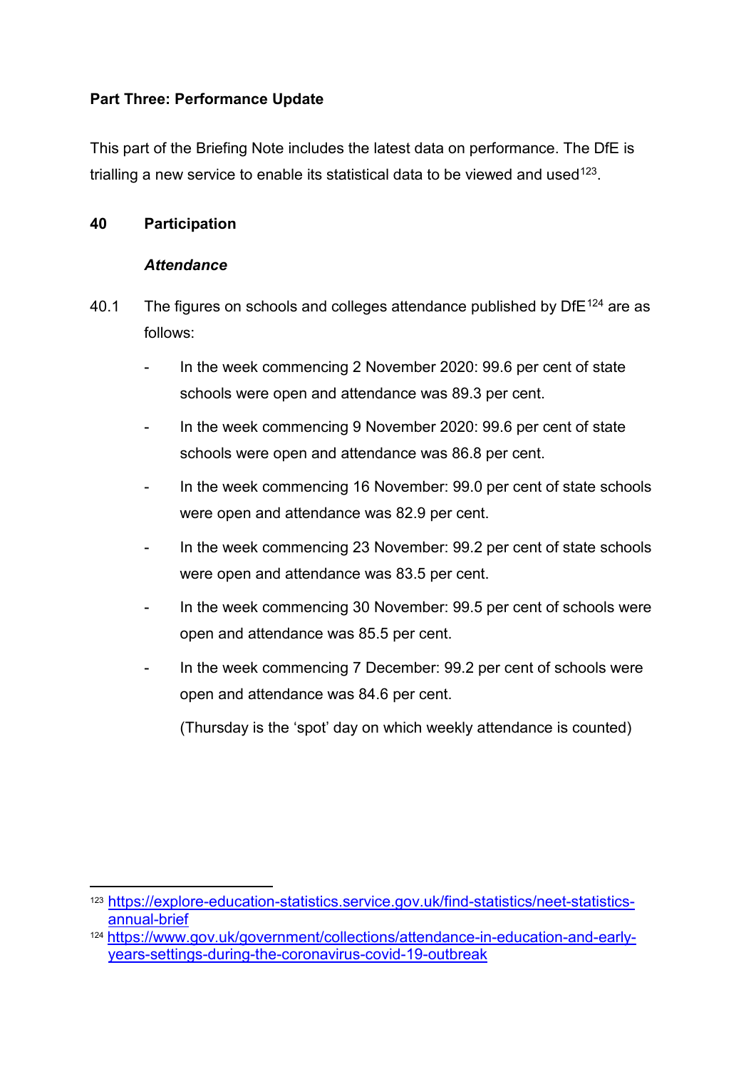**Part Three: Performance Update**

This part of the Briefing Note includes the latest data on performance. The DfE is trialling a new service to enable its statistical data to be viewed and used[123].

## 40 Participation

### *Attendance*

40.1 The figures on schools and colleges attendance published by DfE[124] are as follows:

- In the week commencing 2 November 2020: 99.6 per cent of state schools were open and attendance was 89.3 per cent.
- In the week commencing 9 November 2020: 99.6 per cent of state schools were open and attendance was 86.8 per cent.
- In the week commencing 16 November: 99.0 per cent of state schools were open and attendance was 82.9 per cent.
- In the week commencing 23 November: 99.2 per cent of state schools were open and attendance was 83.5 per cent.
- In the week commencing 30 November: 99.5 per cent of schools were open and attendance was 85.5 per cent.
- In the week commencing 7 December: 99.2 per cent of schools were open and attendance was 84.6 per cent.

  (Thursday is the 'spot' day on which weekly attendance is counted)

---

[123] https://explore-education-statistics.service.gov.uk/find-statistics/neet-statistics-annual-brief

[124] https://www.gov.uk/government/collections/attendance-in-education-and-early-years-settings-during-the-coronavirus-covid-19-outbreak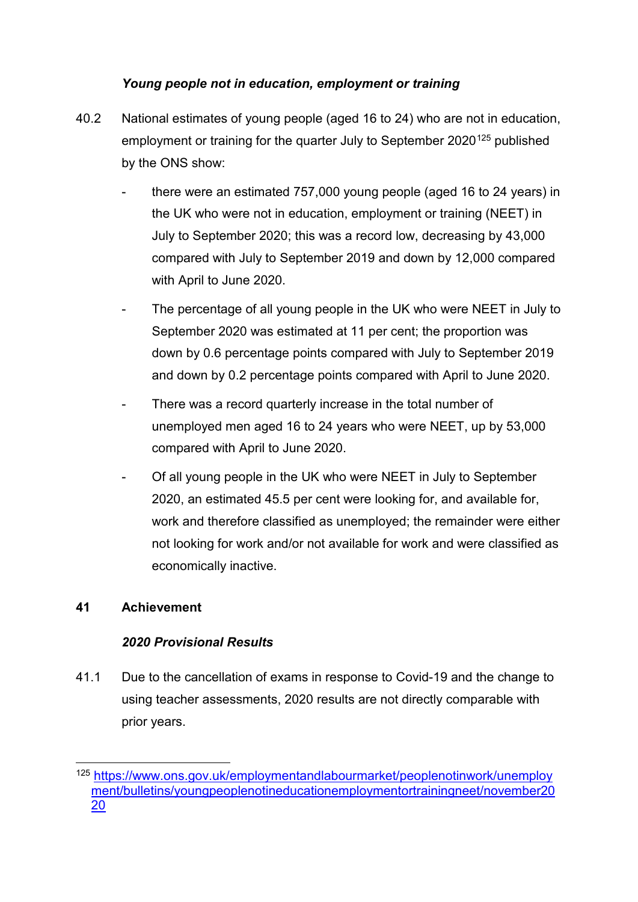### *Young people not in education, employment or training*

40.2 National estimates of young people (aged 16 to 24) who are not in education, employment or training for the quarter July to September 2020[125] published by the ONS show:

- there were an estimated 757,000 young people (aged 16 to 24 years) in the UK who were not in education, employment or training (NEET) in July to September 2020; this was a record low, decreasing by 43,000 compared with July to September 2019 and down by 12,000 compared with April to June 2020.
- The percentage of all young people in the UK who were NEET in July to September 2020 was estimated at 11 per cent; the proportion was down by 0.6 percentage points compared with July to September 2019 and down by 0.2 percentage points compared with April to June 2020.
- There was a record quarterly increase in the total number of unemployed men aged 16 to 24 years who were NEET, up by 53,000 compared with April to June 2020.
- Of all young people in the UK who were NEET in July to September 2020, an estimated 45.5 per cent were looking for, and available for, work and therefore classified as unemployed; the remainder were either not looking for work and/or not available for work and were classified as economically inactive.

## 41 Achievement

### *2020 Provisional Results*

41.1 Due to the cancellation of exams in response to Covid-19 and the change to using teacher assessments, 2020 results are not directly comparable with prior years.

---

[125] https://www.ons.gov.uk/employmentandlabourmarket/peoplenotinwork/unemployment/bulletins/youngpeoplenotineducationemploymentortrainingneet/november2020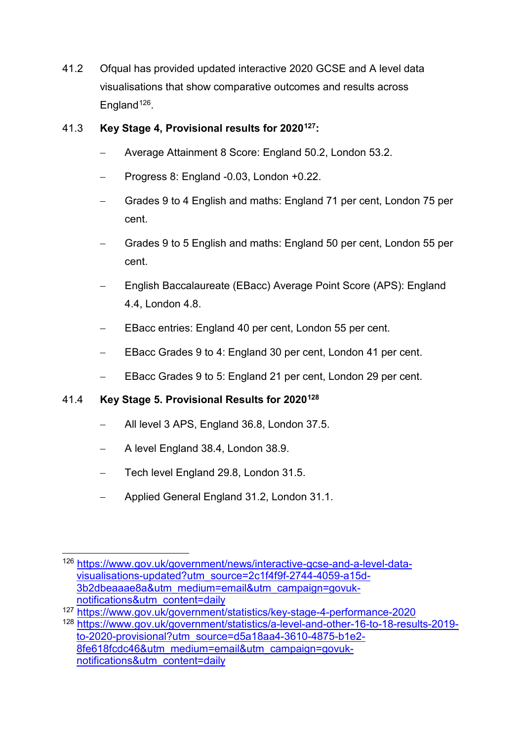41.2 Ofqual has provided updated interactive 2020 GCSE and A level data visualisations that show comparative outcomes and results across England[126].

41.3 **Key Stage 4, Provisional results for 2020[127]:**

- Average Attainment 8 Score: England 50.2, London 53.2.
- Progress 8: England -0.03, London +0.22.
- Grades 9 to 4 English and maths: England 71 per cent, London 75 per cent.
- Grades 9 to 5 English and maths: England 50 per cent, London 55 per cent.
- English Baccalaureate (EBacc) Average Point Score (APS): England 4.4, London 4.8.
- EBacc entries: England 40 per cent, London 55 per cent.
- EBacc Grades 9 to 4: England 30 per cent, London 41 per cent.
- EBacc Grades 9 to 5: England 21 per cent, London 29 per cent.

41.4 **Key Stage 5. Provisional Results for 2020[128]**

- All level 3 APS, England 36.8, London 37.5.
- A level England 38.4, London 38.9.
- Tech level England 29.8, London 31.5.
- Applied General England 31.2, London 31.1.

---

[126] https://www.gov.uk/government/news/interactive-gcse-and-a-level-data-visualisations-updated?utm_source=2c1f4f9f-2744-4059-a15d-3b2dbeaaae8a&utm_medium=email&utm_campaign=govuk-notifications&utm_content=daily

[127] https://www.gov.uk/government/statistics/key-stage-4-performance-2020

[128] https://www.gov.uk/government/statistics/a-level-and-other-16-to-18-results-2019-to-2020-provisional?utm_source=d5a18aa4-3610-4875-b1e2-8fe618fcdc46&utm_medium=email&utm_campaign=govuk-notifications&utm_content=daily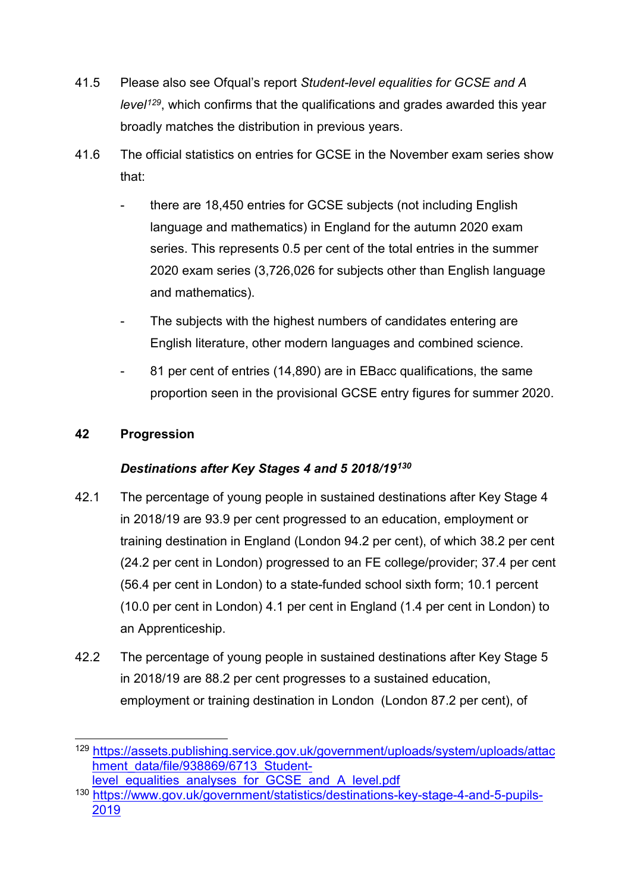41.5 Please also see Ofqual's report *Student-level equalities for GCSE and A level*[129], which confirms that the qualifications and grades awarded this year broadly matches the distribution in previous years.

41.6 The official statistics on entries for GCSE in the November exam series show that:

- there are 18,450 entries for GCSE subjects (not including English language and mathematics) in England for the autumn 2020 exam series. This represents 0.5 per cent of the total entries in the summer 2020 exam series (3,726,026 for subjects other than English language and mathematics).
- The subjects with the highest numbers of candidates entering are English literature, other modern languages and combined science.
- 81 per cent of entries (14,890) are in EBacc qualifications, the same proportion seen in the provisional GCSE entry figures for summer 2020.

## 42 Progression

### *Destinations after Key Stages 4 and 5 2018/19*[130]

42.1 The percentage of young people in sustained destinations after Key Stage 4 in 2018/19 are 93.9 per cent progressed to an education, employment or training destination in England (London 94.2 per cent), of which 38.2 per cent (24.2 per cent in London) progressed to an FE college/provider; 37.4 per cent (56.4 per cent in London) to a state-funded school sixth form; 10.1 percent (10.0 per cent in London) 4.1 per cent in England (1.4 per cent in London) to an Apprenticeship.

42.2 The percentage of young people in sustained destinations after Key Stage 5 in 2018/19 are 88.2 per cent progresses to a sustained education, employment or training destination in London (London 87.2 per cent), of

---

[129] https://assets.publishing.service.gov.uk/government/uploads/system/uploads/attachment_data/file/938869/6713_Student-level_equalities_analyses_for_GCSE_and_A_level.pdf

[130] https://www.gov.uk/government/statistics/destinations-key-stage-4-and-5-pupils-2019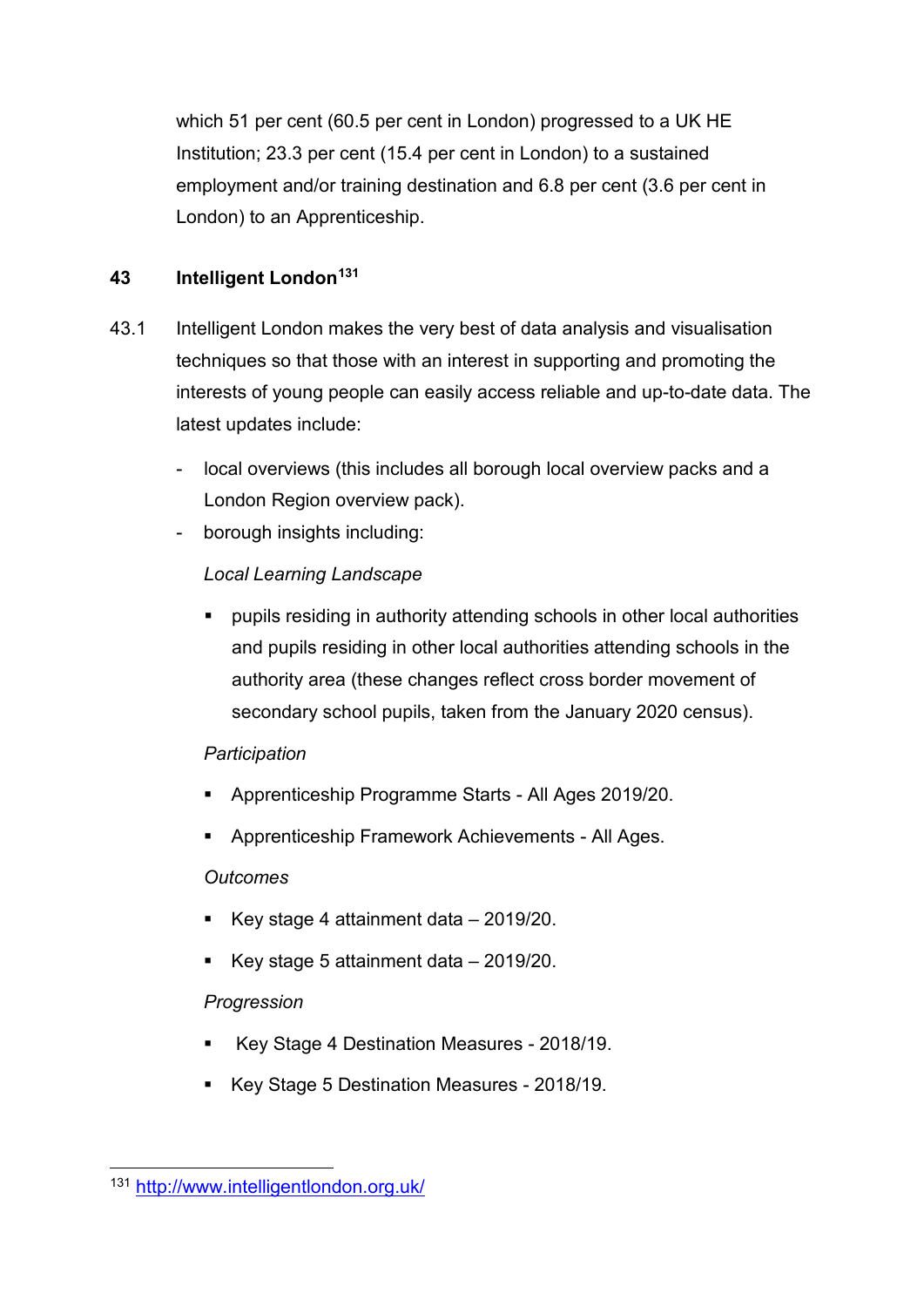which 51 per cent (60.5 per cent in London) progressed to a UK HE Institution; 23.3 per cent (15.4 per cent in London) to a sustained employment and/or training destination and 6.8 per cent (3.6 per cent in London) to an Apprenticeship.

## 43 Intelligent London[131]

43.1 Intelligent London makes the very best of data analysis and visualisation techniques so that those with an interest in supporting and promoting the interests of young people can easily access reliable and up-to-date data. The latest updates include:

- local overviews (this includes all borough local overview packs and a London Region overview pack).
- borough insights including:

  *Local Learning Landscape*

  - pupils residing in authority attending schools in other local authorities and pupils residing in other local authorities attending schools in the authority area (these changes reflect cross border movement of secondary school pupils, taken from the January 2020 census).

  *Participation*

  - Apprenticeship Programme Starts - All Ages 2019/20.
  - Apprenticeship Framework Achievements - All Ages.

  *Outcomes*

  - Key stage 4 attainment data – 2019/20.
  - Key stage 5 attainment data – 2019/20.

  *Progression*

  - Key Stage 4 Destination Measures - 2018/19.
  - Key Stage 5 Destination Measures - 2018/19.

---

[131] http://www.intelligentlondon.org.uk/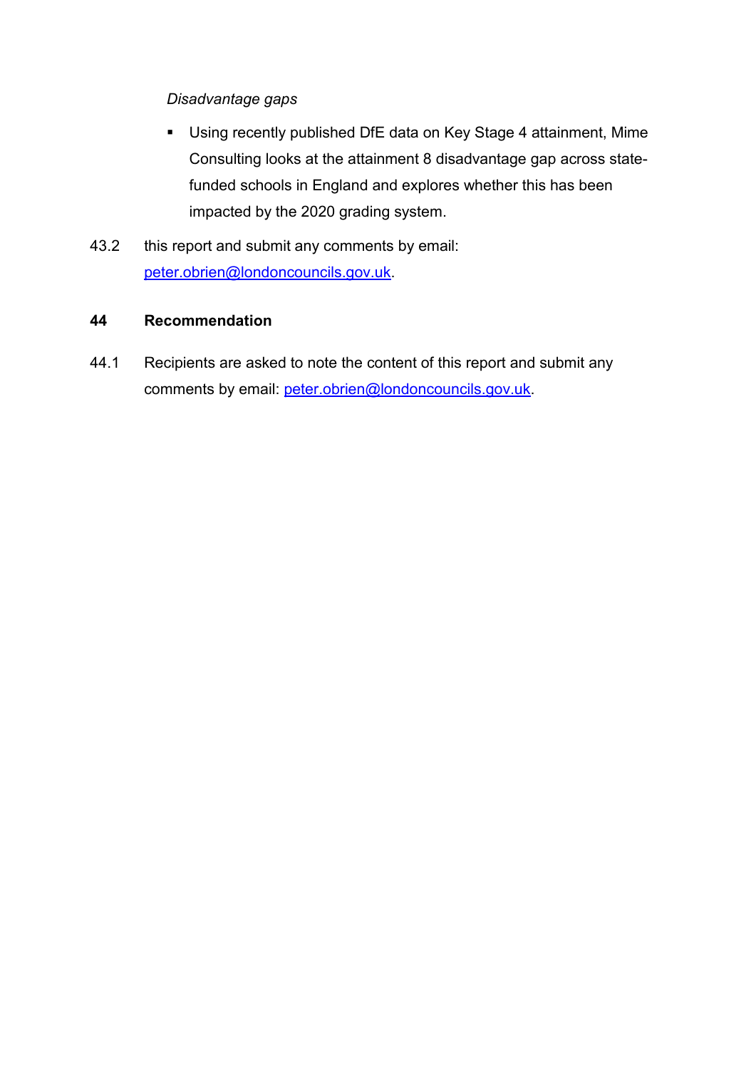*Disadvantage gaps*

- Using recently published DfE data on Key Stage 4 attainment, Mime Consulting looks at the attainment 8 disadvantage gap across state-funded schools in England and explores whether this has been impacted by the 2020 grading system.

43.2 this report and submit any comments by email: [peter.obrien@londoncouncils.gov.uk](mailto:peter.obrien@londoncouncils.gov.uk).

## 44 Recommendation

44.1 Recipients are asked to note the content of this report and submit any comments by email: [peter.obrien@londoncouncils.gov.uk](mailto:peter.obrien@londoncouncils.gov.uk).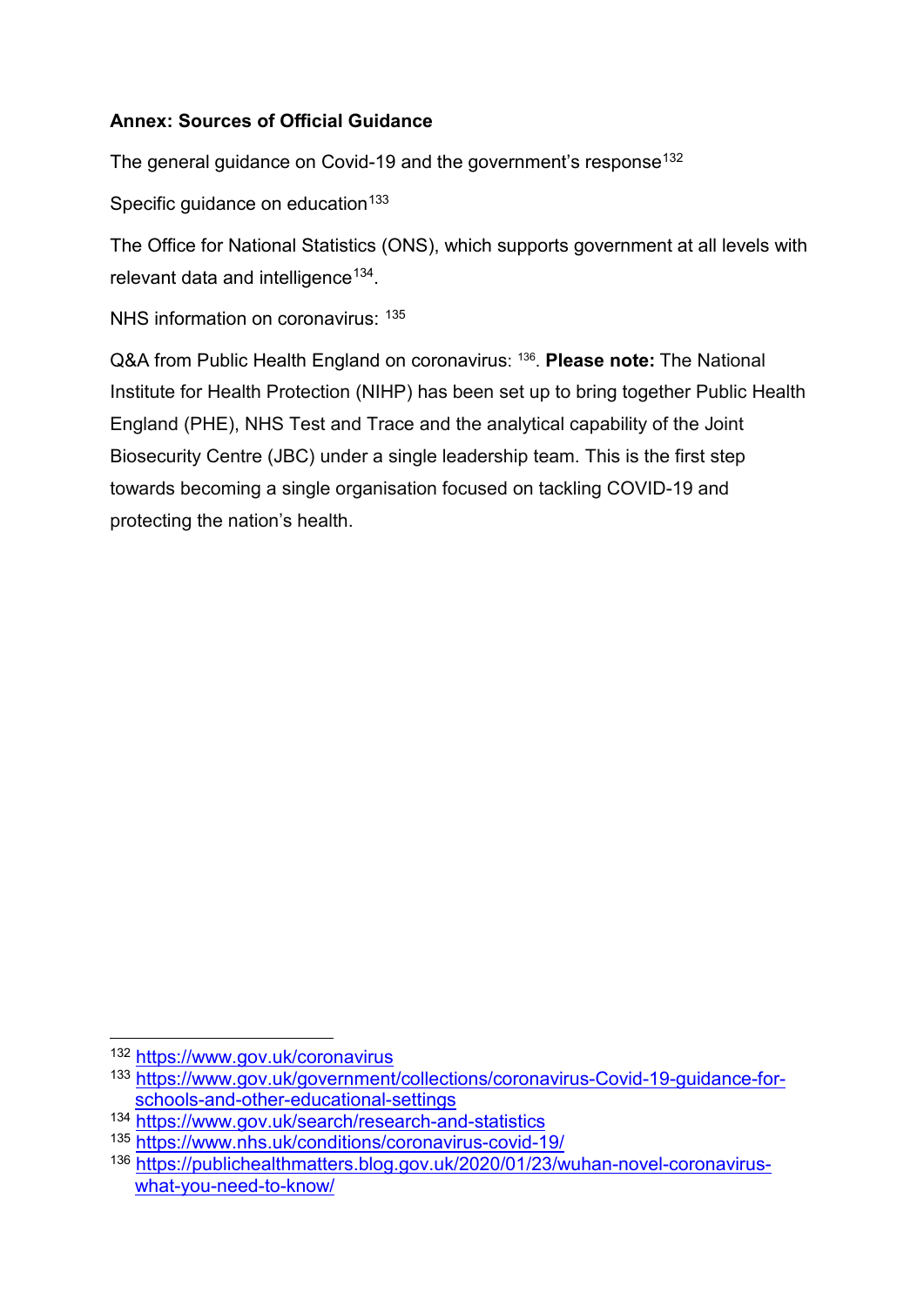**Annex: Sources of Official Guidance**

The general guidance on Covid-19 and the government's response[132]

Specific guidance on education[133]

The Office for National Statistics (ONS), which supports government at all levels with relevant data and intelligence[134].

NHS information on coronavirus: [135]

Q&A from Public Health England on coronavirus: [136]. **Please note:** The National Institute for Health Protection (NIHP) has been set up to bring together Public Health England (PHE), NHS Test and Trace and the analytical capability of the Joint Biosecurity Centre (JBC) under a single leadership team. This is the first step towards becoming a single organisation focused on tackling COVID-19 and protecting the nation's health.

---

[132] https://www.gov.uk/coronavirus

[133] https://www.gov.uk/government/collections/coronavirus-Covid-19-guidance-for-schools-and-other-educational-settings

[134] https://www.gov.uk/search/research-and-statistics

[135] https://www.nhs.uk/conditions/coronavirus-covid-19/

[136] https://publichealthmatters.blog.gov.uk/2020/01/23/wuhan-novel-coronavirus-what-you-need-to-know/